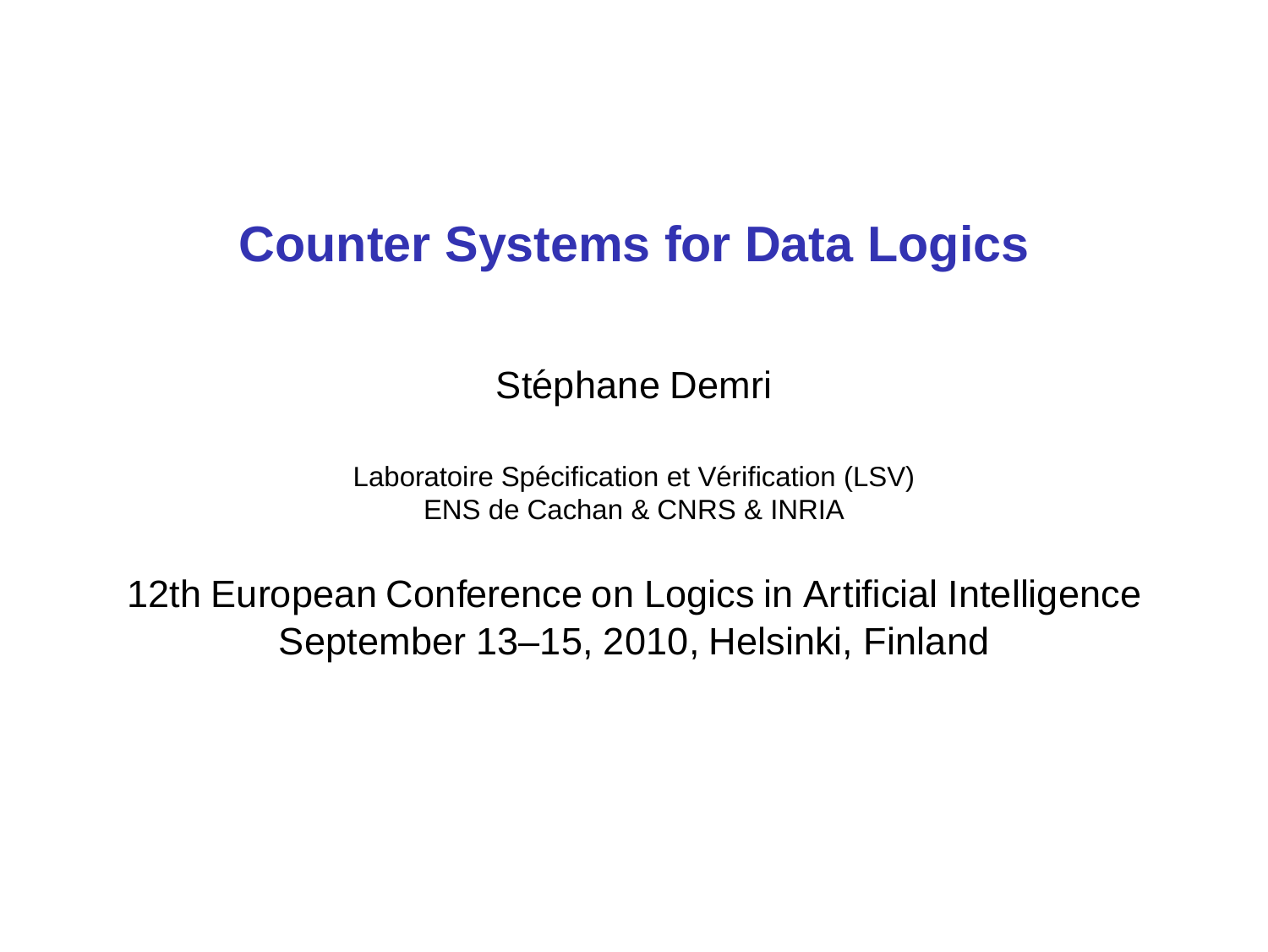# Counter Systems for Data Logics

Stéphane Demri

Laboratoire Spécification et Vérification (LSV)
ENS de Cachan & CNRS & INRIA

12th European Conference on Logics in Artificial Intelligence
September 13–15, 2010, Helsinki, Finland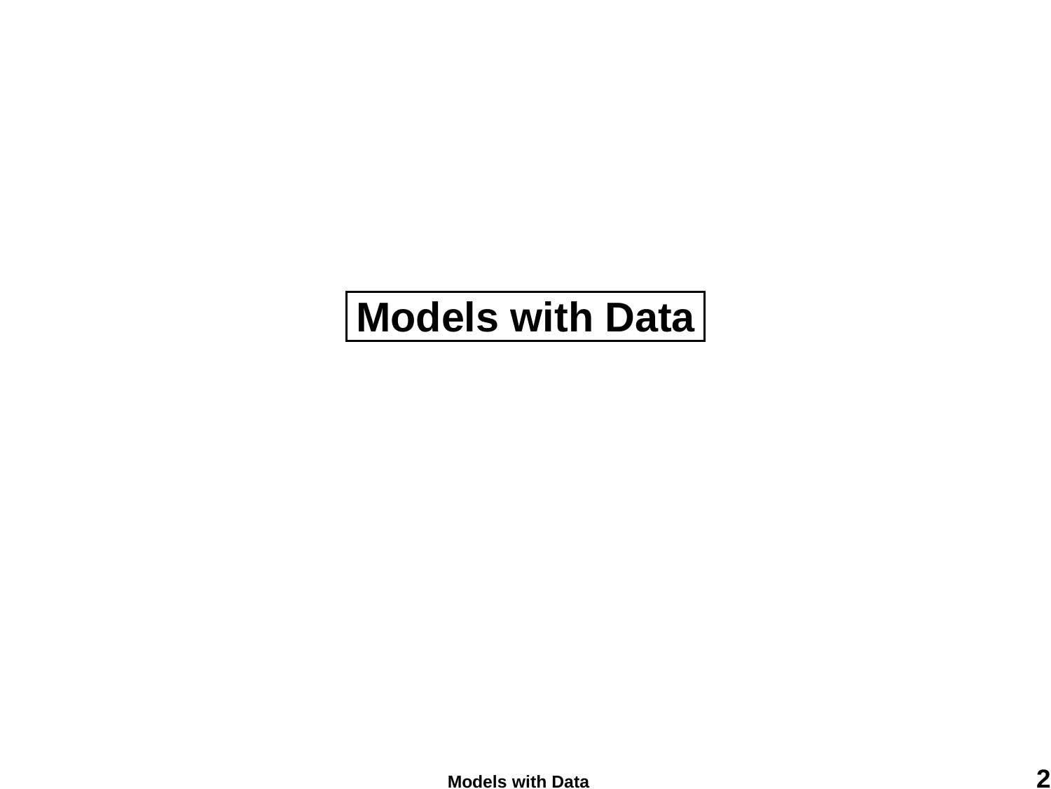# Models with Data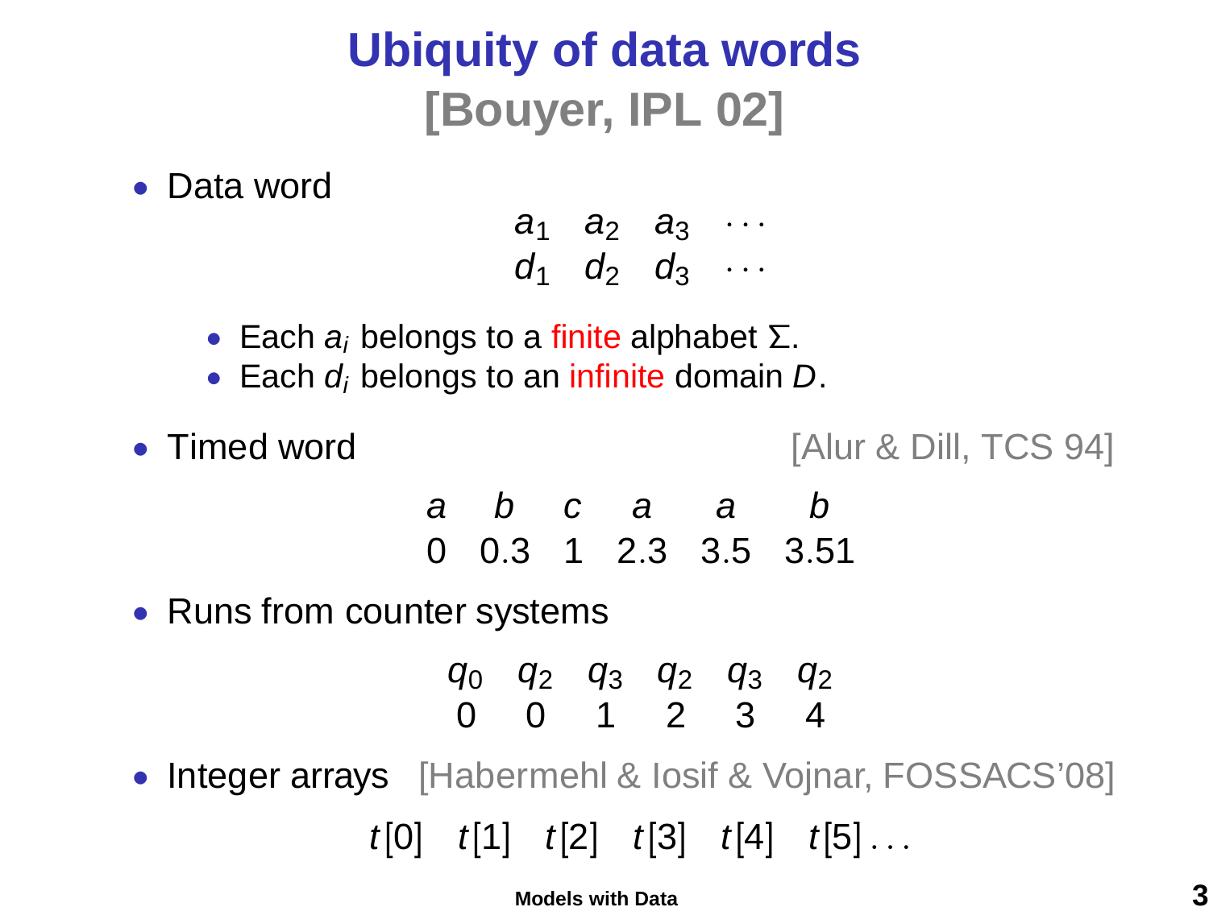# Ubiquity of data words [Bouyer, IPL 02]

- Data word

$$\begin{array}{cccc} a_1 & a_2 & a_3 & \cdots \\ d_1 & d_2 & d_3 & \cdots \end{array}$$

  - Each $a_i$ belongs to a finite alphabet $\Sigma$.
  - Each $d_i$ belongs to an infinite domain $D$.

- Timed word [Alur & Dill, TCS 94]

$$\begin{array}{cccccc} a & b & c & a & a & b \\ 0 & 0.3 & 1 & 2.3 & 3.5 & 3.51 \end{array}$$

- Runs from counter systems

$$\begin{array}{cccccc} q_0 & q_2 & q_3 & q_2 & q_3 & q_2 \\ 0 & 0 & 1 & 2 & 3 & 4 \end{array}$$

- Integer arrays [Habermehl & Iosif & Vojnar, FOSSACS'08]

$$t[0] \quad t[1] \quad t[2] \quad t[3] \quad t[4] \quad t[5] \ldots$$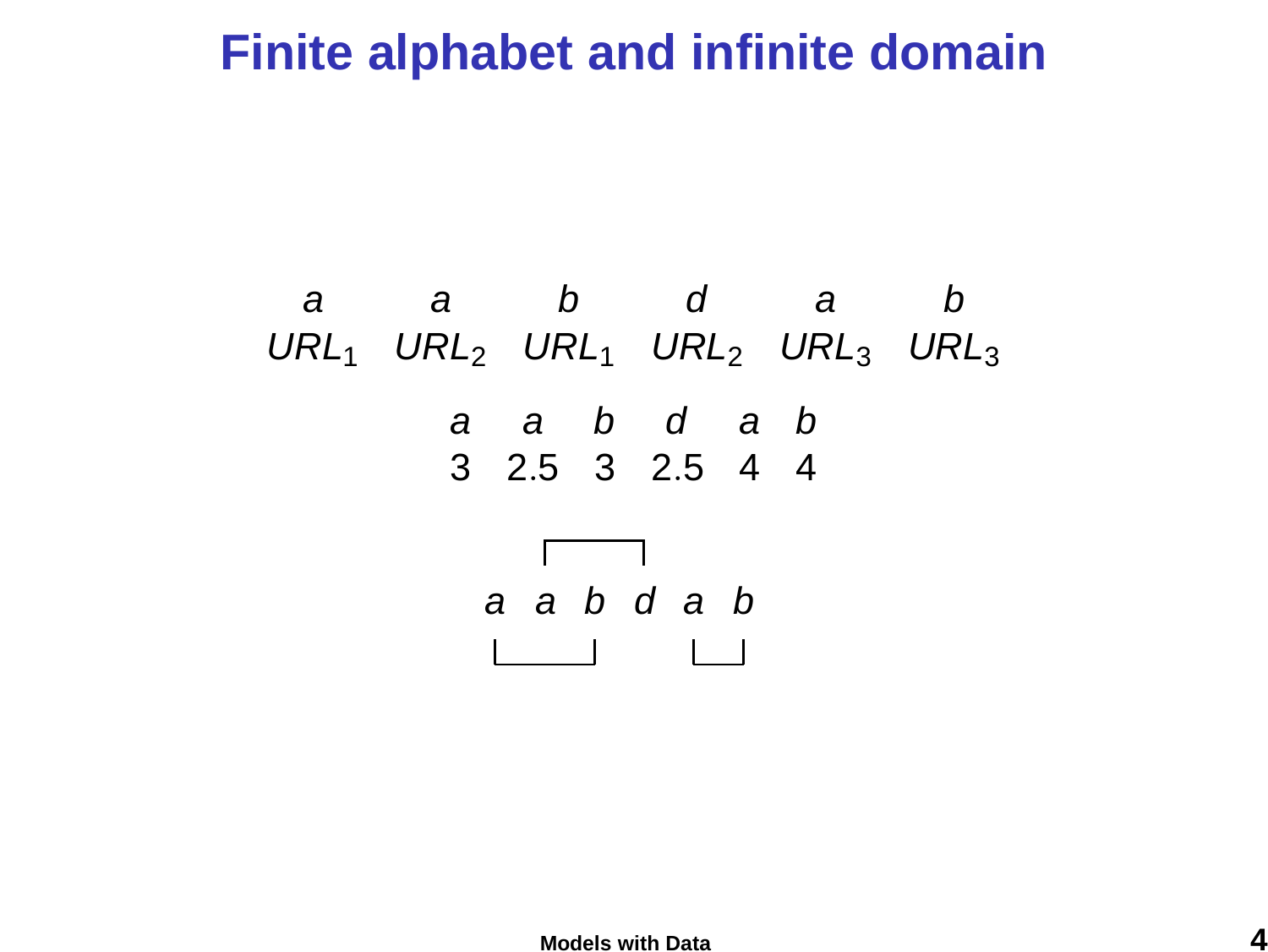# Finite alphabet and infinite domain

| $a$ | $a$ | $b$ | $d$ | $a$ | $b$ |
|---|---|---|---|---|---|
| $URL_1$ | $URL_2$ | $URL_1$ | $URL_2$ | $URL_3$ | $URL_3$ |

| $a$ | $a$ | $b$ | $d$ | $a$ | $b$ |
|---|---|---|---|---|---|
| 3 | 2.5 | 3 | 2.5 | 4 | 4 |

$a \quad a \quad b \quad d \quad a \quad b$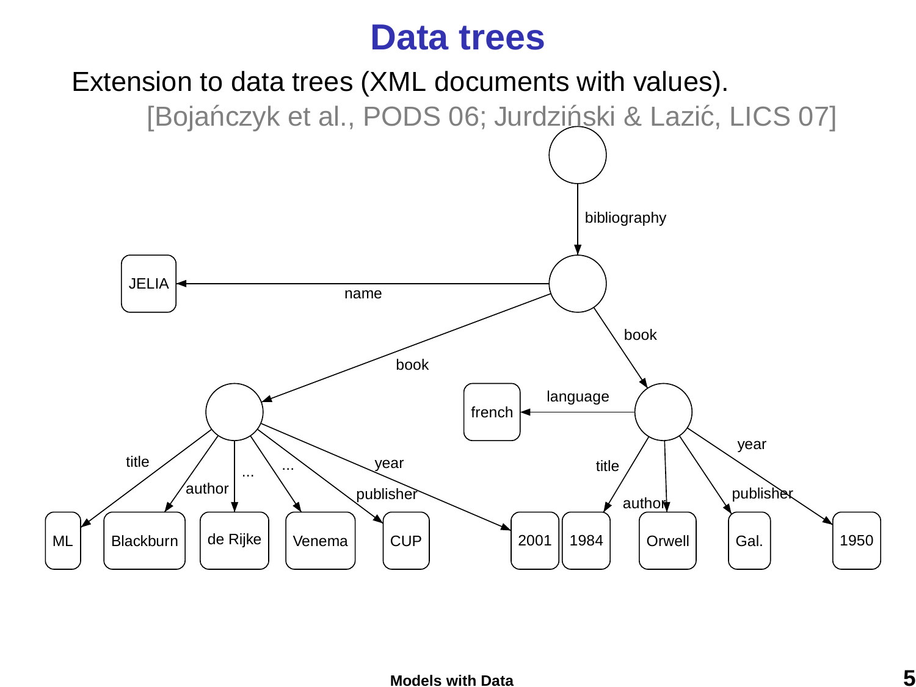# Data trees

Extension to data trees (XML documents with values).

[Bojańczyk et al., PODS 06; Jurdziński & Lazić, LICS 07]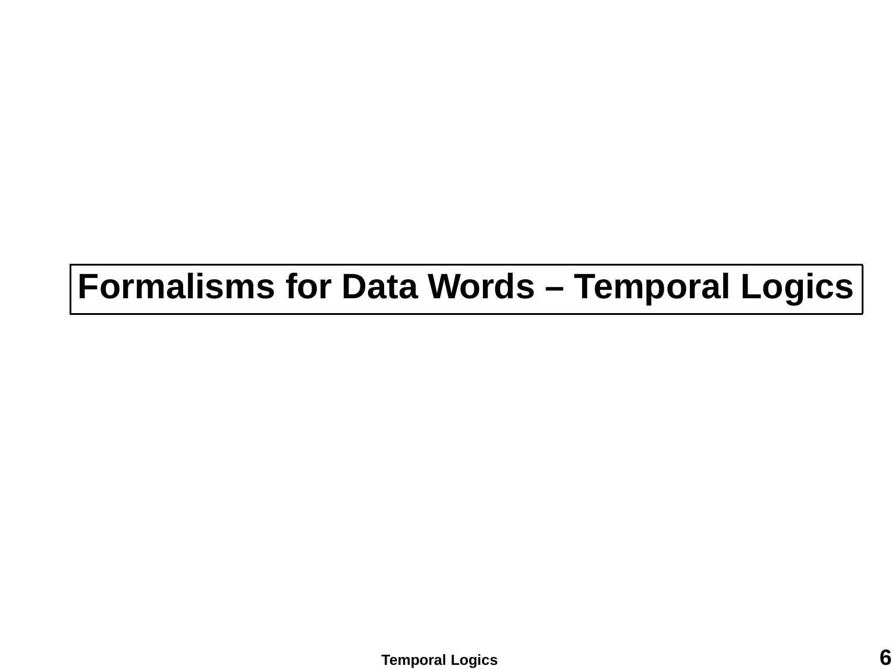# Formalisms for Data Words – Temporal Logics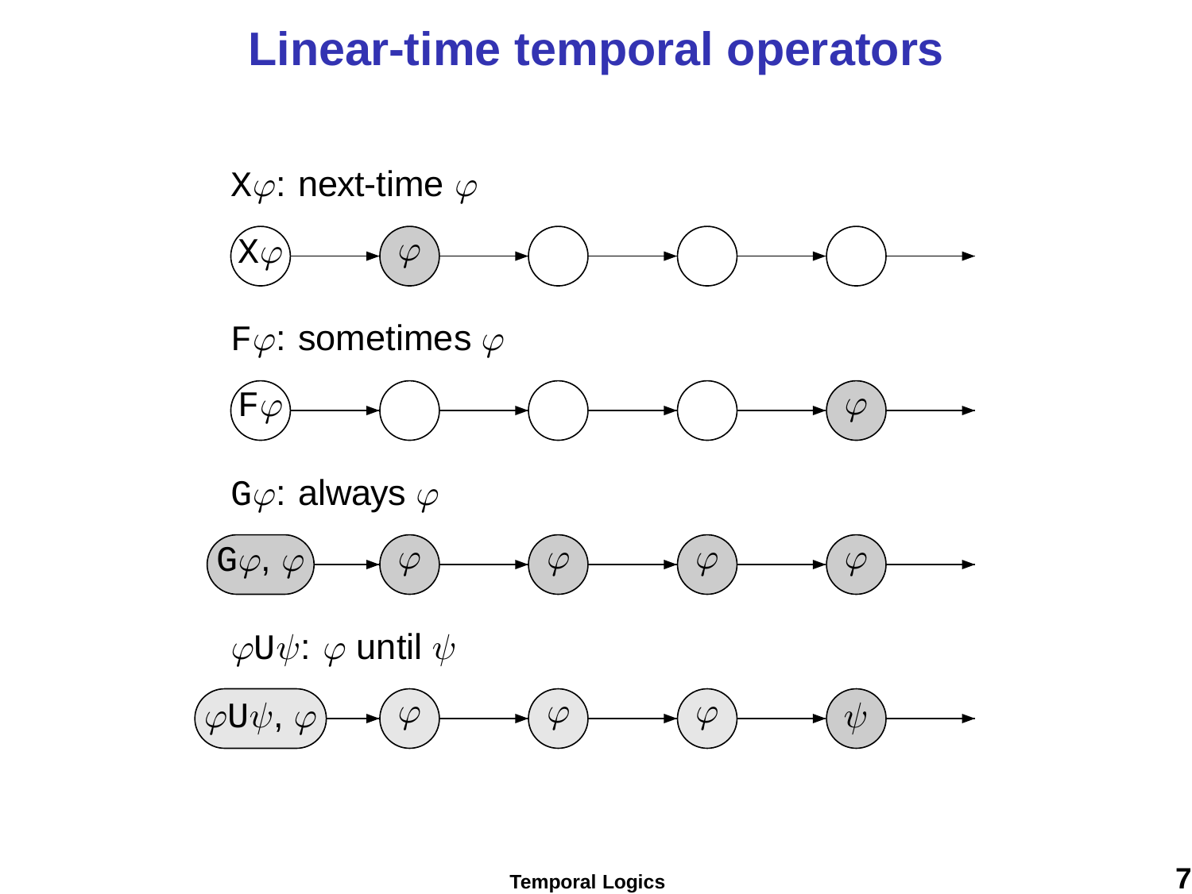# Linear-time temporal operators

$\mathsf{X}\varphi$: next-time $\varphi$

$\mathsf{F}\varphi$: sometimes $\varphi$

$\mathsf{G}\varphi$: always $\varphi$

$\varphi\mathsf{U}\psi$: $\varphi$ until $\psi$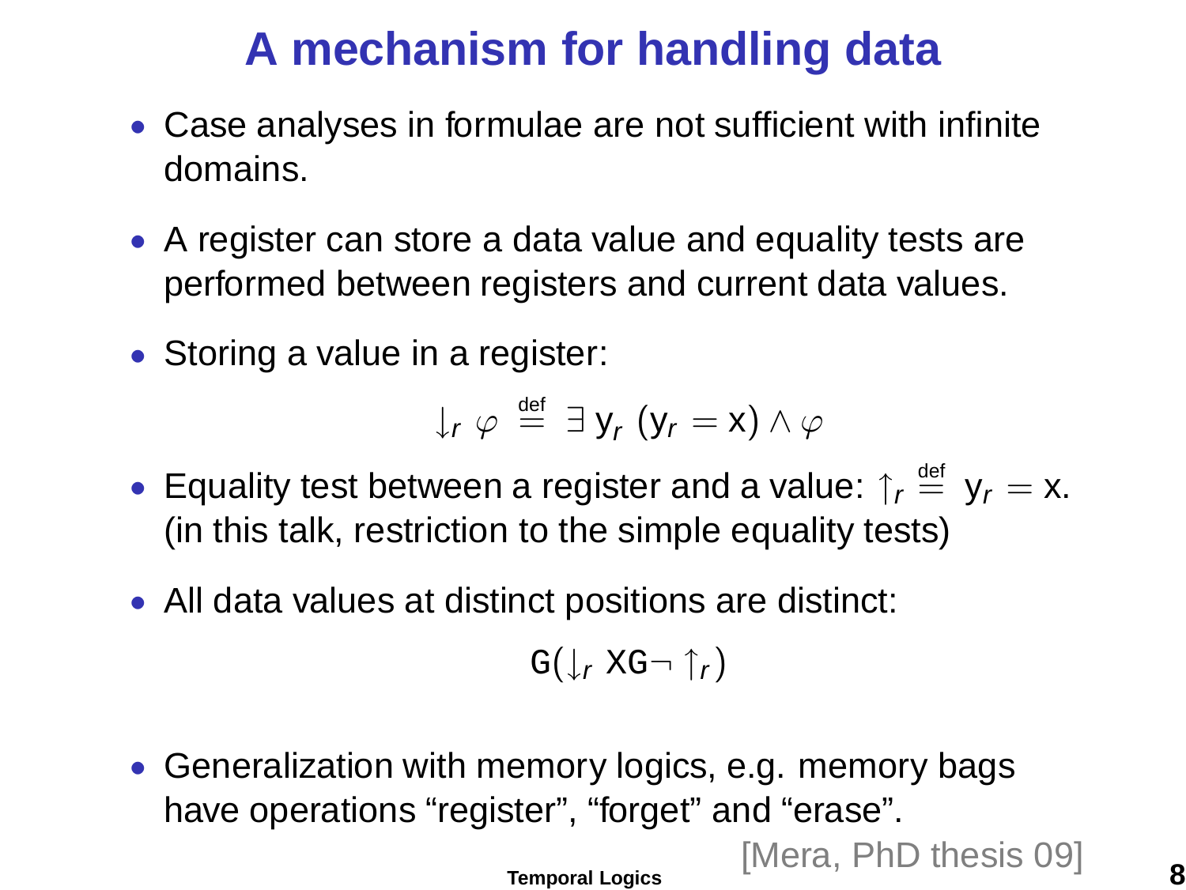# A mechanism for handling data

- Case analyses in formulae are not sufficient with infinite domains.
- A register can store a data value and equality tests are performed between registers and current data values.
- Storing a value in a register:

$$\downarrow_r \varphi \stackrel{\text{def}}{=} \exists \, \mathrm{y}_r \; (\mathrm{y}_r = \mathrm{x}) \wedge \varphi$$

- Equality test between a register and a value: $\uparrow_r \stackrel{\text{def}}{=} \mathrm{y}_r = \mathrm{x}$. (in this talk, restriction to the simple equality tests)
- All data values at distinct positions are distinct:

$$\mathtt{G}(\downarrow_r \mathtt{XG} \neg \uparrow_r)$$

- Generalization with memory logics, e.g. memory bags have operations “register”, “forget” and “erase”.

[Mera, PhD thesis 09]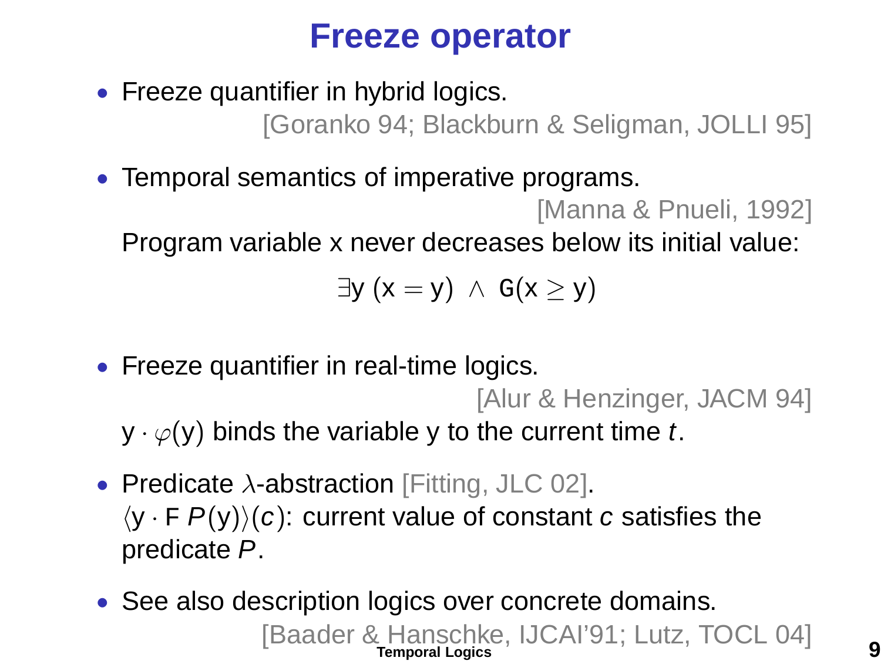# Freeze operator

- Freeze quantifier in hybrid logics.
  [Goranko 94; Blackburn & Seligman, JOLLI 95]

- Temporal semantics of imperative programs.
  [Manna & Pnueli, 1992]

  Program variable x never decreases below its initial value:

$$\exists \mathsf{y}\ (\mathsf{x} = \mathsf{y})\ \wedge\ \mathtt{G}(\mathsf{x} \geq \mathsf{y})$$

- Freeze quantifier in real-time logics.
  [Alur & Henzinger, JACM 94]

  $\mathsf{y} \cdot \varphi(\mathsf{y})$ binds the variable y to the current time $t$.

- Predicate $\lambda$-abstraction [Fitting, JLC 02].
  $\langle \mathsf{y} \cdot \mathsf{F}\ P(\mathsf{y})\rangle(c)$: current value of constant $c$ satisfies the predicate $P$.

- See also description logics over concrete domains.
  [Baader & Hanschke, IJCAI'91; Lutz, TOCL 04]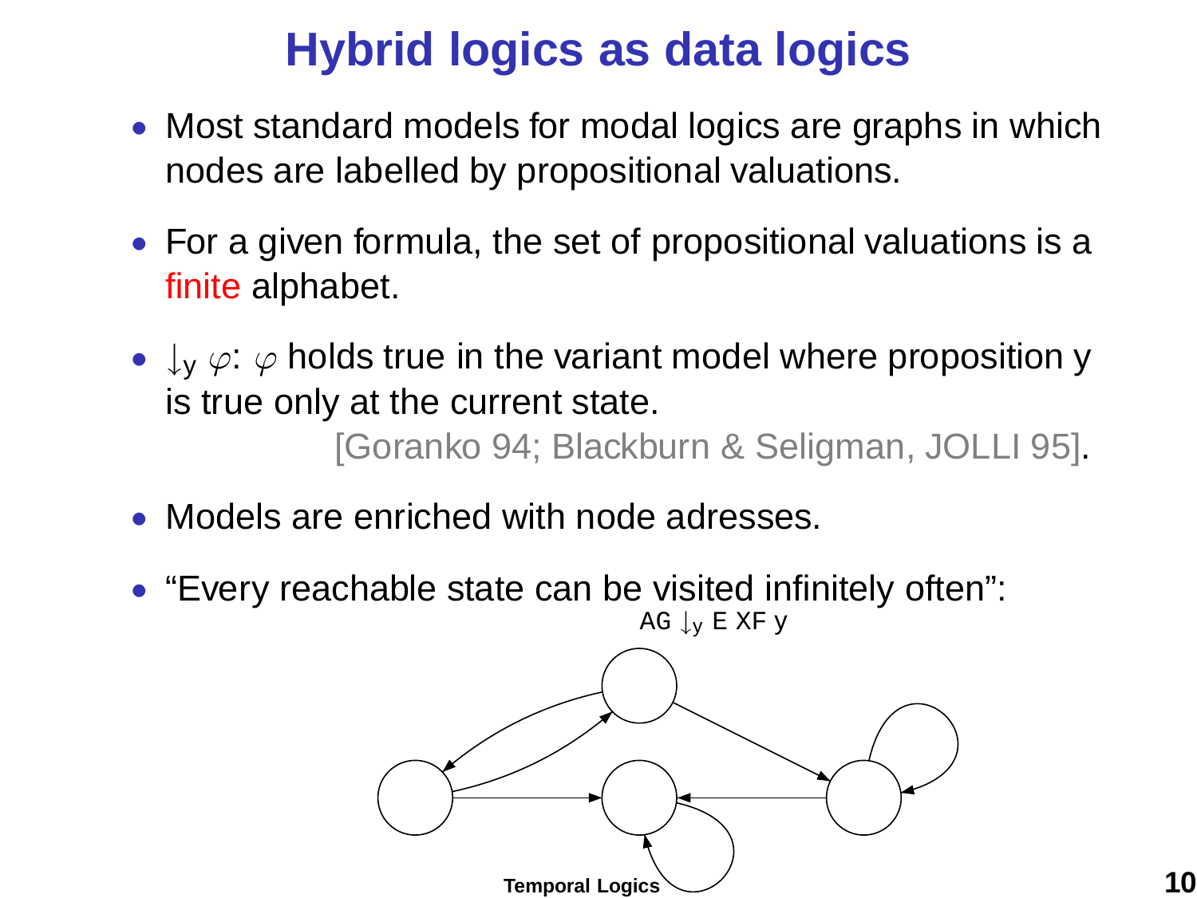# Hybrid logics as data logics

- Most standard models for modal logics are graphs in which nodes are labelled by propositional valuations.
- For a given formula, the set of propositional valuations is a finite alphabet.
- $\downarrow_y \varphi$: $\varphi$ holds true in the variant model where proposition y is true only at the current state.

  [Goranko 94; Blackburn & Seligman, JOLLI 95].
- Models are enriched with node adresses.
- "Every reachable state can be visited infinitely often":

  $\mathsf{AG} \downarrow_y \mathsf{E}\,\mathsf{XF}\, y$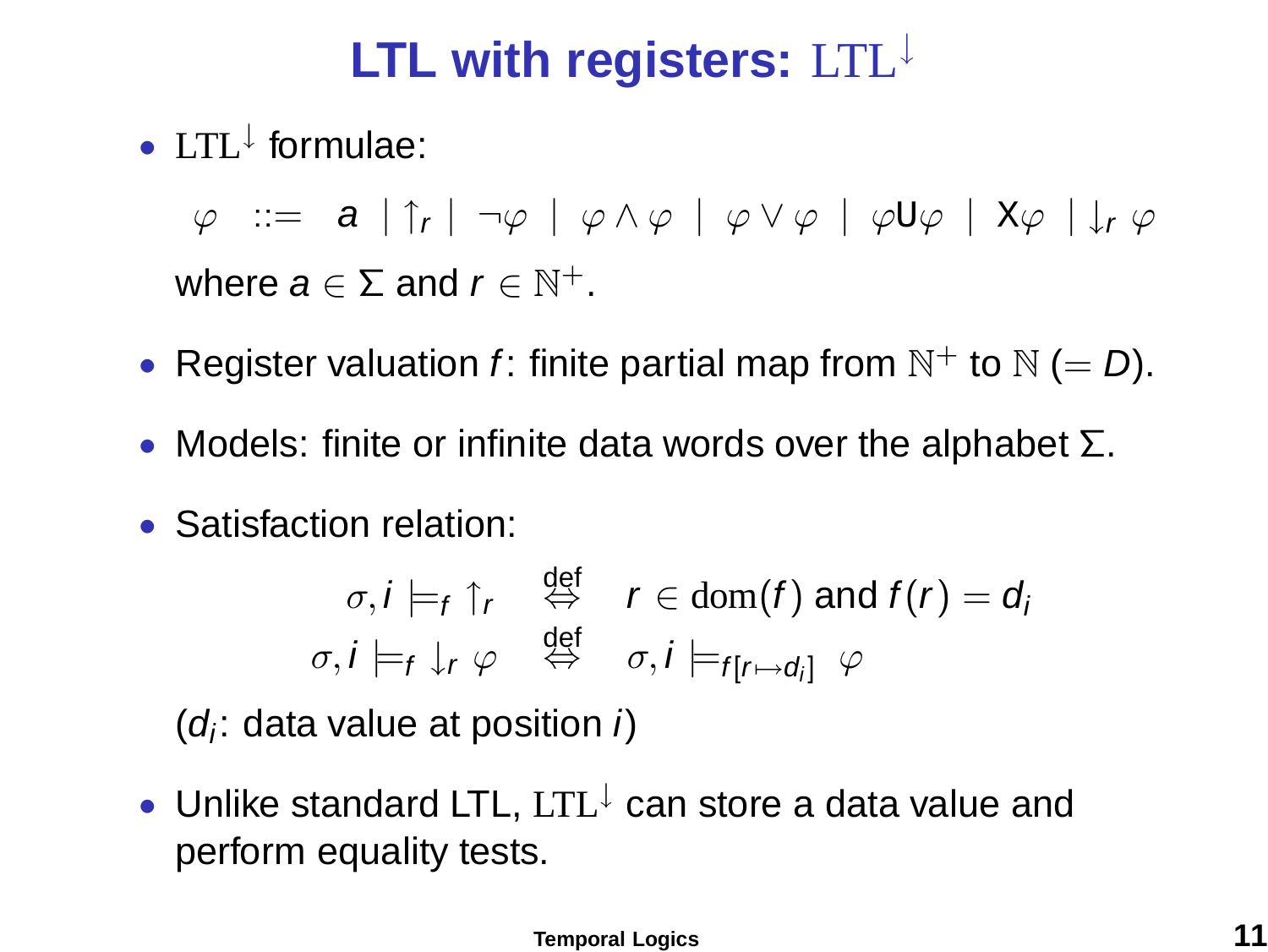# LTL with registers: $\mathrm{LTL}^{\downarrow}$

- $\mathrm{LTL}^{\downarrow}$ formulae:

  $$\varphi \ ::= \ a \mid \uparrow_r \mid \neg\varphi \mid \varphi \wedge \varphi \mid \varphi \vee \varphi \mid \varphi \mathsf{U} \varphi \mid \mathsf{X}\varphi \mid \downarrow_r \varphi$$

  where $a \in \Sigma$ and $r \in \mathbb{N}^+$.

- Register valuation $f$: finite partial map from $\mathbb{N}^+$ to $\mathbb{N}$ $(= D)$.

- Models: finite or infinite data words over the alphabet $\Sigma$.

- Satisfaction relation:

  $$\sigma, i \models_f \uparrow_r \quad \stackrel{\text{def}}{\Leftrightarrow} \quad r \in \mathrm{dom}(f) \text{ and } f(r) = d_i$$
  $$\sigma, i \models_f \downarrow_r \varphi \quad \stackrel{\text{def}}{\Leftrightarrow} \quad \sigma, i \models_{f[r \mapsto d_i]} \varphi$$

  ($d_i$: data value at position $i$)

- Unlike standard LTL, $\mathrm{LTL}^{\downarrow}$ can store a data value and perform equality tests.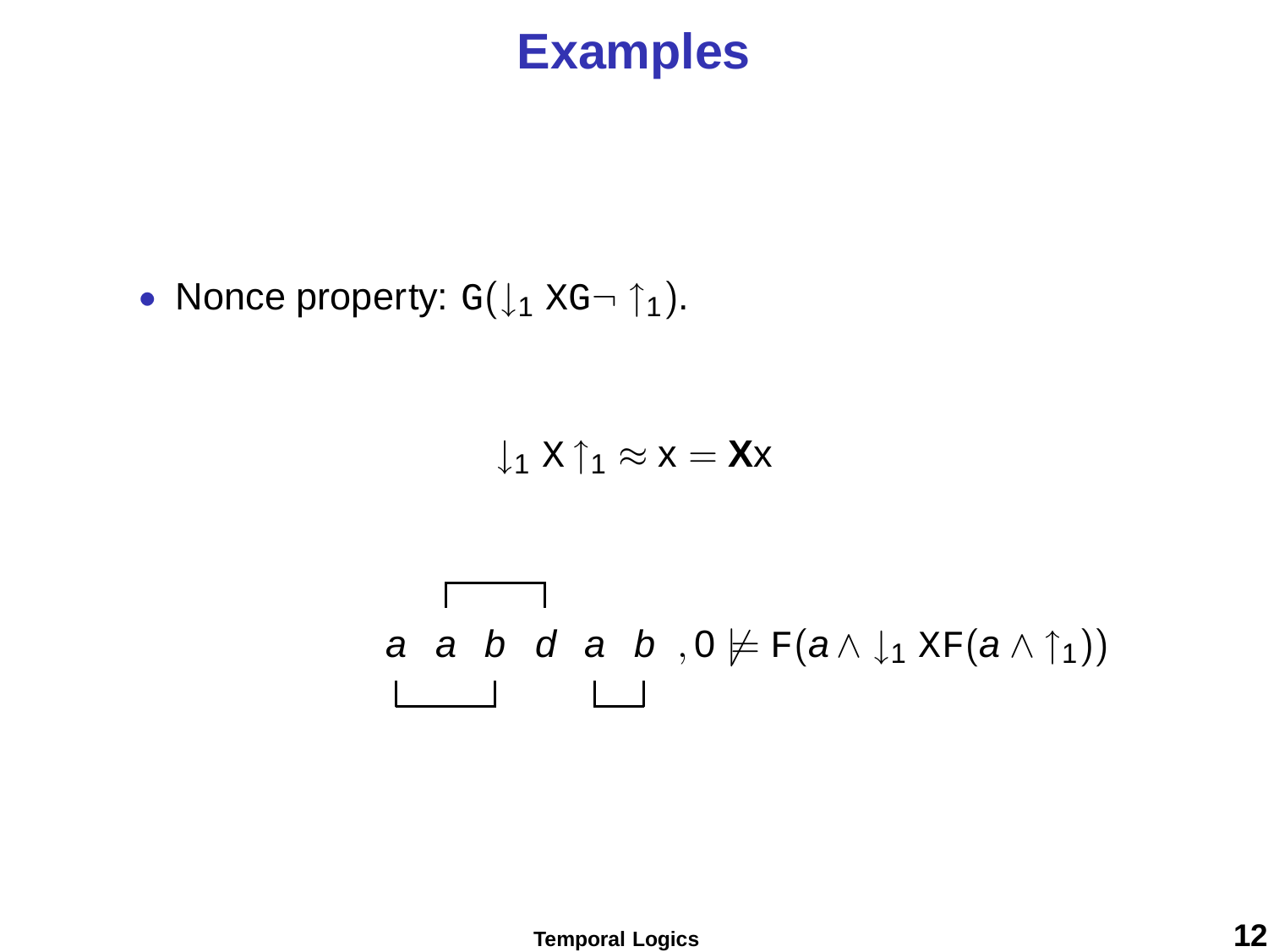# Examples

- Nonce property: $\mathtt{G}(\downarrow_1 \mathtt{XG}\neg \uparrow_1)$.

$$\downarrow_1 \mathsf{X} \uparrow_1 \approx \mathsf{x} = \mathbf{X}\mathsf{x}$$

$$a \quad a \quad b \quad d \quad a \quad b \quad , 0 \not\models \mathsf{F}(a \wedge \downarrow_1 \mathsf{XF}(a \wedge \uparrow_1))$$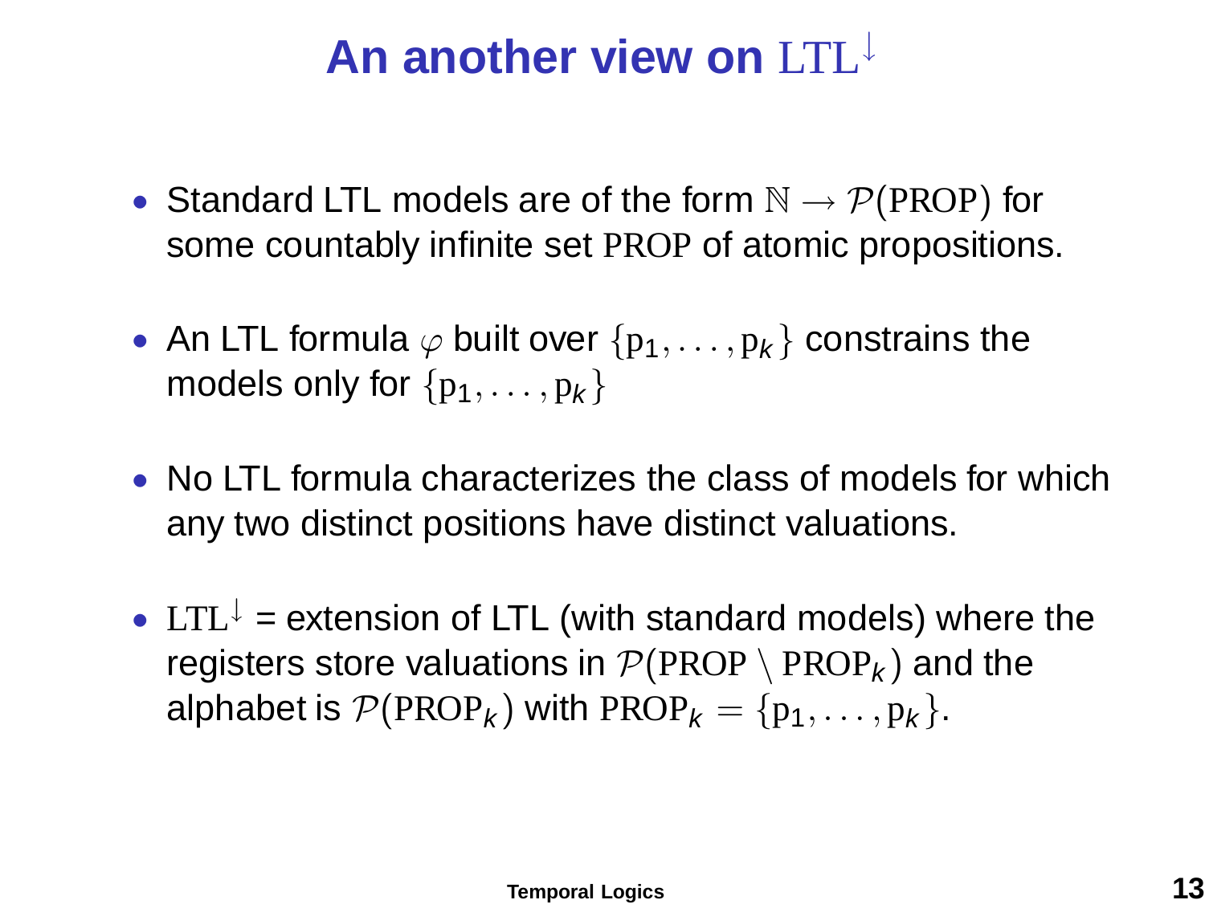# An another view on $\mathrm{LTL}^{\downarrow}$

- Standard LTL models are of the form $\mathbb{N} \rightarrow \mathcal{P}(\mathrm{PROP})$ for some countably infinite set $\mathrm{PROP}$ of atomic propositions.

- An LTL formula $\varphi$ built over $\{\mathrm{p}_1, \ldots, \mathrm{p}_k\}$ constrains the models only for $\{\mathrm{p}_1, \ldots, \mathrm{p}_k\}$

- No LTL formula characterizes the class of models for which any two distinct positions have distinct valuations.

- $\mathrm{LTL}^{\downarrow}$ = extension of LTL (with standard models) where the registers store valuations in $\mathcal{P}(\mathrm{PROP} \setminus \mathrm{PROP}_k)$ and the alphabet is $\mathcal{P}(\mathrm{PROP}_k)$ with $\mathrm{PROP}_k = \{\mathrm{p}_1, \ldots, \mathrm{p}_k\}$.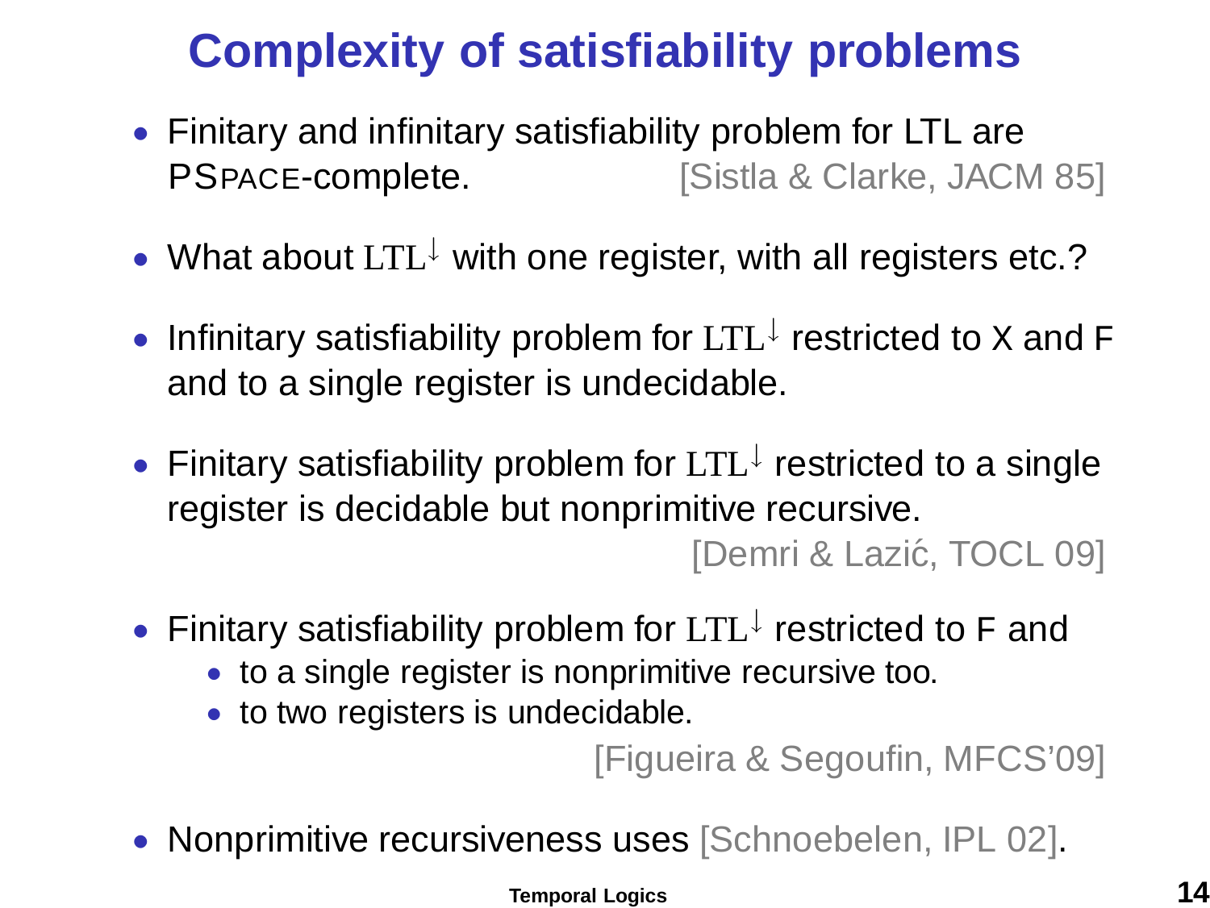# Complexity of satisfiability problems

- Finitary and infinitary satisfiability problem for LTL are PSPACE-complete. [Sistla & Clarke, JACM 85]

- What about $\mathrm{LTL}^{\downarrow}$ with one register, with all registers etc.?

- Infinitary satisfiability problem for $\mathrm{LTL}^{\downarrow}$ restricted to X and F and to a single register is undecidable.

- Finitary satisfiability problem for $\mathrm{LTL}^{\downarrow}$ restricted to a single register is decidable but nonprimitive recursive. [Demri & Lazić, TOCL 09]

- Finitary satisfiability problem for $\mathrm{LTL}^{\downarrow}$ restricted to F and
  - to a single register is nonprimitive recursive too.
  - to two registers is undecidable.

  [Figueira & Segoufin, MFCS'09]

- Nonprimitive recursiveness uses [Schnoebelen, IPL 02].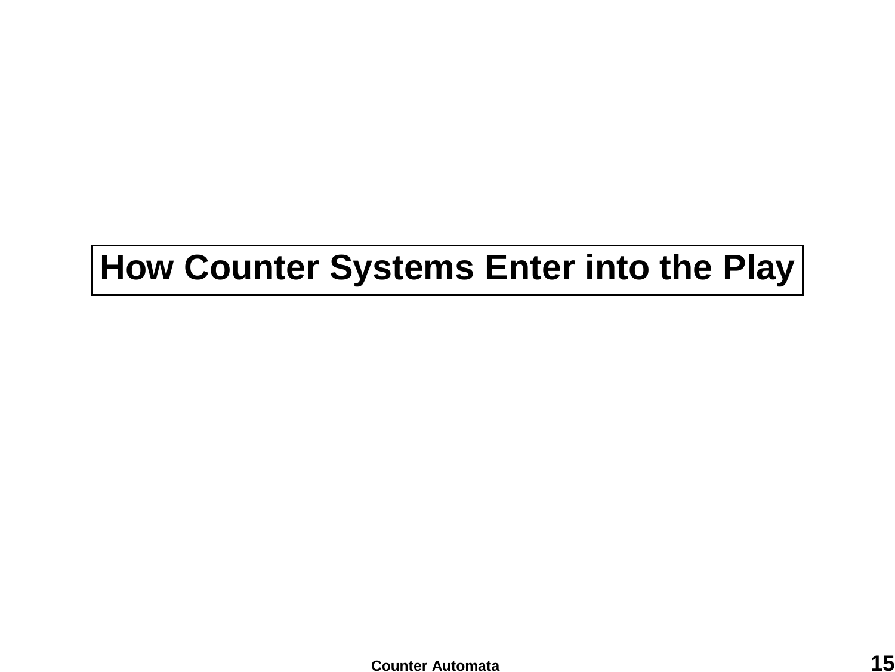# How Counter Systems Enter into the Play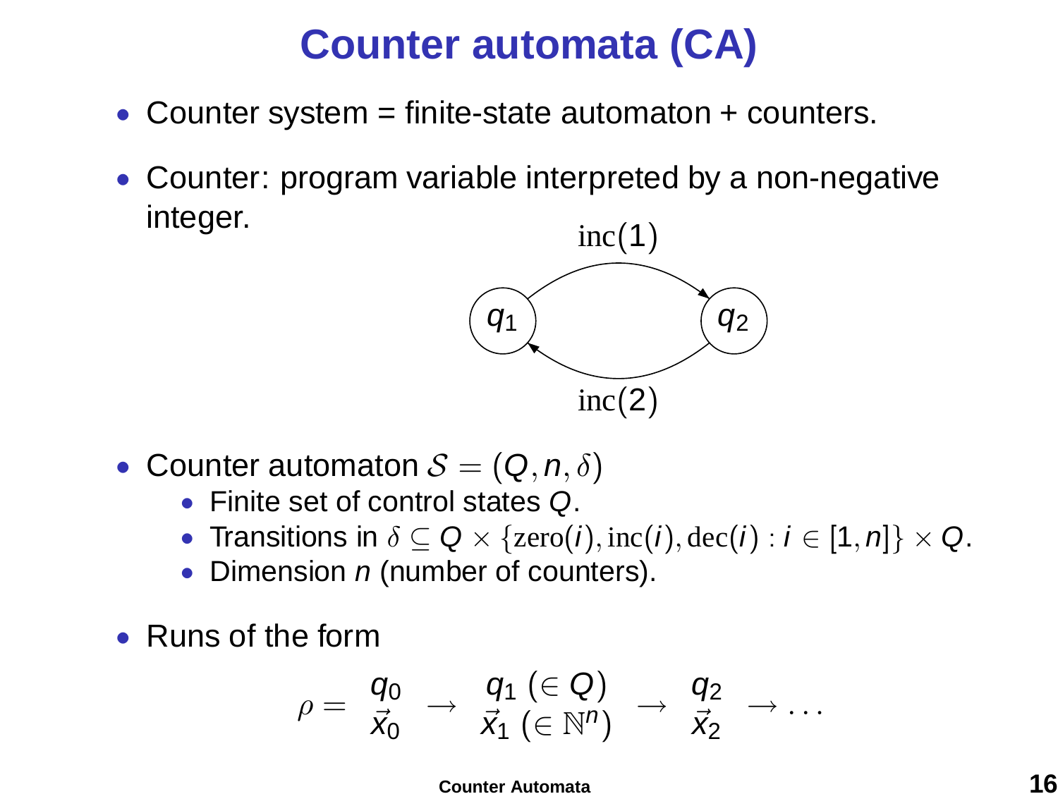# Counter automata (CA)

- Counter system = finite-state automaton + counters.
- Counter: program variable interpreted by a non-negative integer.

$q_1$ —inc(1)→ $q_2$, $q_2$ —inc(2)→ $q_1$

- Counter automaton $\mathcal{S} = (Q, n, \delta)$
  - Finite set of control states $Q$.
  - Transitions in $\delta \subseteq Q \times \{\mathrm{zero}(i), \mathrm{inc}(i), \mathrm{dec}(i) : i \in [1, n]\} \times Q$.
  - Dimension $n$ (number of counters).
- Runs of the form

$$\rho = \begin{array}{c} q_0 \\ \vec{x}_0 \end{array} \rightarrow \begin{array}{c} q_1 \ (\in Q) \\ \vec{x}_1 \ (\in \mathbb{N}^n) \end{array} \rightarrow \begin{array}{c} q_2 \\ \vec{x}_2 \end{array} \rightarrow \cdots$$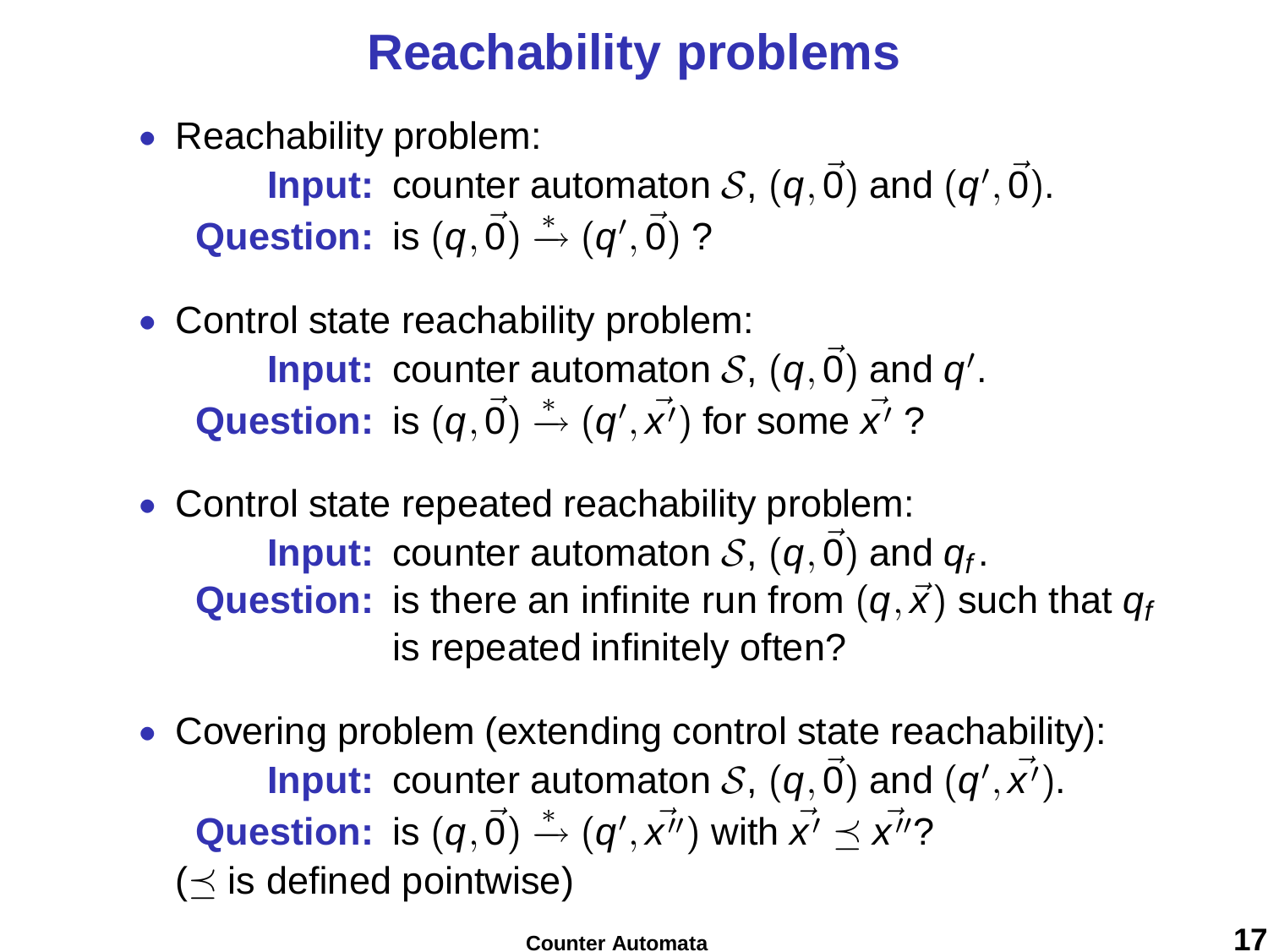# Reachability problems

- Reachability problem:

  **Input:** counter automaton $\mathcal{S}$, $(q, \vec{0})$ and $(q', \vec{0})$.

  **Question:** is $(q, \vec{0}) \xrightarrow{*} (q', \vec{0})$ ?

- Control state reachability problem:

  **Input:** counter automaton $\mathcal{S}$, $(q, \vec{0})$ and $q'$.

  **Question:** is $(q, \vec{0}) \xrightarrow{*} (q', \vec{x'})$ for some $\vec{x'}$ ?

- Control state repeated reachability problem:

  **Input:** counter automaton $\mathcal{S}$, $(q, \vec{0})$ and $q_f$.

  **Question:** is there an infinite run from $(q, \vec{x})$ such that $q_f$ is repeated infinitely often?

- Covering problem (extending control state reachability):

  **Input:** counter automaton $\mathcal{S}$, $(q, \vec{0})$ and $(q', \vec{x'})$.

  **Question:** is $(q, \vec{0}) \xrightarrow{*} (q', \vec{x''})$ with $\vec{x'} \preceq \vec{x''}$?

  ($\preceq$ is defined pointwise)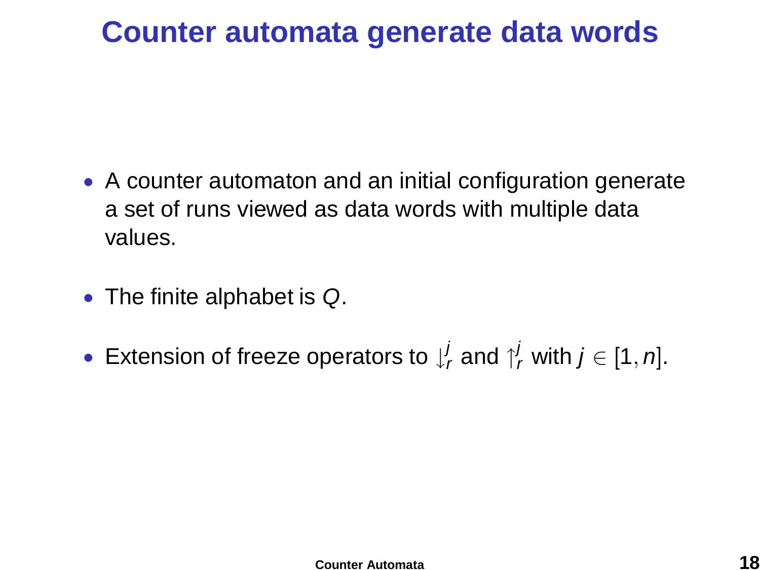# Counter automata generate data words

- A counter automaton and an initial configuration generate a set of runs viewed as data words with multiple data values.
- The finite alphabet is $Q$.
- Extension of freeze operators to $\downarrow_r^j$ and $\uparrow_r^j$ with $j \in [1, n]$.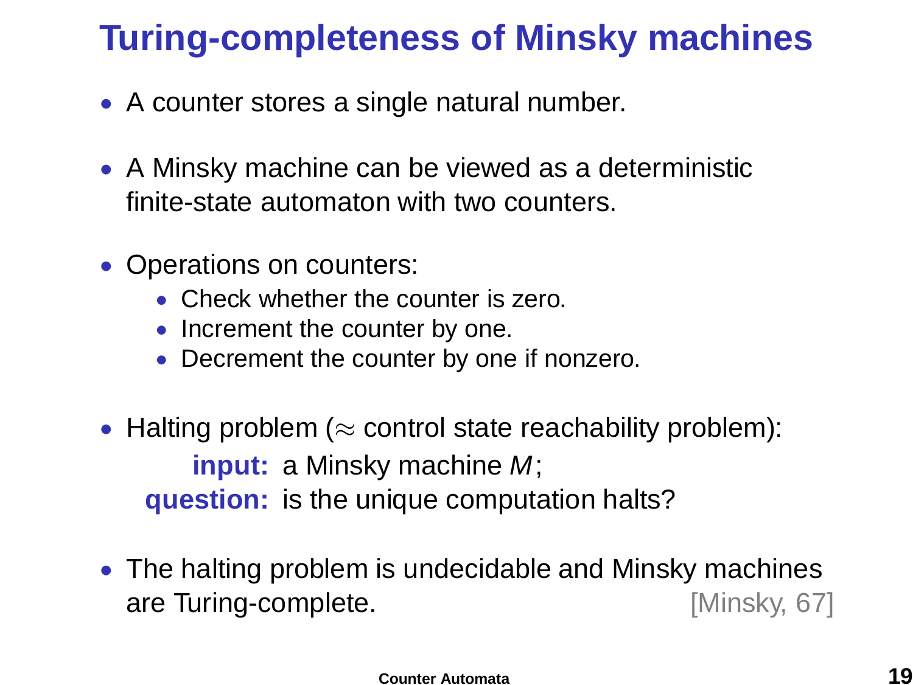# Turing-completeness of Minsky machines

- A counter stores a single natural number.
- A Minsky machine can be viewed as a deterministic finite-state automaton with two counters.
- Operations on counters:
  - Check whether the counter is zero.
  - Increment the counter by one.
  - Decrement the counter by one if nonzero.
- Halting problem ($\approx$ control state reachability problem):

  **input:** a Minsky machine $M$;
  **question:** is the unique computation halts?

- The halting problem is undecidable and Minsky machines are Turing-complete. [Minsky, 67]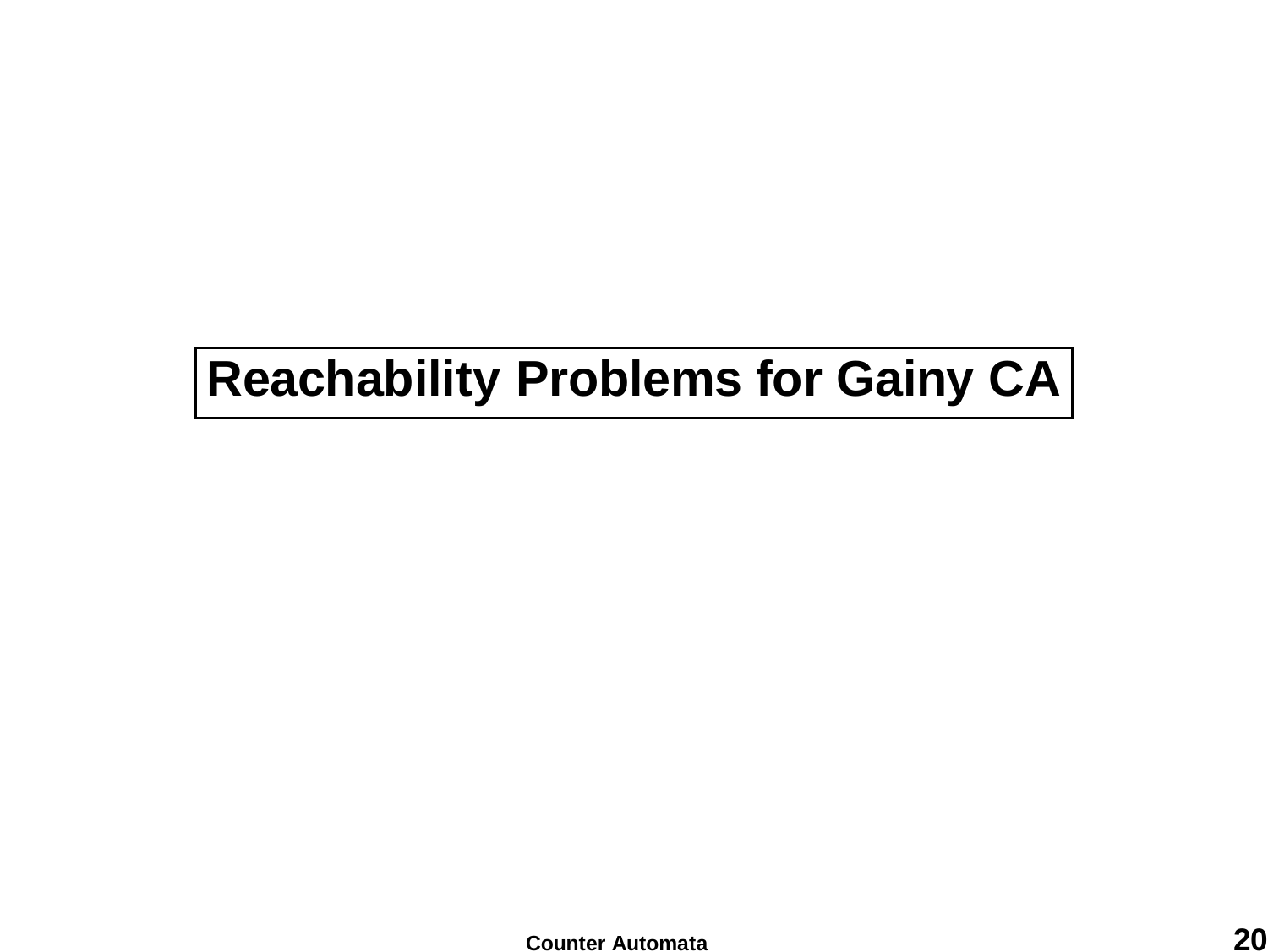# Reachability Problems for Gainy CA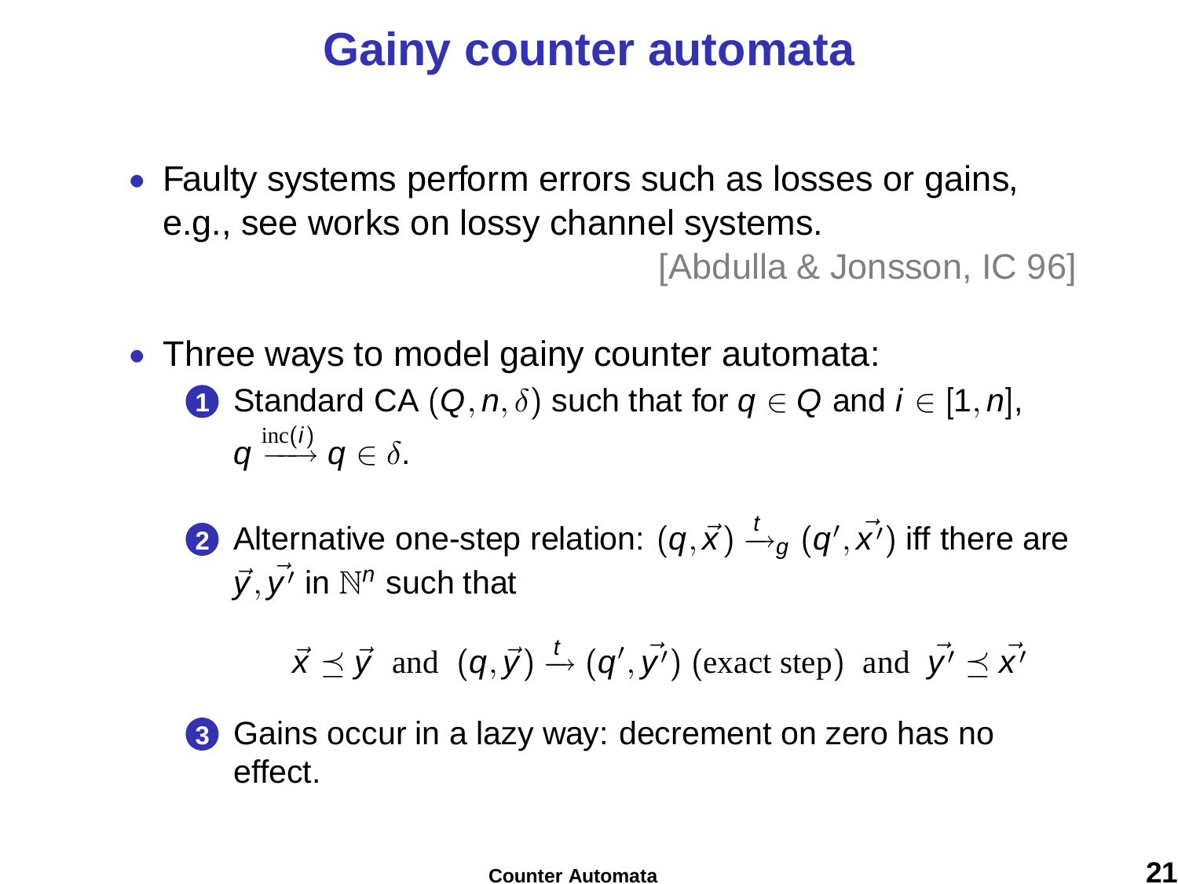# Gainy counter automata

- Faulty systems perform errors such as losses or gains, e.g., see works on lossy channel systems.

  [Abdulla & Jonsson, IC 96]

- Three ways to model gainy counter automata:
  1. Standard CA $(Q, n, \delta)$ such that for $q \in Q$ and $i \in [1, n]$, $q \xrightarrow{\mathrm{inc}(i)} q \in \delta$.
  2. Alternative one-step relation: $(q, \vec{x}) \xrightarrow{t}_g (q', \vec{x'})$ iff there are $\vec{y}, \vec{y'}$ in $\mathbb{N}^n$ such that

     $$\vec{x} \preceq \vec{y} \ \text{ and } \ (q, \vec{y}) \xrightarrow{t} (q', \vec{y'}) \ \text{(exact step)} \ \text{ and } \ \vec{y'} \preceq \vec{x'}$$

  3. Gains occur in a lazy way: decrement on zero has no effect.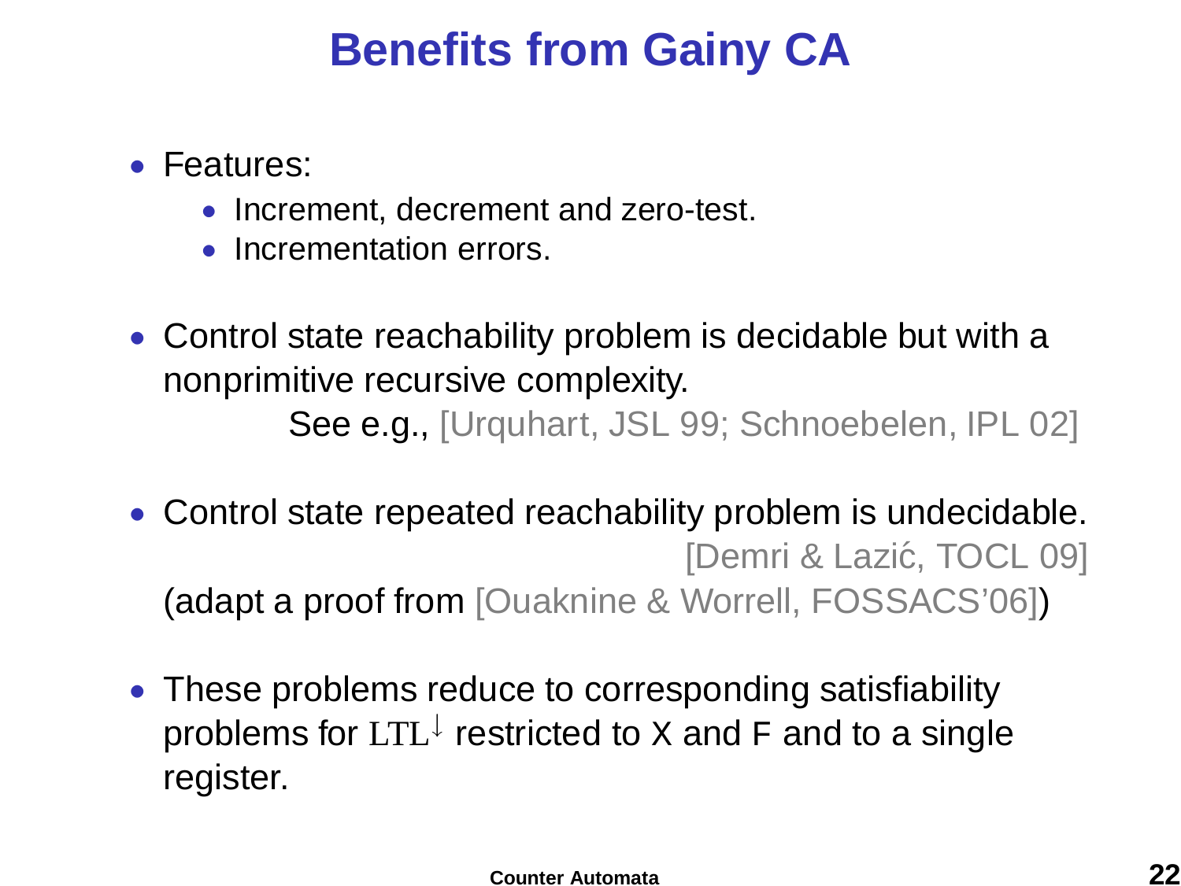# Benefits from Gainy CA

- Features:
  - Increment, decrement and zero-test.
  - Incrementation errors.
- Control state reachability problem is decidable but with a nonprimitive recursive complexity.
  See e.g., [Urquhart, JSL 99; Schnoebelen, IPL 02]
- Control state repeated reachability problem is undecidable.
  [Demri & Lazić, TOCL 09]
  (adapt a proof from [Ouaknine & Worrell, FOSSACS'06])
- These problems reduce to corresponding satisfiability problems for $\mathrm{LTL}^{\downarrow}$ restricted to X and F and to a single register.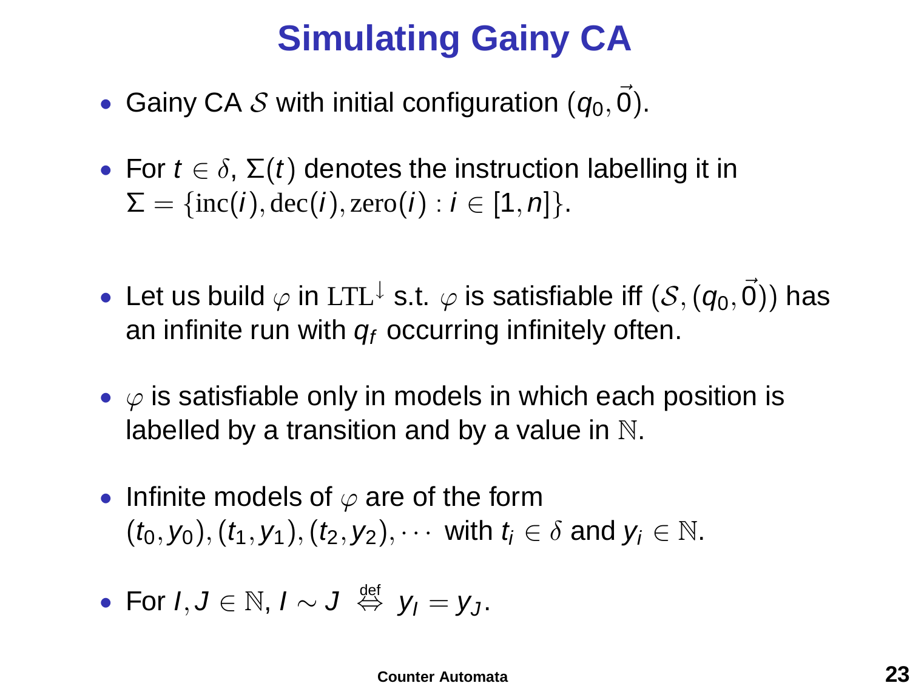# Simulating Gainy CA

- Gainy CA $\mathcal{S}$ with initial configuration $(q_0, \vec{0})$.
- For $t \in \delta$, $\Sigma(t)$ denotes the instruction labelling it in $\Sigma = \{\mathrm{inc}(i), \mathrm{dec}(i), \mathrm{zero}(i) : i \in [1, n]\}$.
- Let us build $\varphi$ in $\mathrm{LTL}^{\downarrow}$ s.t. $\varphi$ is satisfiable iff $(\mathcal{S}, (q_0, \vec{0}))$ has an infinite run with $q_f$ occurring infinitely often.
- $\varphi$ is satisfiable only in models in which each position is labelled by a transition and by a value in $\mathbb{N}$.
- Infinite models of $\varphi$ are of the form $(t_0, y_0), (t_1, y_1), (t_2, y_2), \cdots$ with $t_i \in \delta$ and $y_i \in \mathbb{N}$.
- For $I, J \in \mathbb{N}$, $I \sim J \overset{\text{def}}{\Leftrightarrow} y_I = y_J$.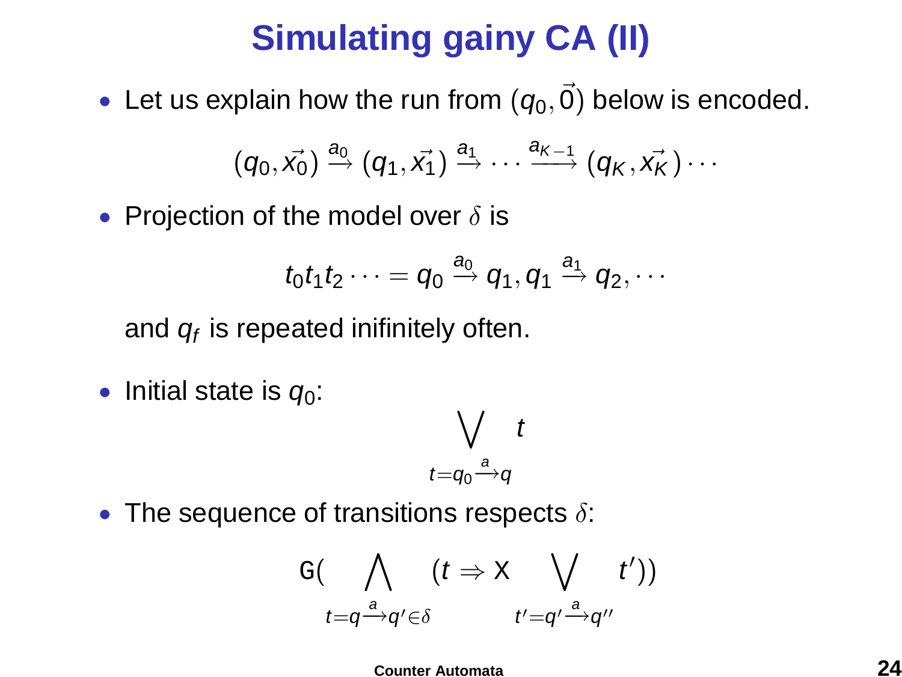# Simulating gainy CA (II)

- Let us explain how the run from $(q_0, \vec{0})$ below is encoded.

$$(q_0, \vec{x_0}) \xrightarrow{a_0} (q_1, \vec{x_1}) \xrightarrow{a_1} \cdots \xrightarrow{a_{K-1}} (q_K, \vec{x_K}) \cdots$$

- Projection of the model over $\delta$ is

$$t_0 t_1 t_2 \cdots = q_0 \xrightarrow{a_0} q_1, q_1 \xrightarrow{a_1} q_2, \cdots$$

  and $q_f$ is repeated inifinitely often.

- Initial state is $q_0$:

$$\bigvee_{t = q_0 \xrightarrow{a} q} t$$

- The sequence of transitions respects $\delta$:

$$\mathtt{G}\Big( \bigwedge_{t = q \xrightarrow{a} q' \in \delta} (t \Rightarrow \mathtt{X} \bigvee_{t' = q' \xrightarrow{a} q''} t') \Big)$$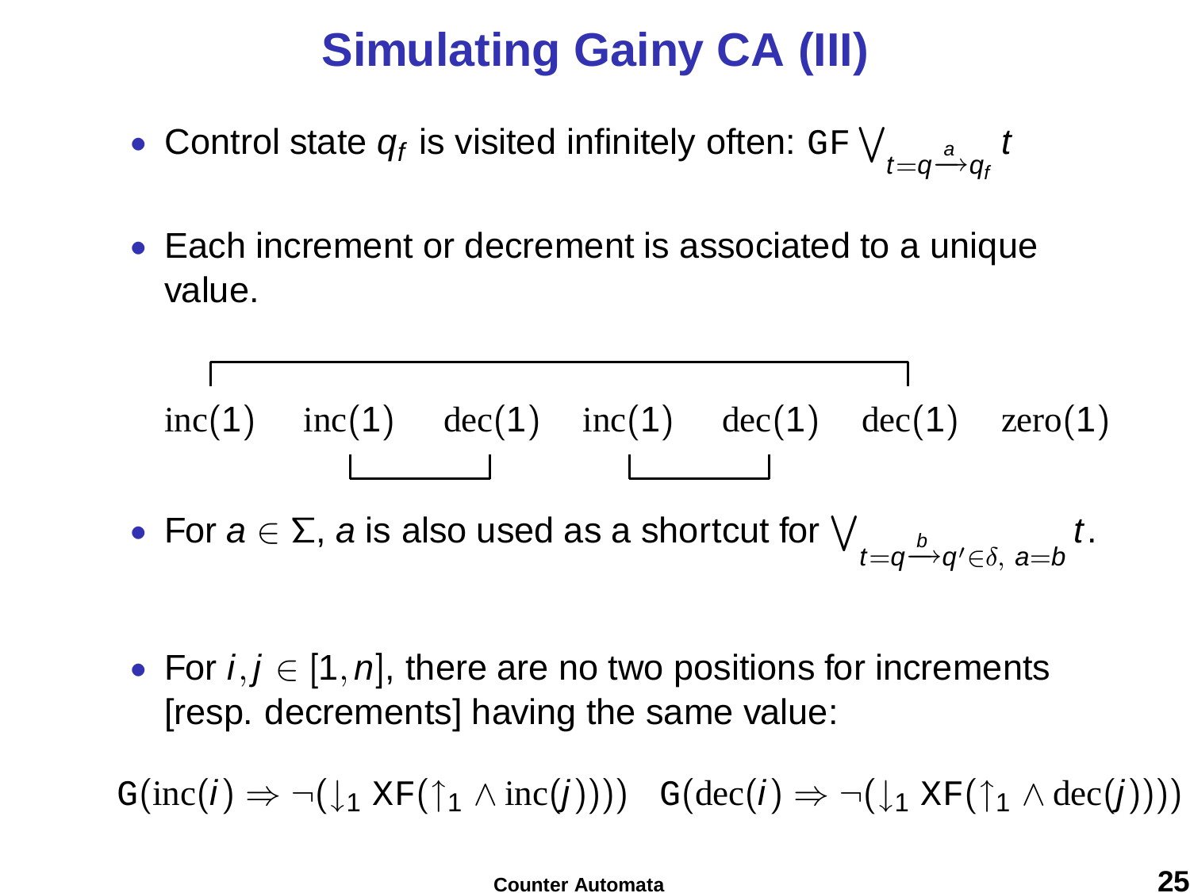# Simulating Gainy CA (III)

- Control state $q_f$ is visited infinitely often: $\mathtt{GF} \bigvee_{t = q \xrightarrow{a} q_f} t$
- Each increment or decrement is associated to a unique value.

$$\mathrm{inc}(1) \quad \mathrm{inc}(1) \quad \mathrm{dec}(1) \quad \mathrm{inc}(1) \quad \mathrm{dec}(1) \quad \mathrm{dec}(1) \quad \mathrm{zero}(1)$$

- For $a \in \Sigma$, $a$ is also used as a shortcut for $\bigvee_{t = q \xrightarrow{b} q' \in \delta, \ a = b} t$.
- For $i, j \in [1, n]$, there are no two positions for increments [resp. decrements] having the same value:

$$\mathtt{G}(\mathrm{inc}(i) \Rightarrow \neg(\downarrow_1 \mathtt{XF}(\uparrow_1 \wedge \mathrm{inc}(j)))) \quad \mathtt{G}(\mathrm{dec}(i) \Rightarrow \neg(\downarrow_1 \mathtt{XF}(\uparrow_1 \wedge \mathrm{dec}(j))))$$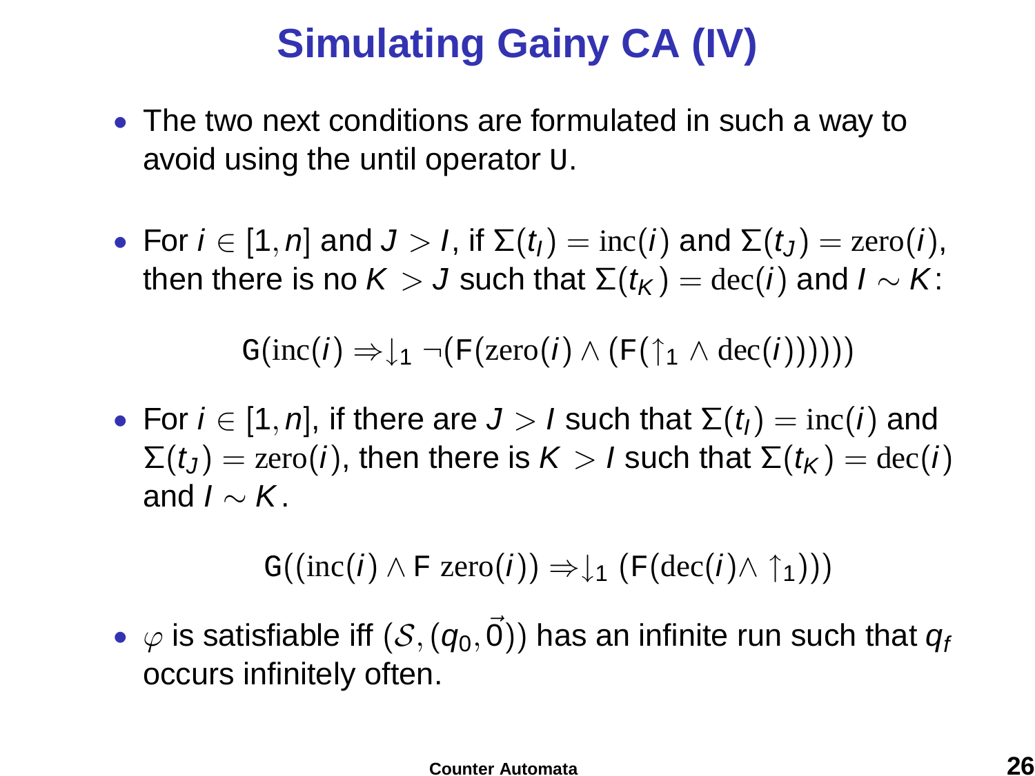# Simulating Gainy CA (IV)

- The two next conditions are formulated in such a way to avoid using the until operator $\mathtt{U}$.

- For $i \in [1, n]$ and $J > I$, if $\Sigma(t_I) = \mathrm{inc}(i)$ and $\Sigma(t_J) = \mathrm{zero}(i)$, then there is no $K > J$ such that $\Sigma(t_K) = \mathrm{dec}(i)$ and $I \sim K$:

$$\mathtt{G}(\mathrm{inc}(i) \Rightarrow \downarrow_1 \neg(\mathsf{F}(\mathrm{zero}(i) \wedge (\mathsf{F}(\uparrow_1 \wedge \mathrm{dec}(i))))))$$

- For $i \in [1, n]$, if there are $J > I$ such that $\Sigma(t_I) = \mathrm{inc}(i)$ and $\Sigma(t_J) = \mathrm{zero}(i)$, then there is $K > I$ such that $\Sigma(t_K) = \mathrm{dec}(i)$ and $I \sim K$.

$$\mathtt{G}((\mathrm{inc}(i) \wedge \mathsf{F}\ \mathrm{zero}(i)) \Rightarrow \downarrow_1 (\mathsf{F}(\mathrm{dec}(i) \wedge \uparrow_1)))$$

- $\varphi$ is satisfiable iff $(\mathcal{S}, (q_0, \vec{0}))$ has an infinite run such that $q_f$ occurs infinitely often.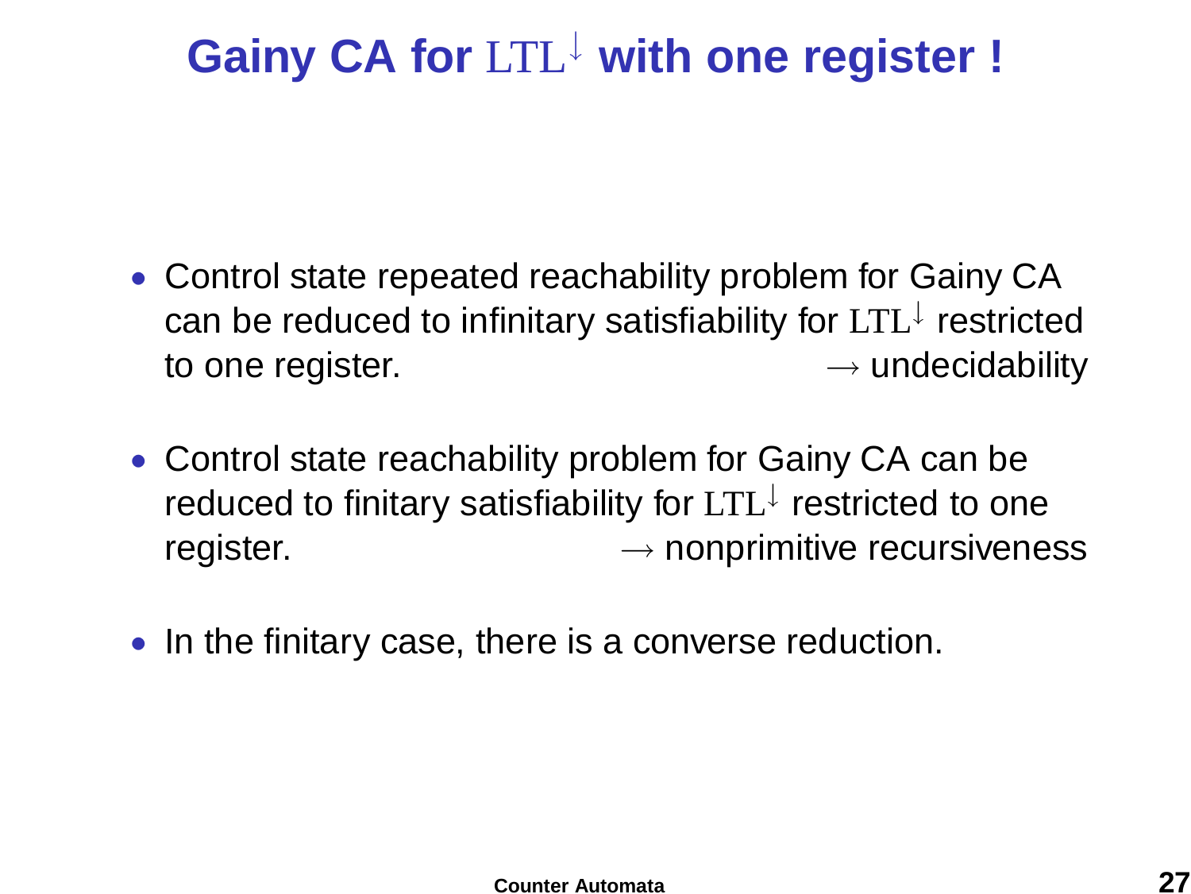# Gainy CA for $\mathrm{LTL}^{\downarrow}$ with one register !

- Control state repeated reachability problem for Gainy CA can be reduced to infinitary satisfiability for $\mathrm{LTL}^{\downarrow}$ restricted to one register. $\rightarrow$ undecidability

- Control state reachability problem for Gainy CA can be reduced to finitary satisfiability for $\mathrm{LTL}^{\downarrow}$ restricted to one register. $\rightarrow$ nonprimitive recursiveness

- In the finitary case, there is a converse reduction.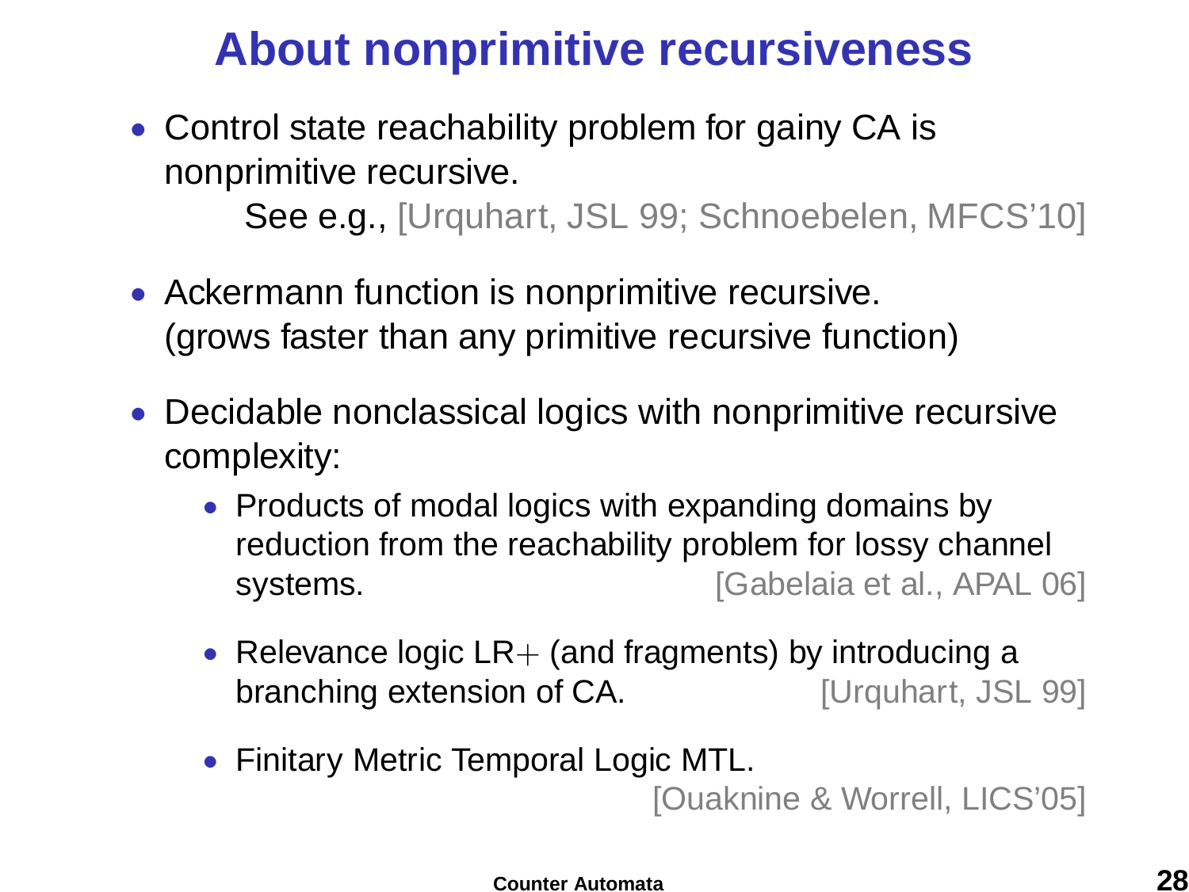# About nonprimitive recursiveness

- Control state reachability problem for gainy CA is nonprimitive recursive.
  
  See e.g., [Urquhart, JSL 99; Schnoebelen, MFCS'10]

- Ackermann function is nonprimitive recursive. (grows faster than any primitive recursive function)

- Decidable nonclassical logics with nonprimitive recursive complexity:
  - Products of modal logics with expanding domains by reduction from the reachability problem for lossy channel systems. [Gabelaia et al., APAL 06]
  - Relevance logic LR$+$ (and fragments) by introducing a branching extension of CA. [Urquhart, JSL 99]
  - Finitary Metric Temporal Logic MTL. [Ouaknine & Worrell, LICS'05]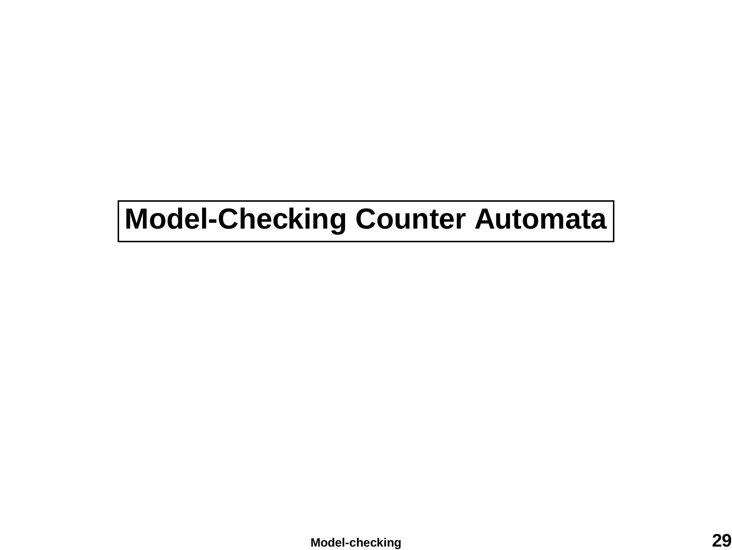# Model-Checking Counter Automata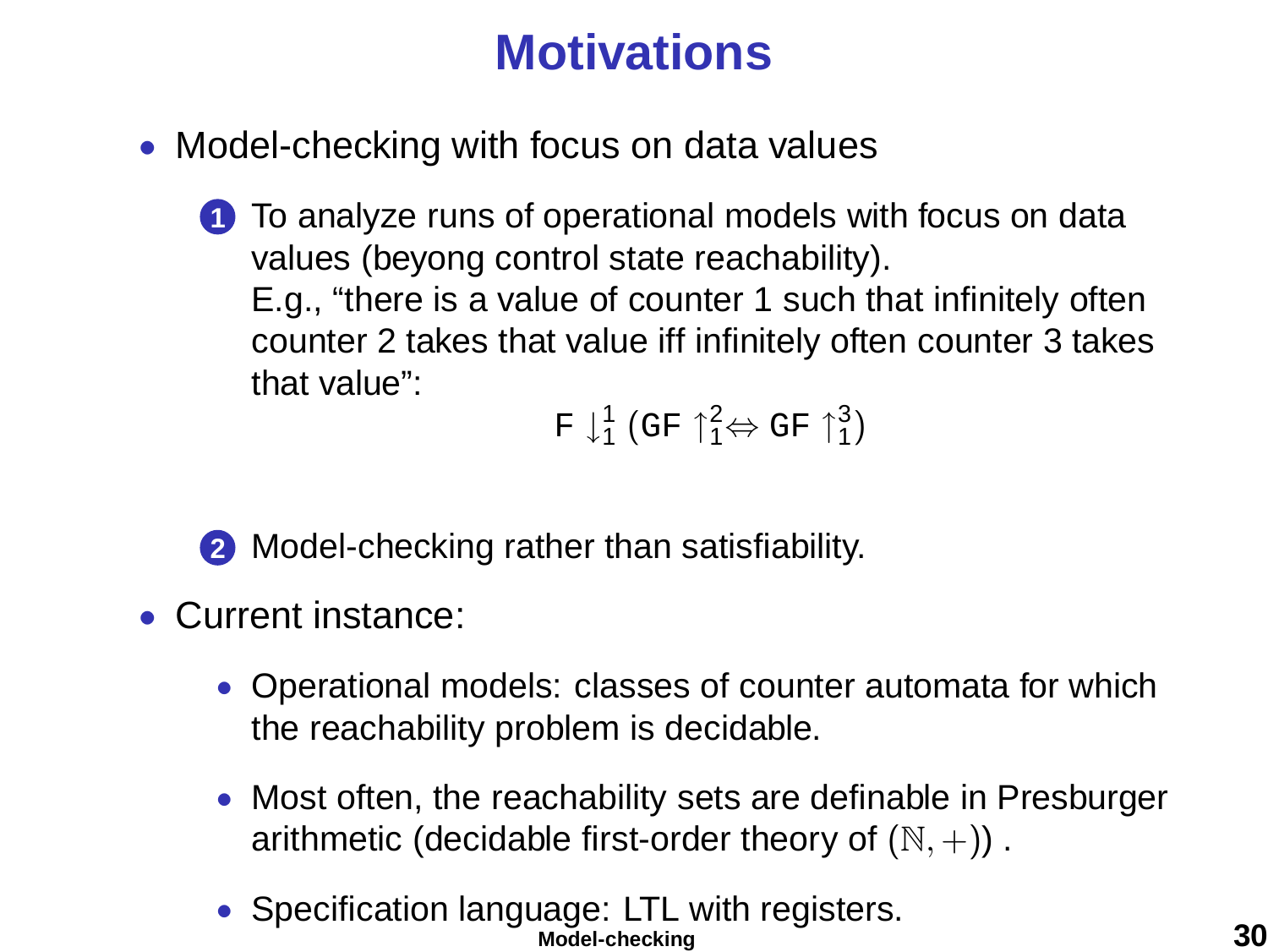# Motivations

- Model-checking with focus on data values

  1. To analyze runs of operational models with focus on data values (beyong control state reachability).
     E.g., "there is a value of counter 1 such that infinitely often counter 2 takes that value iff infinitely often counter 3 takes that value":

     $$\mathtt{F} \downarrow_1^1 (\mathtt{GF} \uparrow_1^2 \Leftrightarrow \mathtt{GF} \uparrow_1^3)$$

  2. Model-checking rather than satisfiability.

- Current instance:

  - Operational models: classes of counter automata for which the reachability problem is decidable.
  - Most often, the reachability sets are definable in Presburger arithmetic (decidable first-order theory of $(\mathbb{N}, +)$) .
  - Specification language: LTL with registers.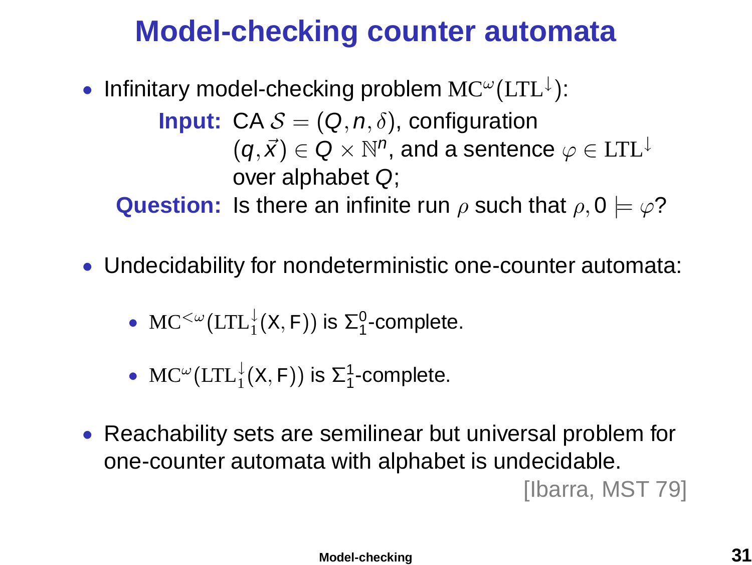# Model-checking counter automata

- Infinitary model-checking problem $\mathrm{MC}^{\omega}(\mathrm{LTL}^{\downarrow})$:

  **Input:** CA $\mathcal{S} = (Q, n, \delta)$, configuration $(q, \vec{x}) \in Q \times \mathbb{N}^n$, and a sentence $\varphi \in \mathrm{LTL}^{\downarrow}$ over alphabet $Q$;

  **Question:** Is there an infinite run $\rho$ such that $\rho, 0 \models \varphi$?

- Undecidability for nondeterministic one-counter automata:
  - $\mathrm{MC}^{<\omega}(\mathrm{LTL}^{\downarrow}_{1}(\mathsf{X}, \mathsf{F}))$ is $\Sigma^0_1$-complete.
  - $\mathrm{MC}^{\omega}(\mathrm{LTL}^{\downarrow}_{1}(\mathsf{X}, \mathsf{F}))$ is $\Sigma^1_1$-complete.

- Reachability sets are semilinear but universal problem for one-counter automata with alphabet is undecidable.

  [Ibarra, MST 79]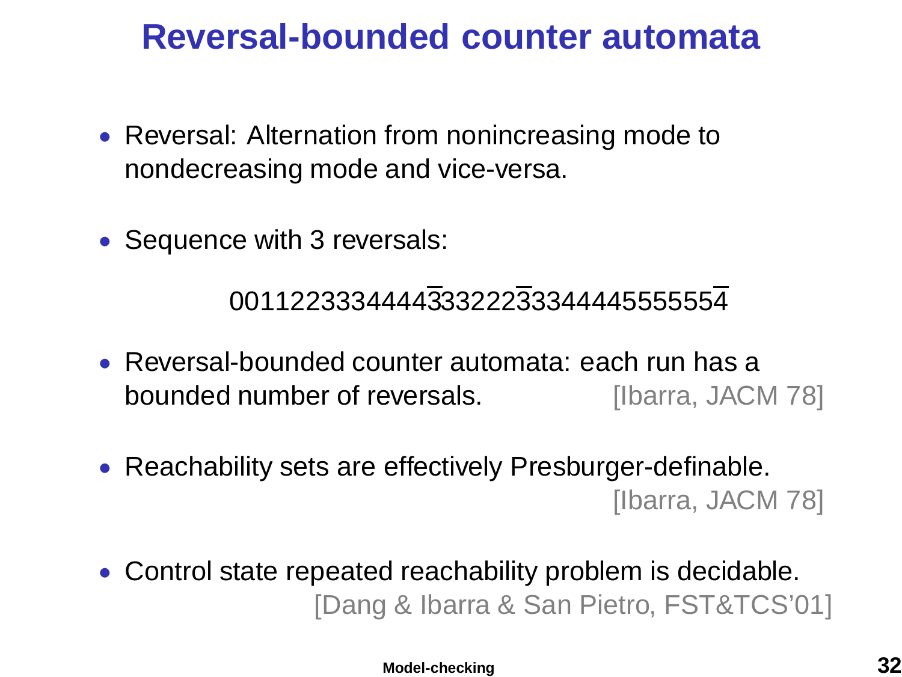# Reversal-bounded counter automata

- Reversal: Alternation from nonincreasing mode to nondecreasing mode and vice-versa.

- Sequence with 3 reversals:

$$0011223334444\overline{3}33222\overline{3}33444445555554\overline{4}$$

- Reversal-bounded counter automata: each run has a bounded number of reversals. [Ibarra, JACM 78]

- Reachability sets are effectively Presburger-definable. [Ibarra, JACM 78]

- Control state repeated reachability problem is decidable. [Dang & Ibarra & San Pietro, FST&TCS'01]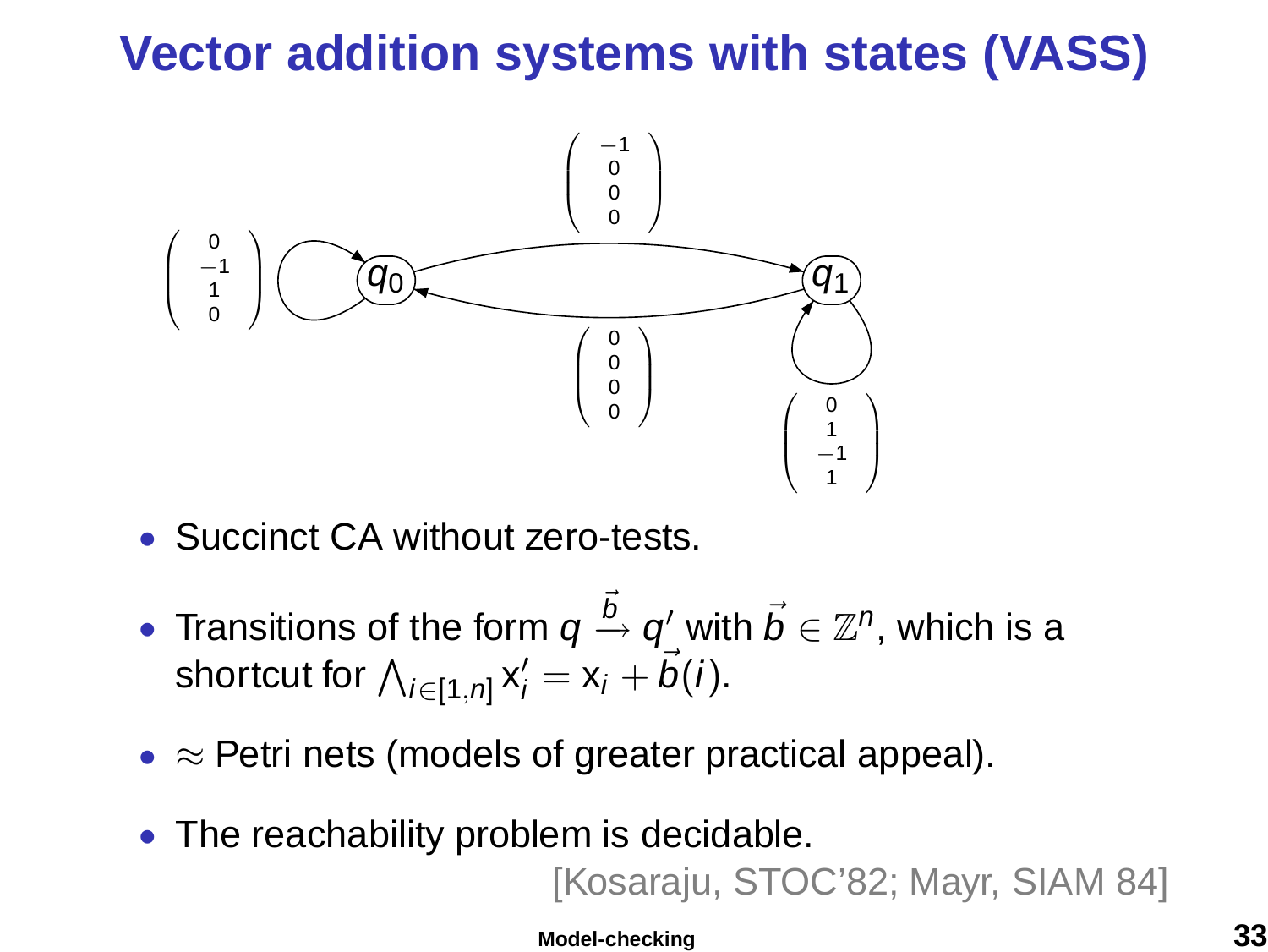# Vector addition systems with states (VASS)

- Succinct CA without zero-tests.
- Transitions of the form $q \xrightarrow{\vec{b}} q'$ with $\vec{b} \in \mathbb{Z}^n$, which is a shortcut for $\bigwedge_{i \in [1,n]} \mathsf{x}_i' = \mathsf{x}_i + \vec{b}(i)$.
- $\approx$ Petri nets (models of greater practical appeal).
- The reachability problem is decidable.

[Kosaraju, STOC'82; Mayr, SIAM 84]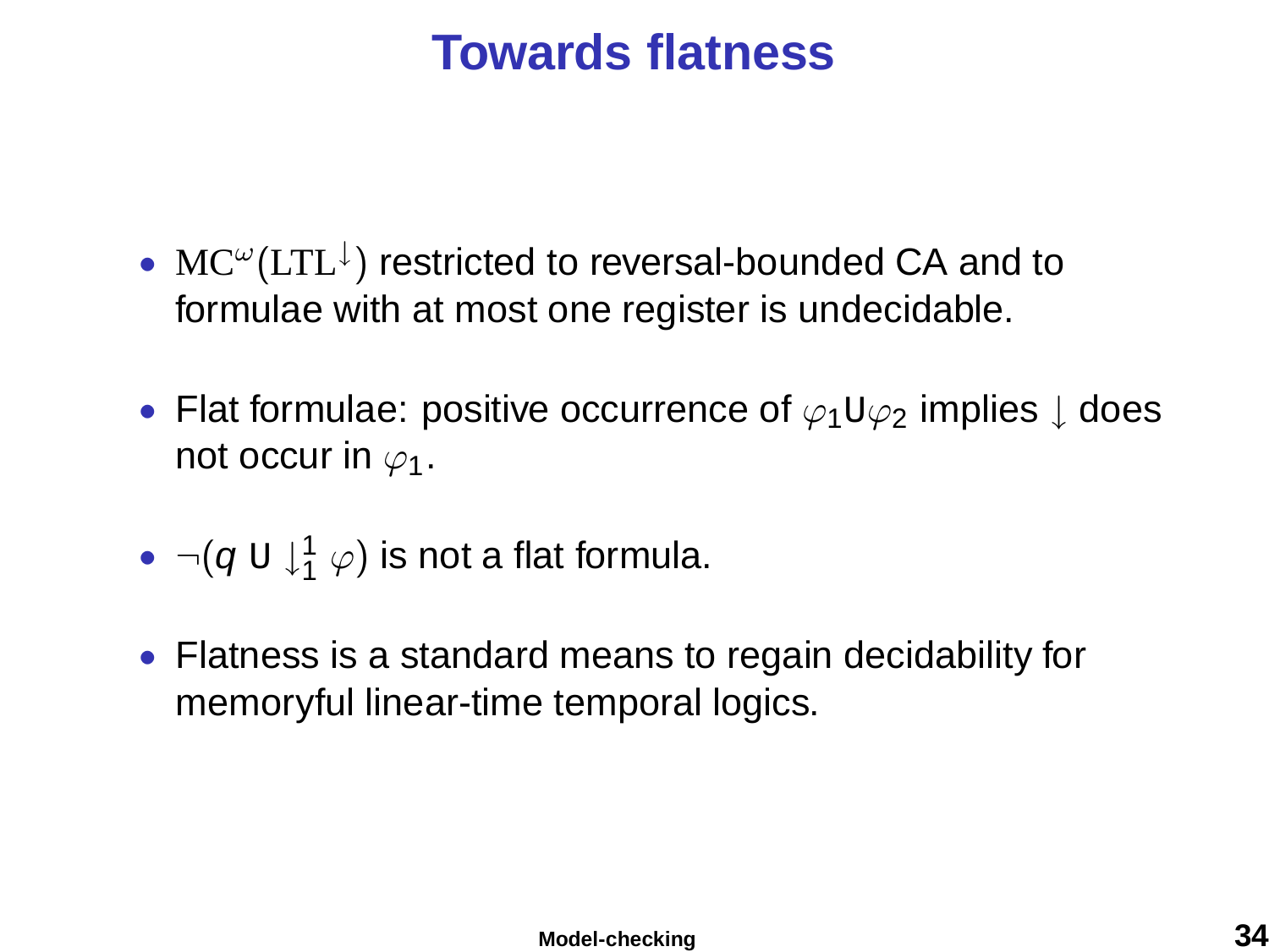# Towards flatness

- $\mathrm{MC}^{\omega}(\mathrm{LTL}^{\downarrow})$ restricted to reversal-bounded CA and to formulae with at most one register is undecidable.
- Flat formulae: positive occurrence of $\varphi_1 \mathsf{U} \varphi_2$ implies $\downarrow$ does not occur in $\varphi_1$.
- $\neg(q \ \mathsf{U} \downarrow_1^1 \varphi)$ is not a flat formula.
- Flatness is a standard means to regain decidability for memoryful linear-time temporal logics.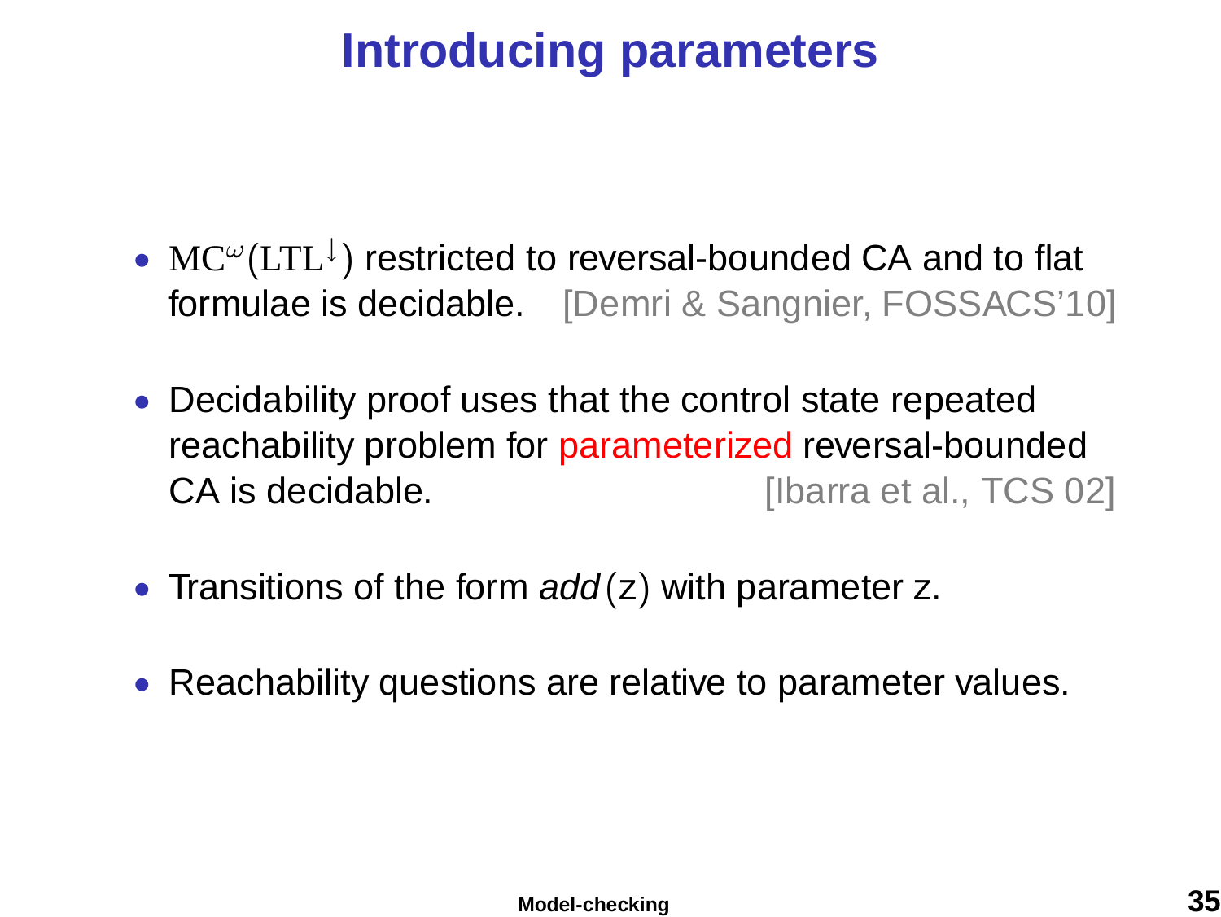# Introducing parameters

- $\mathrm{MC}^{\omega}(\mathrm{LTL}^{\downarrow})$ restricted to reversal-bounded CA and to flat formulae is decidable. [Demri & Sangnier, FOSSACS'10]

- Decidability proof uses that the control state repeated reachability problem for parameterized reversal-bounded CA is decidable. [Ibarra et al., TCS 02]

- Transitions of the form *add*(z) with parameter z.

- Reachability questions are relative to parameter values.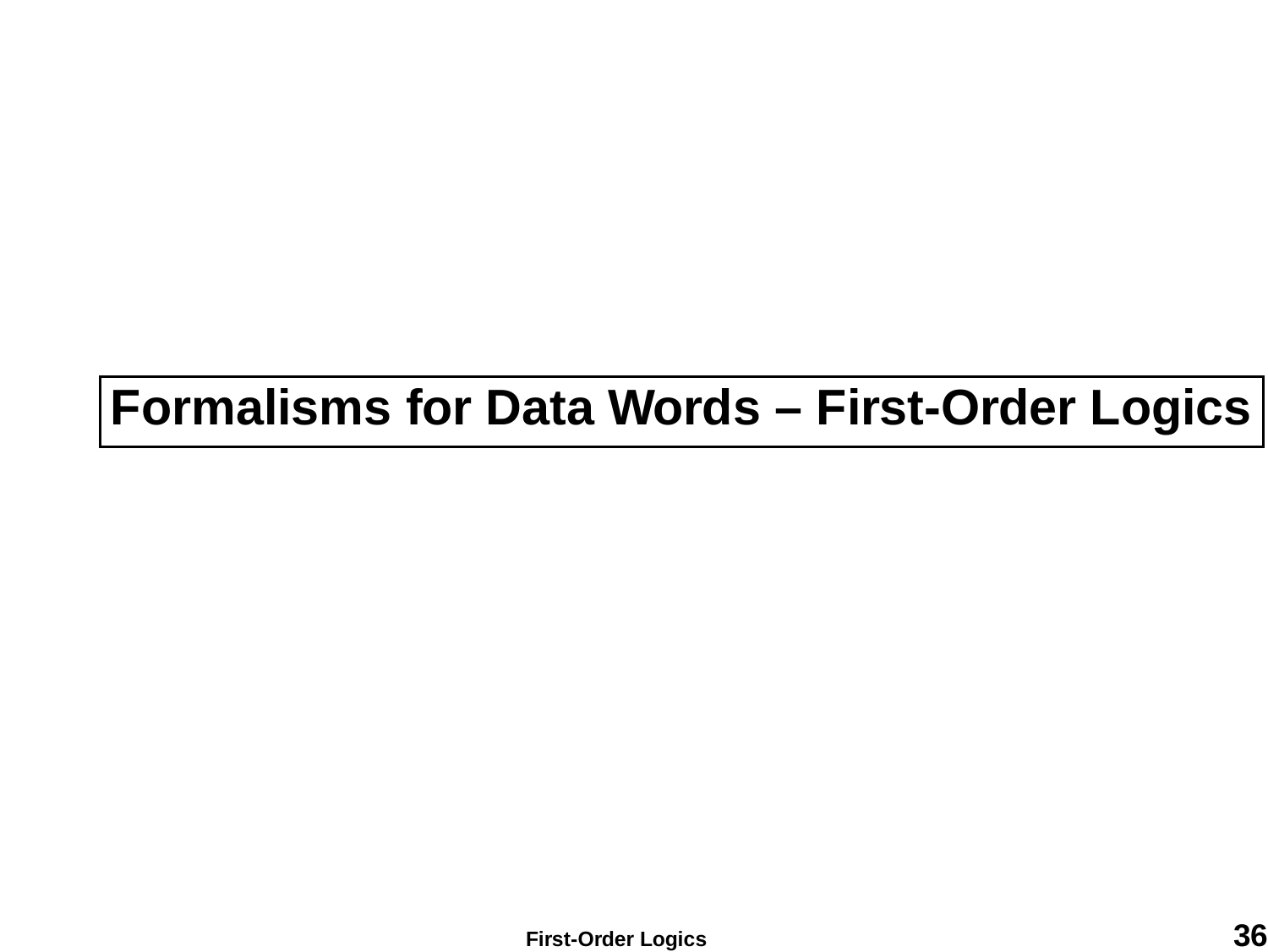# Formalisms for Data Words – First-Order Logics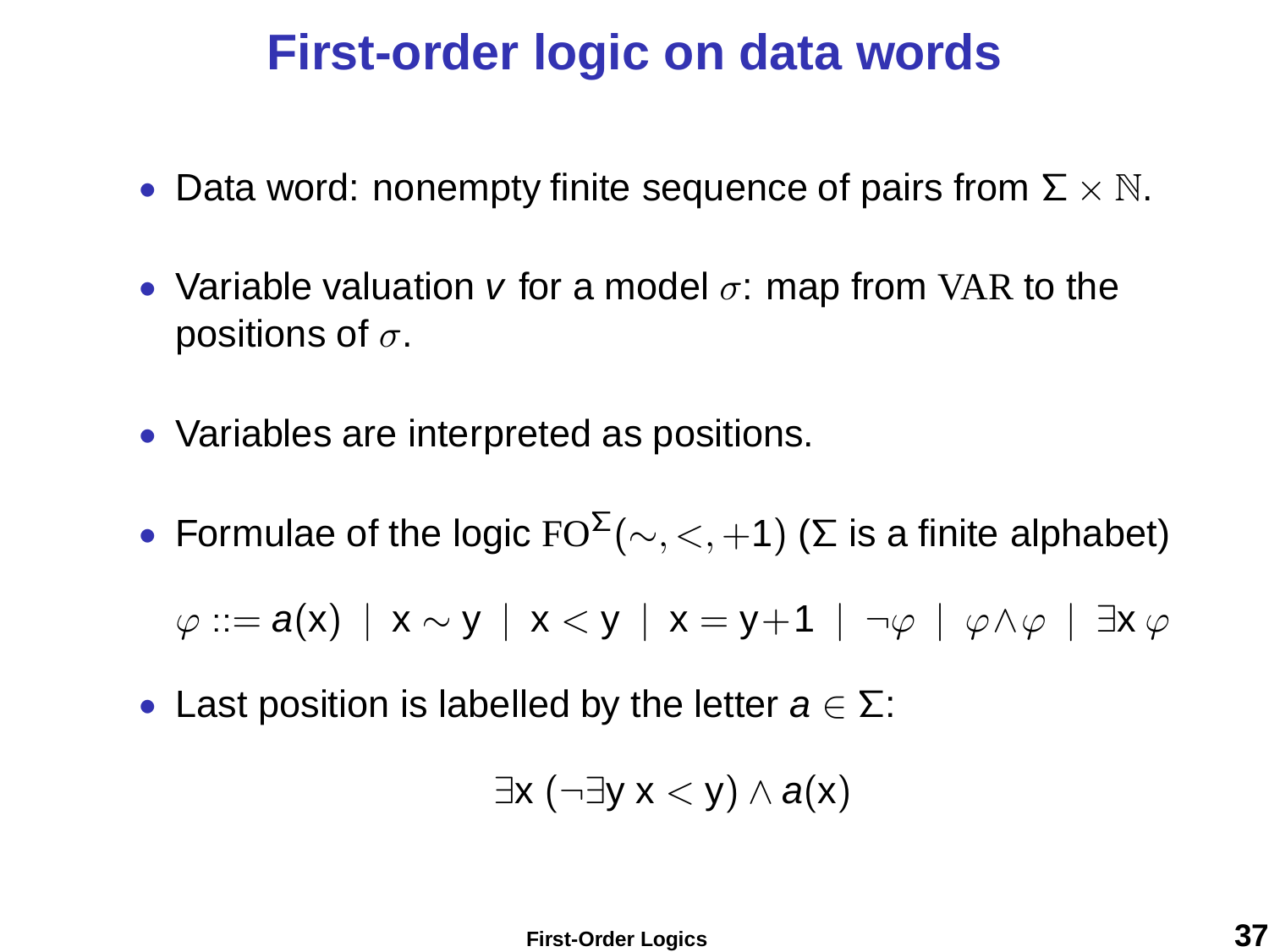# First-order logic on data words

- Data word: nonempty finite sequence of pairs from $\Sigma \times \mathbb{N}$.
- Variable valuation $v$ for a model $\sigma$: map from $\mathrm{VAR}$ to the positions of $\sigma$.
- Variables are interpreted as positions.
- Formulae of the logic $\mathrm{FO}^{\Sigma}(\sim, <, +1)$ ($\Sigma$ is a finite alphabet)

$$\varphi ::= a(\mathsf{x}) \mid \mathsf{x} \sim \mathsf{y} \mid \mathsf{x} < \mathsf{y} \mid \mathsf{x} = \mathsf{y}{+}1 \mid \neg\varphi \mid \varphi \wedge \varphi \mid \exists \mathsf{x}\, \varphi$$

- Last position is labelled by the letter $a \in \Sigma$:

$$\exists \mathsf{x}\ (\neg \exists \mathsf{y}\ \mathsf{x} < \mathsf{y}) \wedge a(\mathsf{x})$$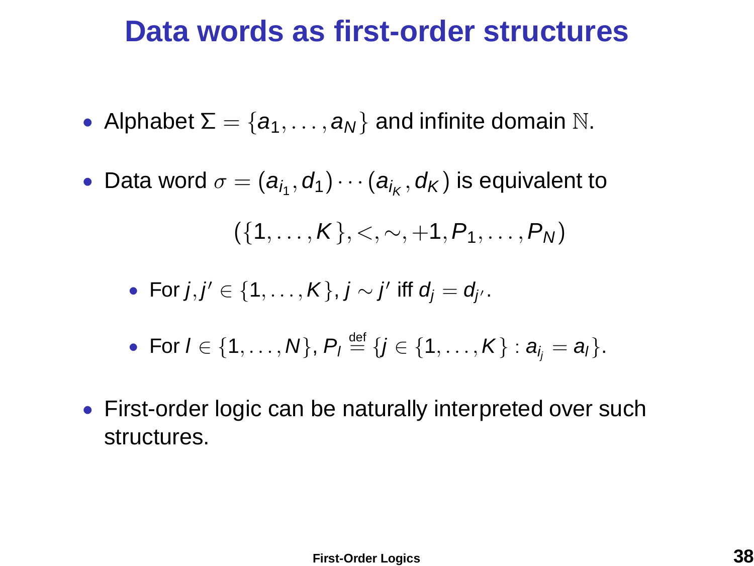# Data words as first-order structures

- Alphabet $\Sigma = \{a_1, \ldots, a_N\}$ and infinite domain $\mathbb{N}$.
- Data word $\sigma = (a_{i_1}, d_1) \cdots (a_{i_K}, d_K)$ is equivalent to

$$(\{1, \ldots, K\}, <, \sim, +1, P_1, \ldots, P_N)$$

  - For $j, j' \in \{1, \ldots, K\}$, $j \sim j'$ iff $d_j = d_{j'}$.
  - For $l \in \{1, \ldots, N\}$, $P_l \stackrel{\text{def}}{=} \{j \in \{1, \ldots, K\} : a_{i_j} = a_l\}$.
- First-order logic can be naturally interpreted over such structures.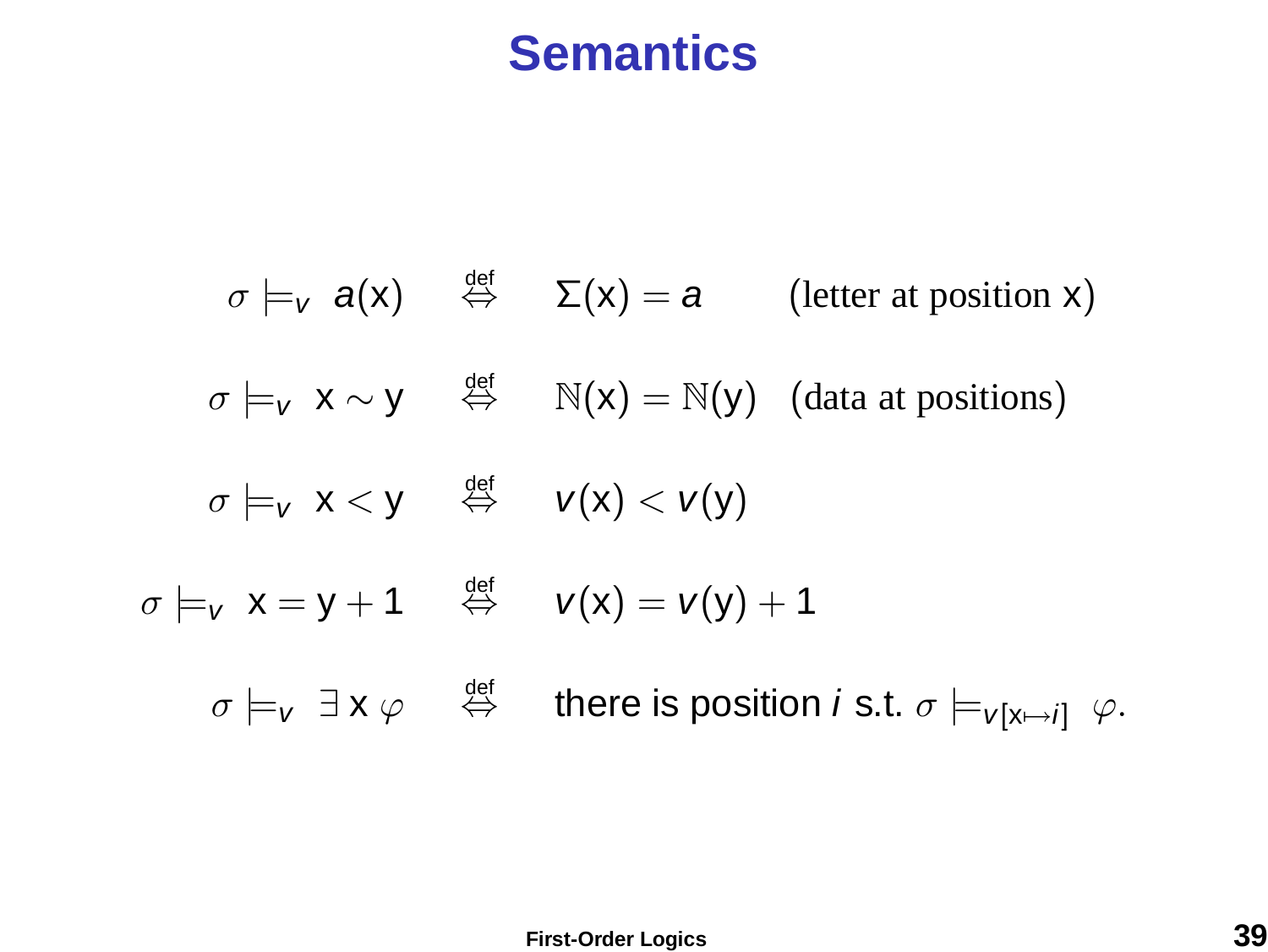# Semantics

$$\sigma \models_v a(\mathsf{x}) \quad \overset{\text{def}}{\Leftrightarrow} \quad \Sigma(\mathsf{x}) = a \qquad \text{(letter at position x)}$$

$$\sigma \models_v \mathsf{x} \sim \mathsf{y} \quad \overset{\text{def}}{\Leftrightarrow} \quad \mathbb{N}(\mathsf{x}) = \mathbb{N}(\mathsf{y}) \quad \text{(data at positions)}$$

$$\sigma \models_v \mathsf{x} < \mathsf{y} \quad \overset{\text{def}}{\Leftrightarrow} \quad v(\mathsf{x}) < v(\mathsf{y})$$

$$\sigma \models_v \mathsf{x} = \mathsf{y} + 1 \quad \overset{\text{def}}{\Leftrightarrow} \quad v(\mathsf{x}) = v(\mathsf{y}) + 1$$

$$\sigma \models_v \exists\, \mathsf{x}\, \varphi \quad \overset{\text{def}}{\Leftrightarrow} \quad \text{there is position } i \text{ s.t. } \sigma \models_{v[\mathsf{x} \mapsto i]} \varphi.$$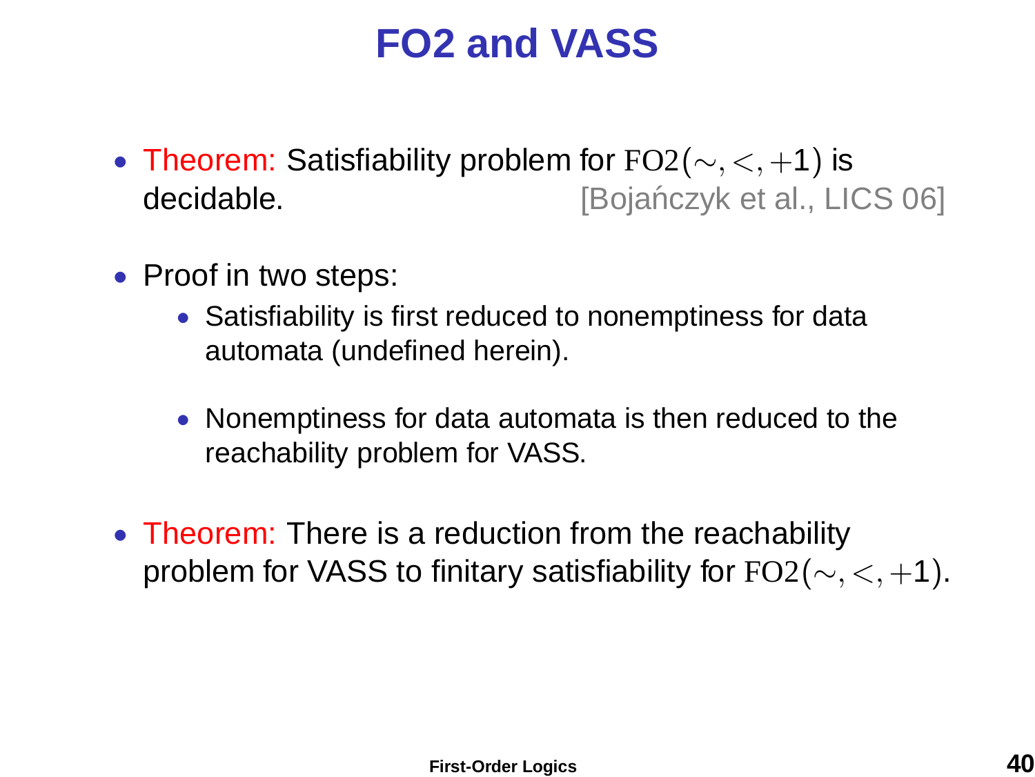# FO2 and VASS

- Theorem: Satisfiability problem for $\mathrm{FO2}(\sim, <, +1)$ is decidable. [Bojańczyk et al., LICS 06]
- Proof in two steps:
  - Satisfiability is first reduced to nonemptiness for data automata (undefined herein).
  - Nonemptiness for data automata is then reduced to the reachability problem for VASS.
- Theorem: There is a reduction from the reachability problem for VASS to finitary satisfiability for $\mathrm{FO2}(\sim, <, +1)$.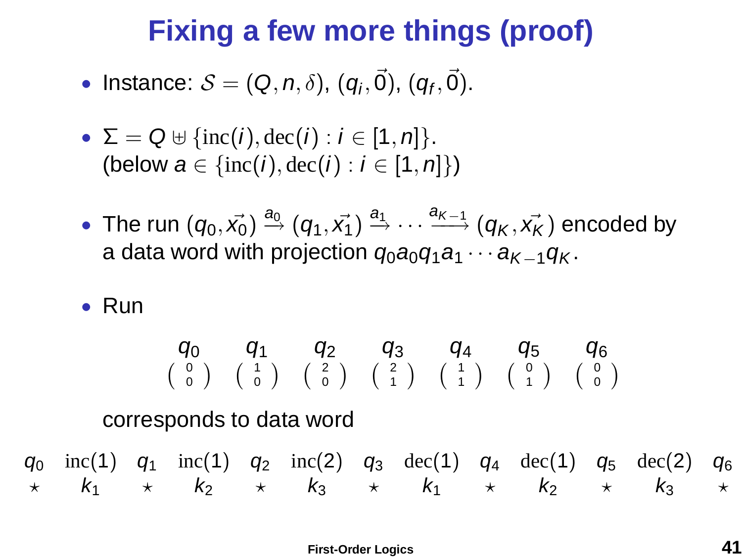# Fixing a few more things (proof)

- Instance: $\mathcal{S} = (Q, n, \delta)$, $(q_i, \vec{0})$, $(q_f, \vec{0})$.

- $\Sigma = Q \uplus \{\mathrm{inc}(i), \mathrm{dec}(i) : i \in [1, n]\}$.
  (below $a \in \{\mathrm{inc}(i), \mathrm{dec}(i) : i \in [1, n]\}$)

- The run $(q_0, \vec{x_0}) \xrightarrow{a_0} (q_1, \vec{x_1}) \xrightarrow{a_1} \cdots \xrightarrow{a_{K-1}} (q_K, \vec{x_K})$ encoded by a data word with projection $q_0 a_0 q_1 a_1 \cdots a_{K-1} q_K$.

- Run

$$
\begin{array}{ccccccc}
q_0 & q_1 & q_2 & q_3 & q_4 & q_5 & q_6 \\
\begin{pmatrix} 0 \\ 0 \end{pmatrix} & \begin{pmatrix} 1 \\ 0 \end{pmatrix} & \begin{pmatrix} 2 \\ 0 \end{pmatrix} & \begin{pmatrix} 2 \\ 1 \end{pmatrix} & \begin{pmatrix} 1 \\ 1 \end{pmatrix} & \begin{pmatrix} 0 \\ 1 \end{pmatrix} & \begin{pmatrix} 0 \\ 0 \end{pmatrix}
\end{array}
$$

corresponds to data word

$$
\begin{array}{ccccccccccccc}
q_0 & \mathrm{inc}(1) & q_1 & \mathrm{inc}(1) & q_2 & \mathrm{inc}(2) & q_3 & \mathrm{dec}(1) & q_4 & \mathrm{dec}(1) & q_5 & \mathrm{dec}(2) & q_6 \\
\star & k_1 & \star & k_2 & \star & k_3 & \star & k_1 & \star & k_2 & \star & k_3 & \star
\end{array}
$$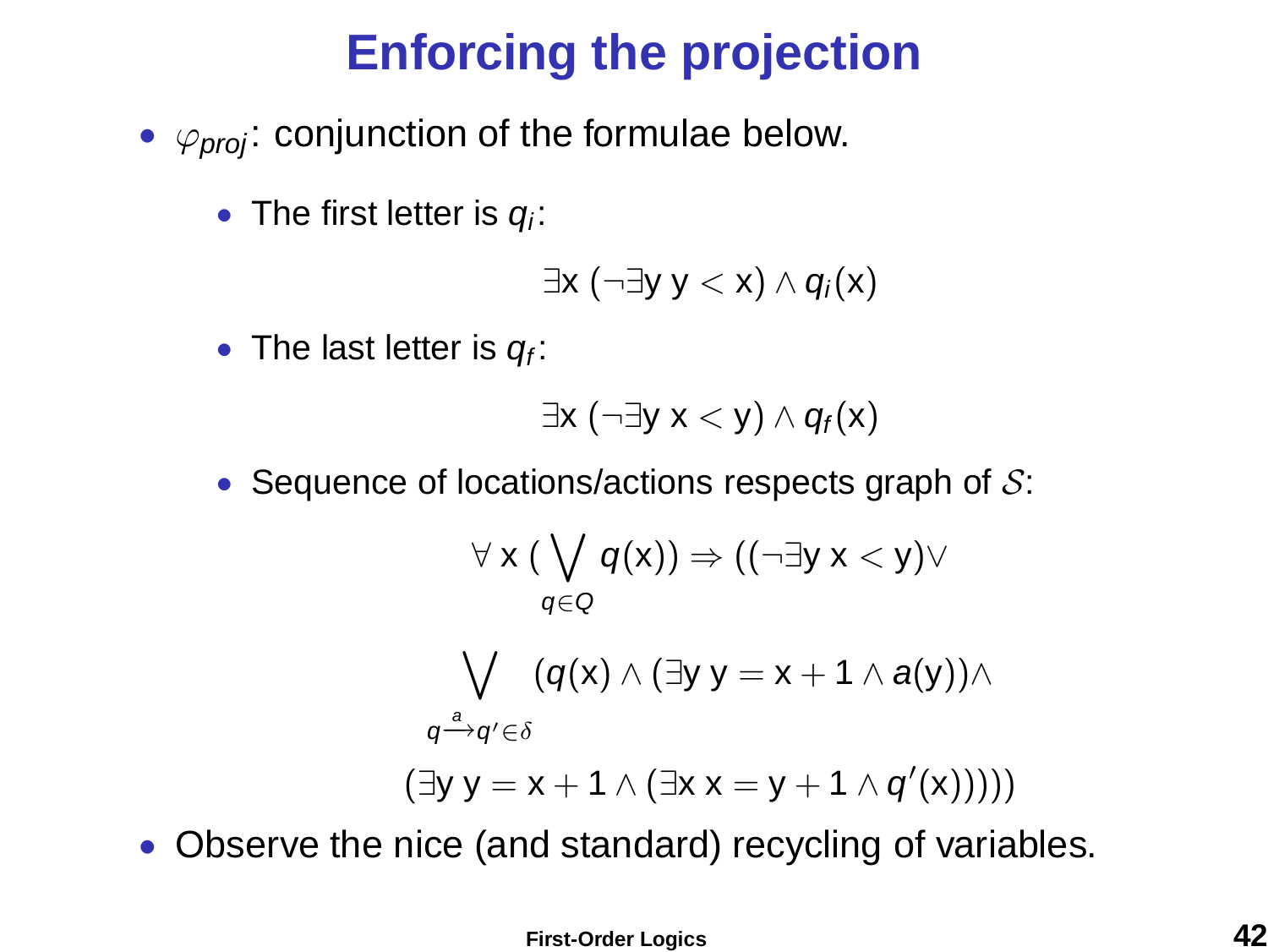# Enforcing the projection

- $\varphi_{proj}$: conjunction of the formulae below.
  - The first letter is $q_i$:

$$\exists \mathsf{x}\ (\neg \exists \mathsf{y}\ \mathsf{y} < \mathsf{x}) \wedge q_i(\mathsf{x})$$

  - The last letter is $q_f$:

$$\exists \mathsf{x}\ (\neg \exists \mathsf{y}\ \mathsf{x} < \mathsf{y}) \wedge q_f(\mathsf{x})$$

  - Sequence of locations/actions respects graph of $\mathcal{S}$:

$$\forall\ \mathsf{x}\ (\bigvee_{q \in Q} q(\mathsf{x})) \Rightarrow ((\neg \exists \mathsf{y}\ \mathsf{x} < \mathsf{y}) \vee$$

$$\bigvee_{q \xrightarrow{a} q' \in \delta} (q(\mathsf{x}) \wedge (\exists \mathsf{y}\ \mathsf{y} = \mathsf{x} + 1 \wedge a(\mathsf{y})) \wedge$$

$$(\exists \mathsf{y}\ \mathsf{y} = \mathsf{x} + 1 \wedge (\exists \mathsf{x}\ \mathsf{x} = \mathsf{y} + 1 \wedge q'(\mathsf{x})))))$$

- Observe the nice (and standard) recycling of variables.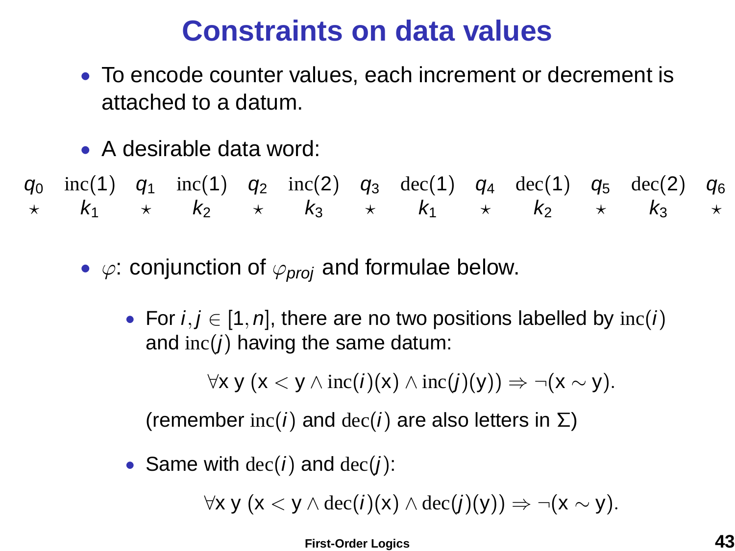# Constraints on data values

- To encode counter values, each increment or decrement is attached to a datum.

- A desirable data word:

$$\begin{array}{ccccccccccccc} q_0 & \mathrm{inc}(1) & q_1 & \mathrm{inc}(1) & q_2 & \mathrm{inc}(2) & q_3 & \mathrm{dec}(1) & q_4 & \mathrm{dec}(1) & q_5 & \mathrm{dec}(2) & q_6 \\ \star & k_1 & \star & k_2 & \star & k_3 & \star & k_1 & \star & k_2 & \star & k_3 & \star \end{array}$$

- $\varphi$: conjunction of $\varphi_{proj}$ and formulae below.

  - For $i, j \in [1, n]$, there are no two positions labelled by $\mathrm{inc}(i)$ and $\mathrm{inc}(j)$ having the same datum:

    $$\forall \mathsf{x}\ \mathsf{y}\ (\mathsf{x} < \mathsf{y} \land \mathrm{inc}(i)(\mathsf{x}) \land \mathrm{inc}(j)(\mathsf{y})) \Rightarrow \neg(\mathsf{x} \sim \mathsf{y}).$$

    (remember $\mathrm{inc}(i)$ and $\mathrm{dec}(i)$ are also letters in $\Sigma$)

  - Same with $\mathrm{dec}(i)$ and $\mathrm{dec}(j)$:

    $$\forall \mathsf{x}\ \mathsf{y}\ (\mathsf{x} < \mathsf{y} \land \mathrm{dec}(i)(\mathsf{x}) \land \mathrm{dec}(j)(\mathsf{y})) \Rightarrow \neg(\mathsf{x} \sim \mathsf{y}).$$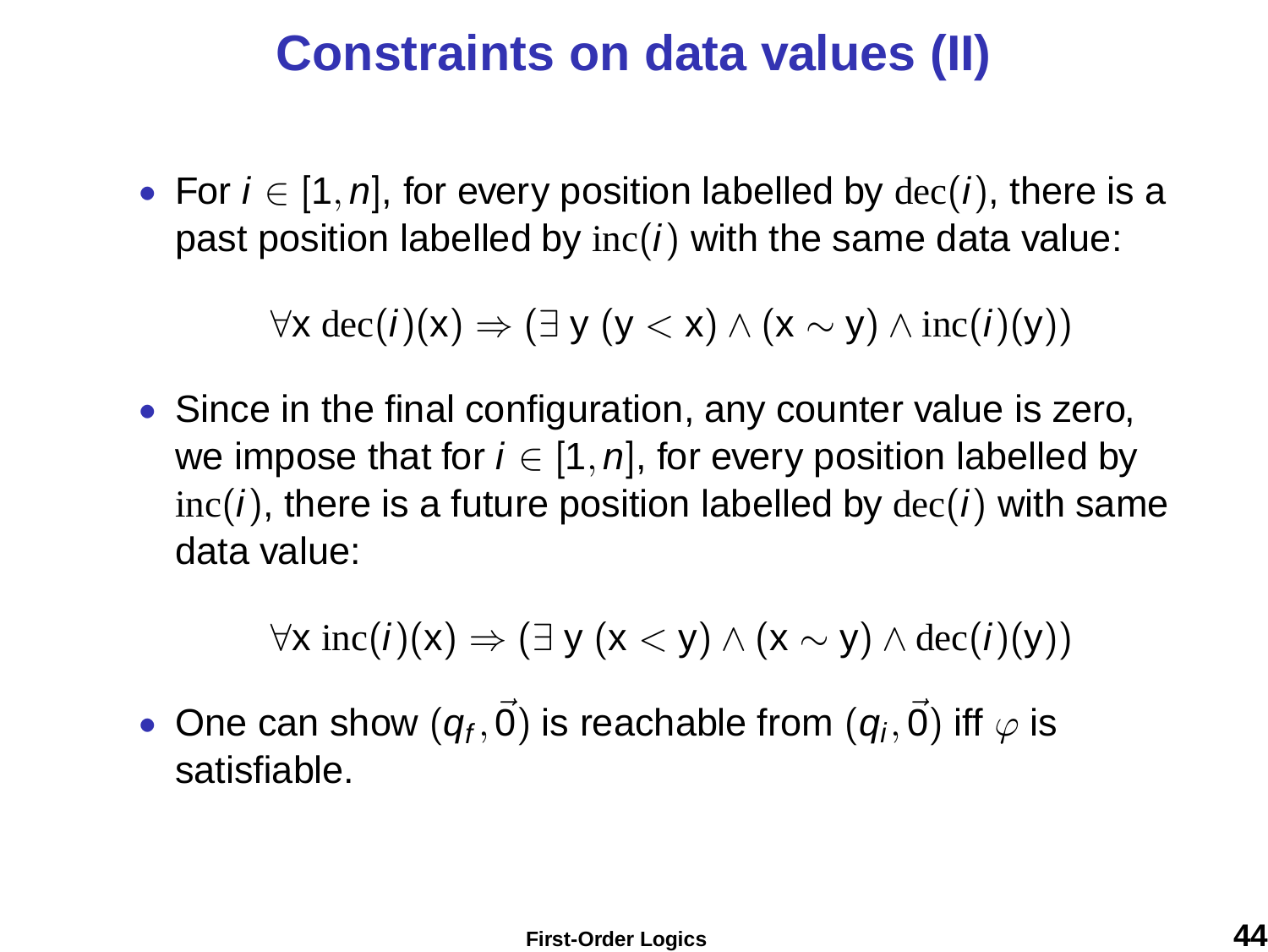# Constraints on data values (II)

- For $i \in [1, n]$, for every position labelled by $\mathrm{dec}(i)$, there is a past position labelled by $\mathrm{inc}(i)$ with the same data value:

$$\forall \mathsf{x}\ \mathrm{dec}(i)(\mathsf{x}) \Rightarrow (\exists\ \mathsf{y}\ (\mathsf{y} < \mathsf{x}) \wedge (\mathsf{x} \sim \mathsf{y}) \wedge \mathrm{inc}(i)(\mathsf{y}))$$

- Since in the final configuration, any counter value is zero, we impose that for $i \in [1, n]$, for every position labelled by $\mathrm{inc}(i)$, there is a future position labelled by $\mathrm{dec}(i)$ with same data value:

$$\forall \mathsf{x}\ \mathrm{inc}(i)(\mathsf{x}) \Rightarrow (\exists\ \mathsf{y}\ (\mathsf{x} < \mathsf{y}) \wedge (\mathsf{x} \sim \mathsf{y}) \wedge \mathrm{dec}(i)(\mathsf{y}))$$

- One can show $(q_f, \vec{0})$ is reachable from $(q_i, \vec{0})$ iff $\varphi$ is satisfiable.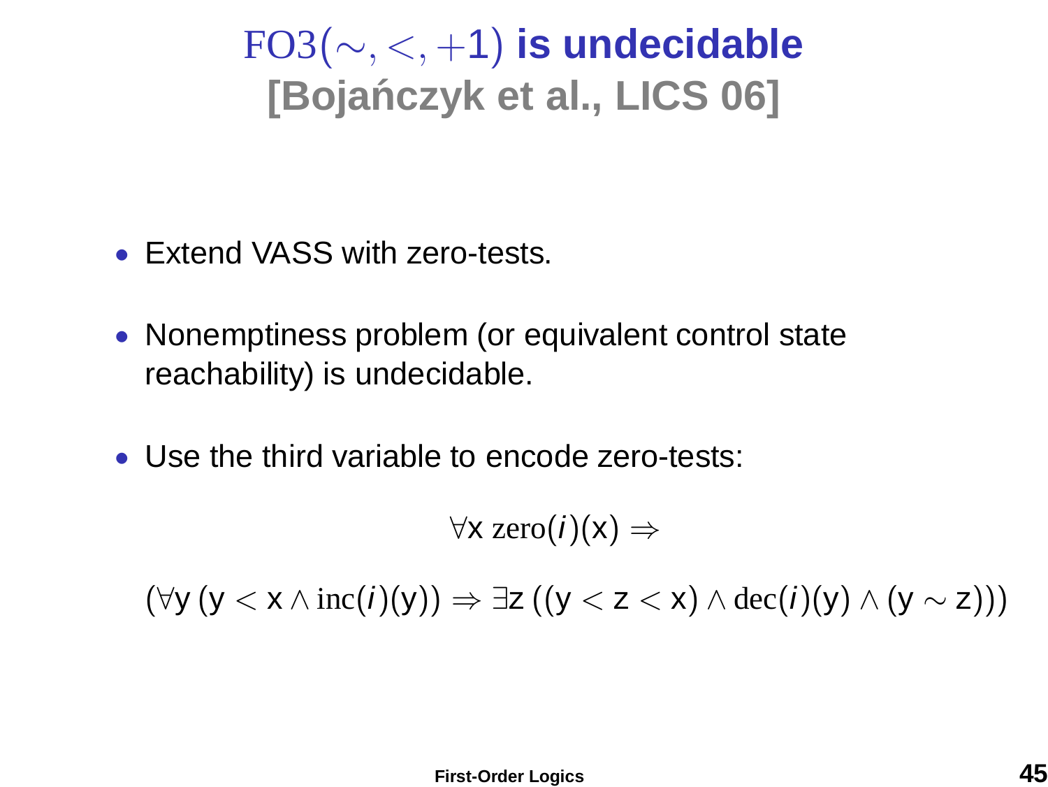# $\mathrm{FO3}(\sim, <, +1)$ is undecidable [Bojańczyk et al., LICS 06]

- Extend VASS with zero-tests.
- Nonemptiness problem (or equivalent control state reachability) is undecidable.
- Use the third variable to encode zero-tests:

$$\forall x \; \mathrm{zero}(i)(x) \Rightarrow$$

$$(\forall y \, (y < x \wedge \mathrm{inc}(i)(y)) \Rightarrow \exists z \, ((y < z < x) \wedge \mathrm{dec}(i)(y) \wedge (y \sim z)))$$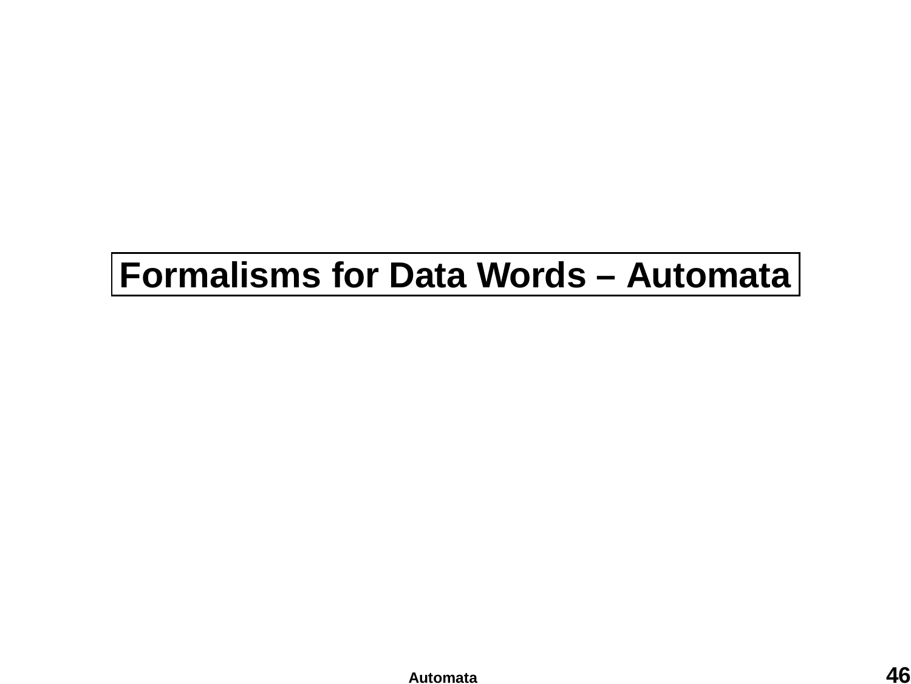# Formalisms for Data Words – Automata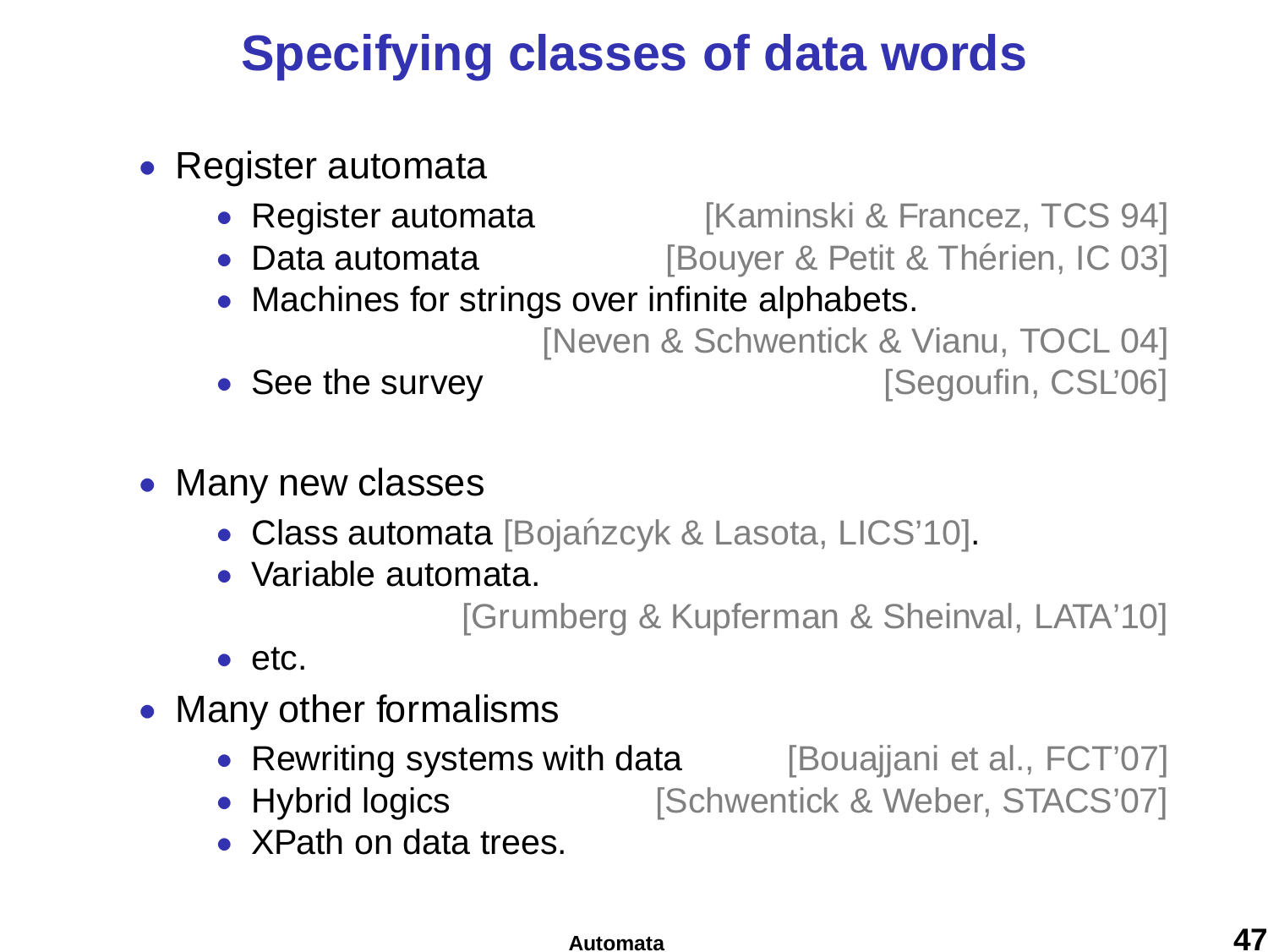# Specifying classes of data words

- Register automata
  - Register automata [Kaminski & Francez, TCS 94]
  - Data automata [Bouyer & Petit & Thérien, IC 03]
  - Machines for strings over infinite alphabets. [Neven & Schwentick & Vianu, TOCL 04]
  - See the survey [Segoufin, CSL'06]

- Many new classes
  - Class automata [Bojańzcyk & Lasota, LICS'10].
  - Variable automata. [Grumberg & Kupferman & Sheinval, LATA'10]
  - etc.
- Many other formalisms
  - Rewriting systems with data [Bouajjani et al., FCT'07]
  - Hybrid logics [Schwentick & Weber, STACS'07]
  - XPath on data trees.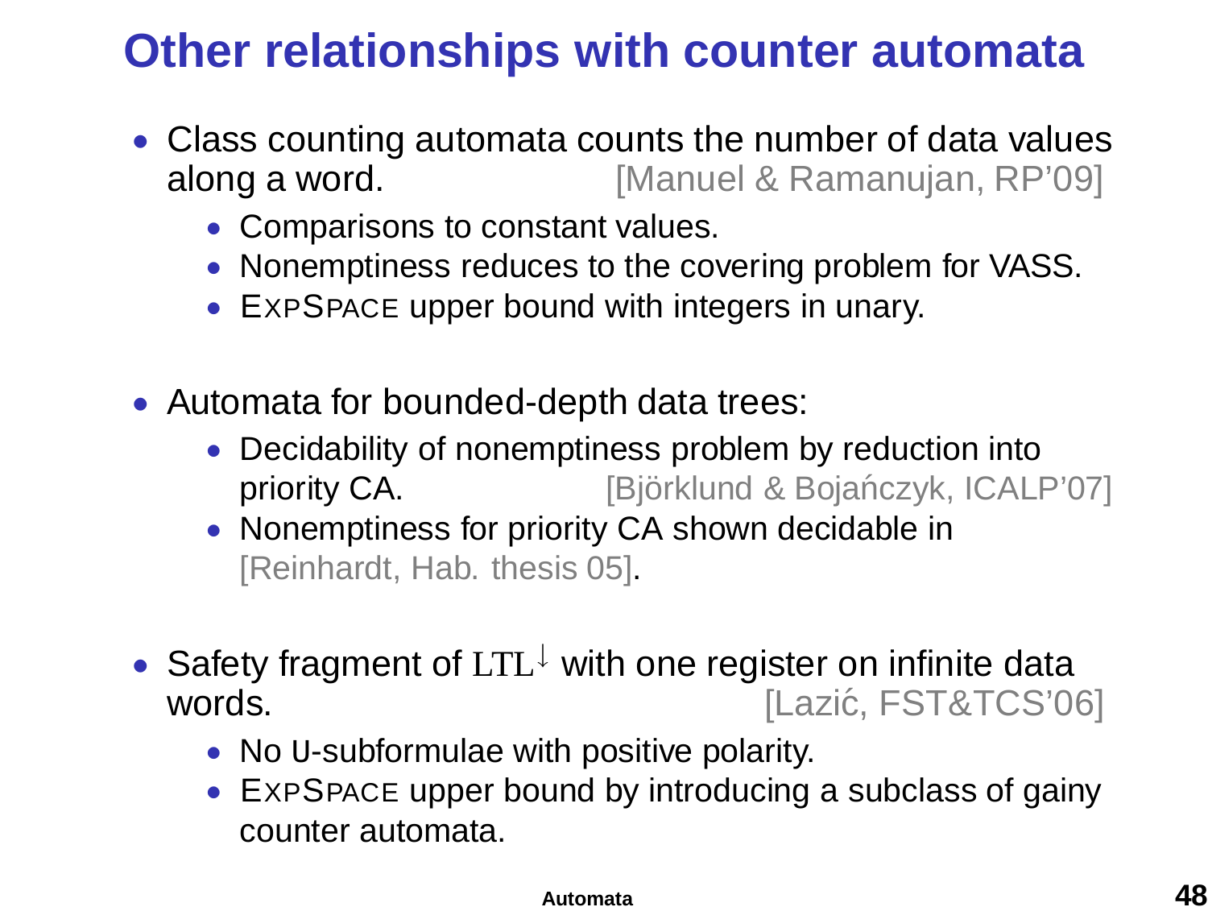# Other relationships with counter automata

- Class counting automata counts the number of data values along a word. [Manuel & Ramanujan, RP'09]
  - Comparisons to constant values.
  - Nonemptiness reduces to the covering problem for VASS.
  - EXPSPACE upper bound with integers in unary.

- Automata for bounded-depth data trees:
  - Decidability of nonemptiness problem by reduction into priority CA. [Björklund & Bojańczyk, ICALP'07]
  - Nonemptiness for priority CA shown decidable in [Reinhardt, Hab. thesis 05].

- Safety fragment of $\mathrm{LTL}^{\downarrow}$ with one register on infinite data words. [Lazić, FST&TCS'06]
  - No U-subformulae with positive polarity.
  - EXPSPACE upper bound by introducing a subclass of gainy counter automata.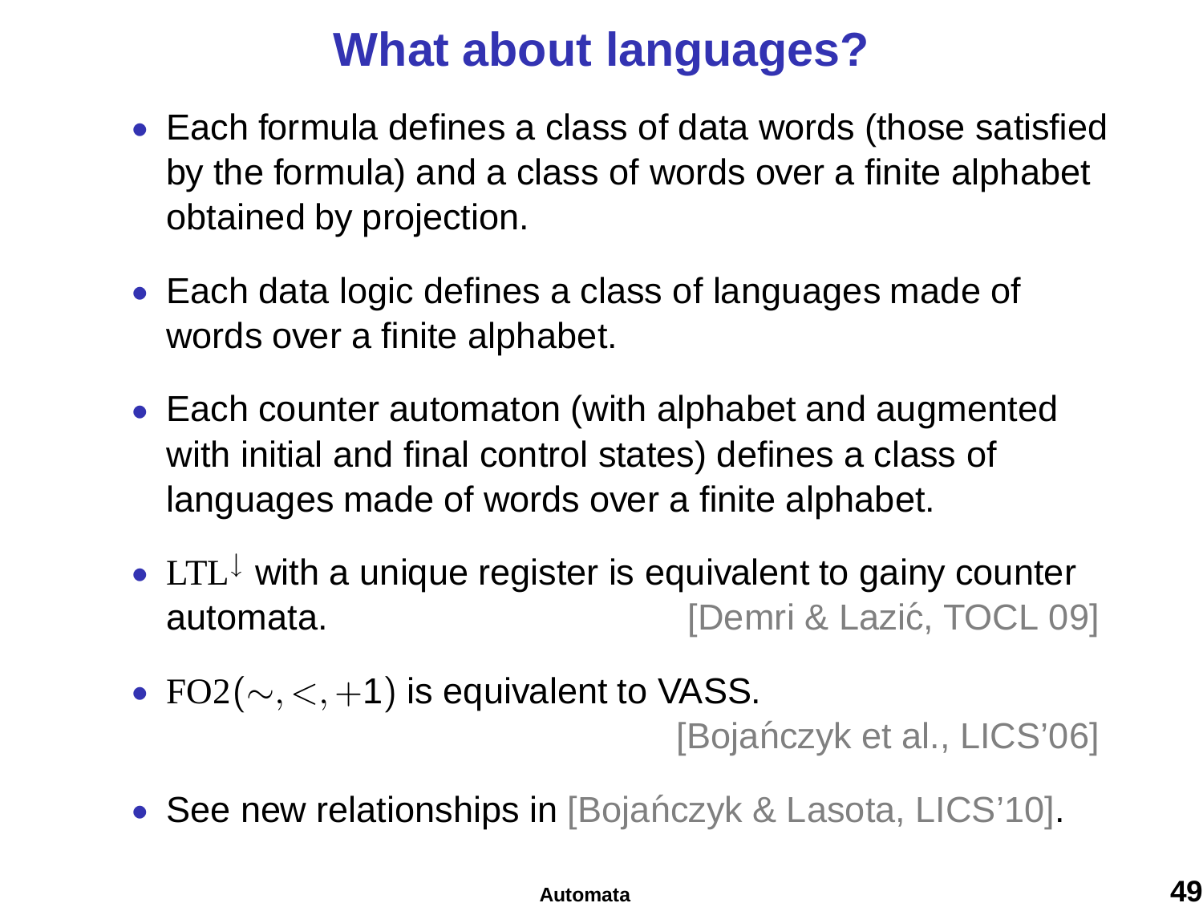# What about languages?

- Each formula defines a class of data words (those satisfied by the formula) and a class of words over a finite alphabet obtained by projection.

- Each data logic defines a class of languages made of words over a finite alphabet.

- Each counter automaton (with alphabet and augmented with initial and final control states) defines a class of languages made of words over a finite alphabet.

- $\mathrm{LTL}^{\downarrow}$ with a unique register is equivalent to gainy counter automata. [Demri & Lazić, TOCL 09]

- $\mathrm{FO2}(\sim, <, +1)$ is equivalent to VASS. [Bojańczyk et al., LICS'06]

- See new relationships in [Bojańczyk & Lasota, LICS'10].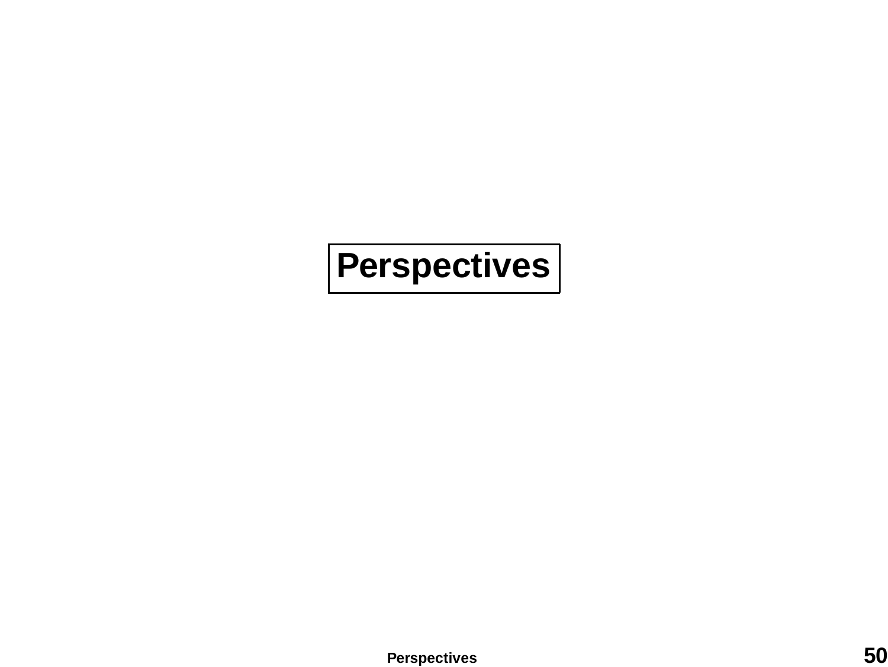# Perspectives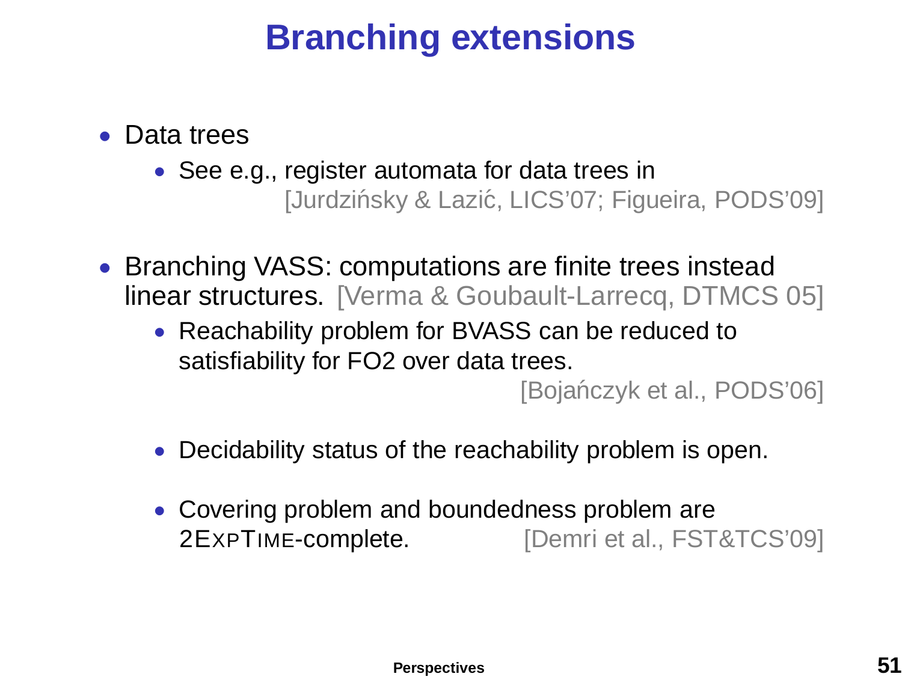# Branching extensions

- Data trees
  - See e.g., register automata for data trees in [Jurdzińsky & Lazić, LICS'07; Figueira, PODS'09]
- Branching VASS: computations are finite trees instead linear structures. [Verma & Goubault-Larrecq, DTMCS 05]
  - Reachability problem for BVASS can be reduced to satisfiability for FO2 over data trees. [Bojańczyk et al., PODS'06]
  - Decidability status of the reachability problem is open.
  - Covering problem and boundedness problem are 2EXPTIME-complete. [Demri et al., FST&TCS'09]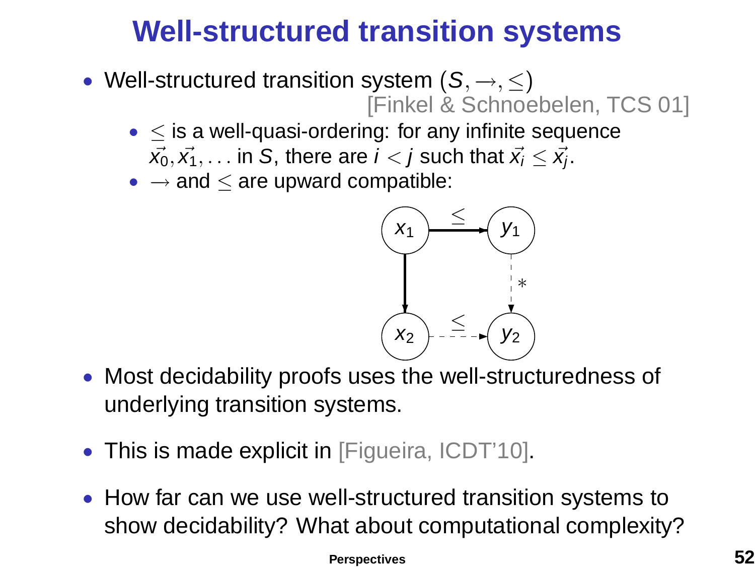# Well-structured transition systems

- Well-structured transition system $(S, \to, \leq)$ [Finkel & Schnoebelen, TCS 01]
  - $\leq$ is a well-quasi-ordering: for any infinite sequence $\vec{x_0}, \vec{x_1}, \ldots$ in $S$, there are $i < j$ such that $\vec{x_i} \leq \vec{x_j}$.
  - $\to$ and $\leq$ are upward compatible:

- Most decidability proofs uses the well-structuredness of underlying transition systems.
- This is made explicit in [Figueira, ICDT'10].
- How far can we use well-structured transition systems to show decidability? What about computational complexity?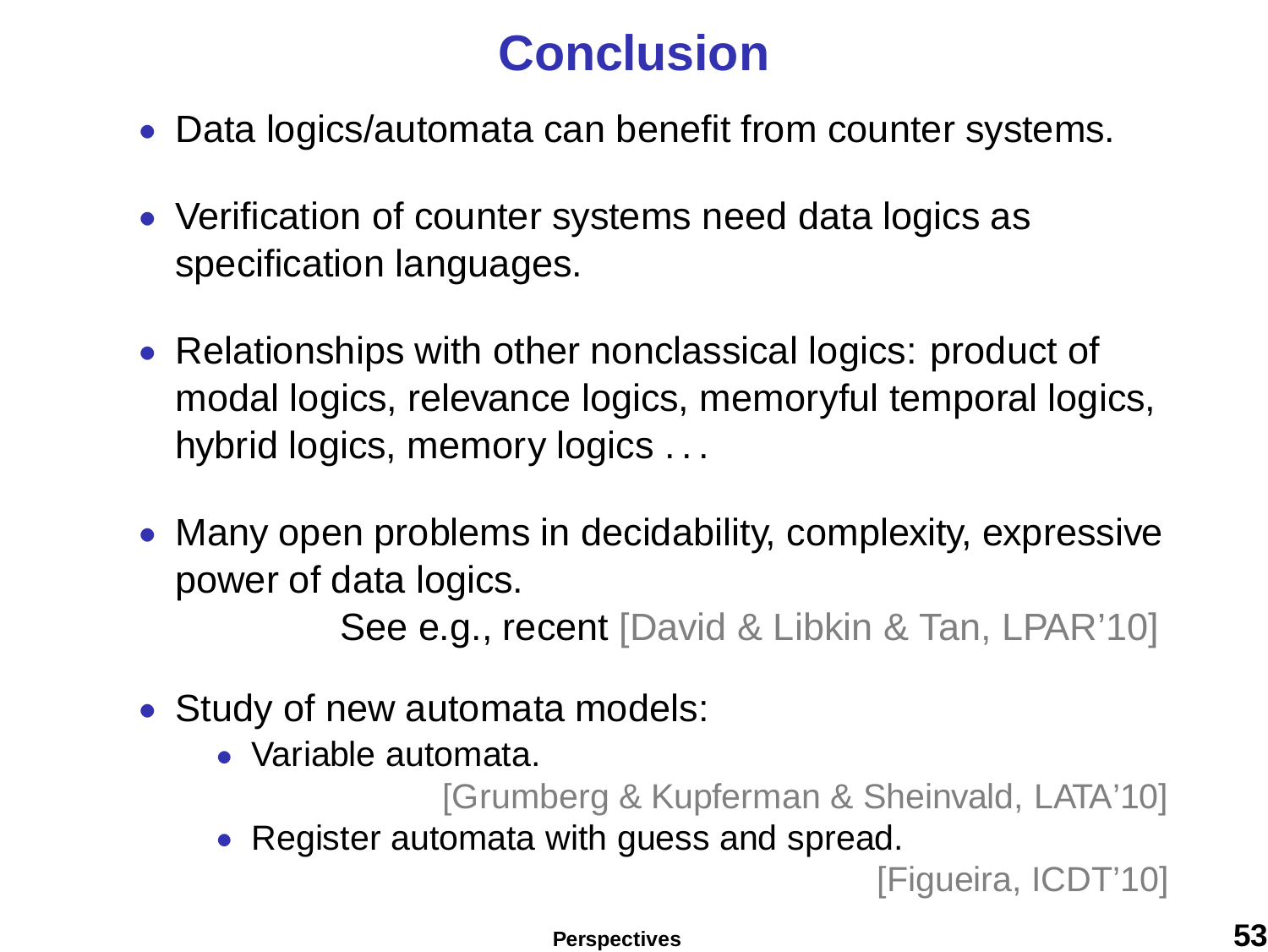# Conclusion

- Data logics/automata can benefit from counter systems.
- Verification of counter systems need data logics as specification languages.
- Relationships with other nonclassical logics: product of modal logics, relevance logics, memoryful temporal logics, hybrid logics, memory logics . . .
- Many open problems in decidability, complexity, expressive power of data logics.

  See e.g., recent [David & Libkin & Tan, LPAR'10]
- Study of new automata models:
  - Variable automata.

    [Grumberg & Kupferman & Sheinvald, LATA'10]
  - Register automata with guess and spread.

    [Figueira, ICDT'10]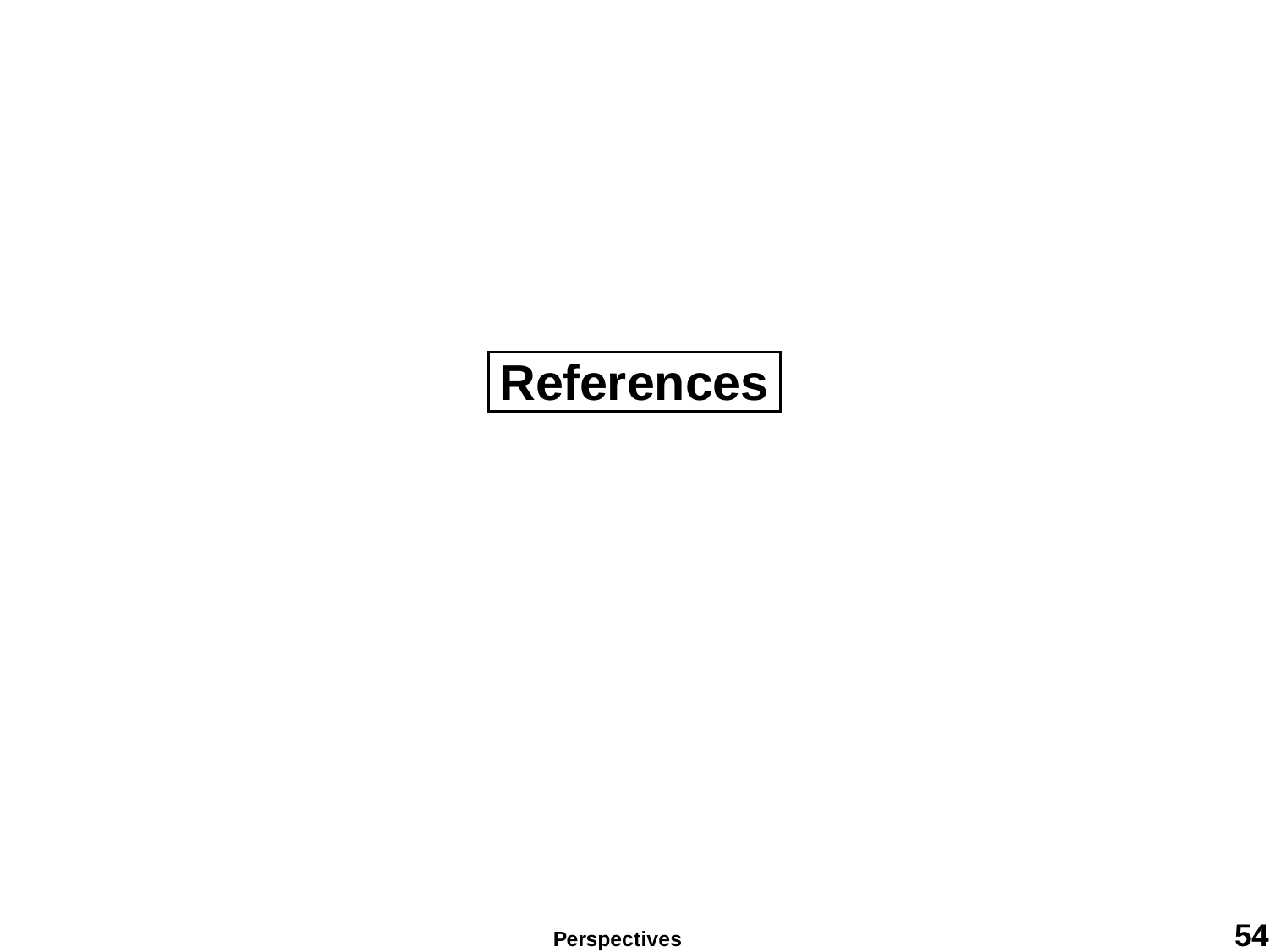# References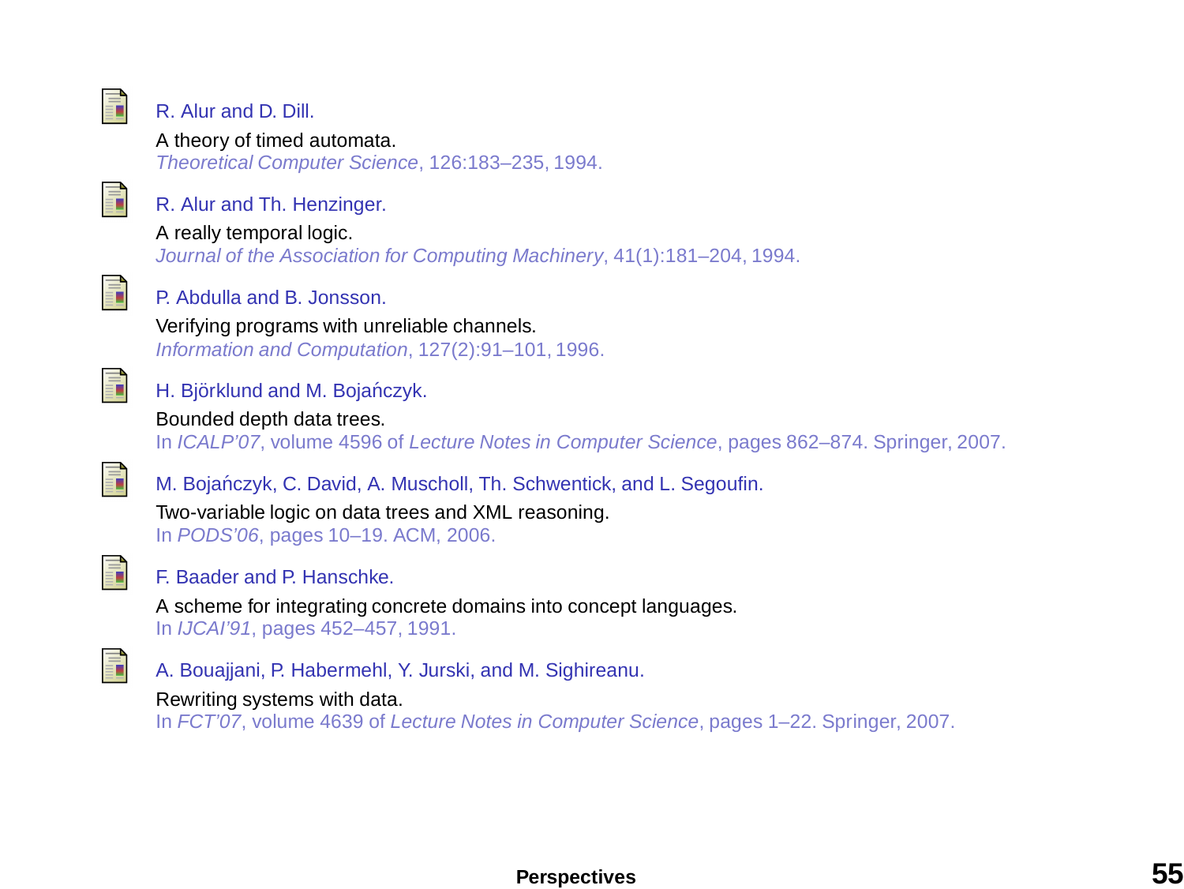R. Alur and D. Dill.
A theory of timed automata.
*Theoretical Computer Science*, 126:183–235, 1994.

R. Alur and Th. Henzinger.
A really temporal logic.
*Journal of the Association for Computing Machinery*, 41(1):181–204, 1994.

P. Abdulla and B. Jonsson.
Verifying programs with unreliable channels.
*Information and Computation*, 127(2):91–101, 1996.

H. Björklund and M. Bojańczyk.
Bounded depth data trees.
In *ICALP'07*, volume 4596 of *Lecture Notes in Computer Science*, pages 862–874. Springer, 2007.

M. Bojańczyk, C. David, A. Muscholl, Th. Schwentick, and L. Segoufin.
Two-variable logic on data trees and XML reasoning.
In *PODS'06*, pages 10–19. ACM, 2006.

F. Baader and P. Hanschke.
A scheme for integrating concrete domains into concept languages.
In *IJCAI'91*, pages 452–457, 1991.

A. Bouajjani, P. Habermehl, Y. Jurski, and M. Sighireanu.
Rewriting systems with data.
In *FCT'07*, volume 4639 of *Lecture Notes in Computer Science*, pages 1–22. Springer, 2007.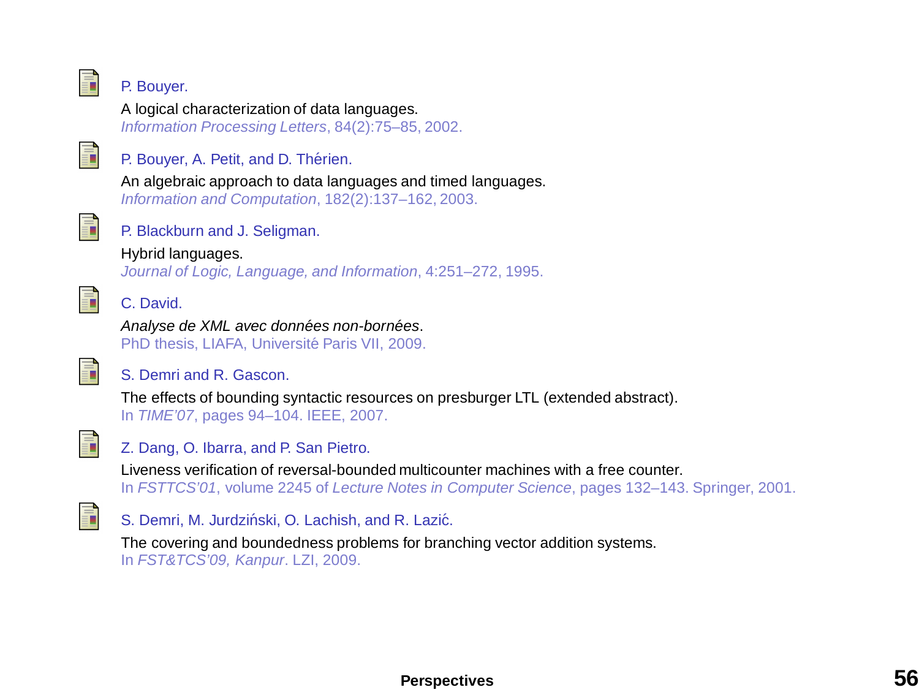- P. Bouyer.
  A logical characterization of data languages.
  *Information Processing Letters*, 84(2):75–85, 2002.

- P. Bouyer, A. Petit, and D. Thérien.
  An algebraic approach to data languages and timed languages.
  *Information and Computation*, 182(2):137–162, 2003.

- P. Blackburn and J. Seligman.
  Hybrid languages.
  *Journal of Logic, Language, and Information*, 4:251–272, 1995.

- C. David.
  *Analyse de XML avec données non-bornées*.
  PhD thesis, LIAFA, Université Paris VII, 2009.

- S. Demri and R. Gascon.
  The effects of bounding syntactic resources on presburger LTL (extended abstract).
  In *TIME'07*, pages 94–104. IEEE, 2007.

- Z. Dang, O. Ibarra, and P. San Pietro.
  Liveness verification of reversal-bounded multicounter machines with a free counter.
  In *FSTTCS'01*, volume 2245 of *Lecture Notes in Computer Science*, pages 132–143. Springer, 2001.

- S. Demri, M. Jurdziński, O. Lachish, and R. Lazić.
  The covering and boundedness problems for branching vector addition systems.
  In *FST&TCS'09, Kanpur*. LZI, 2009.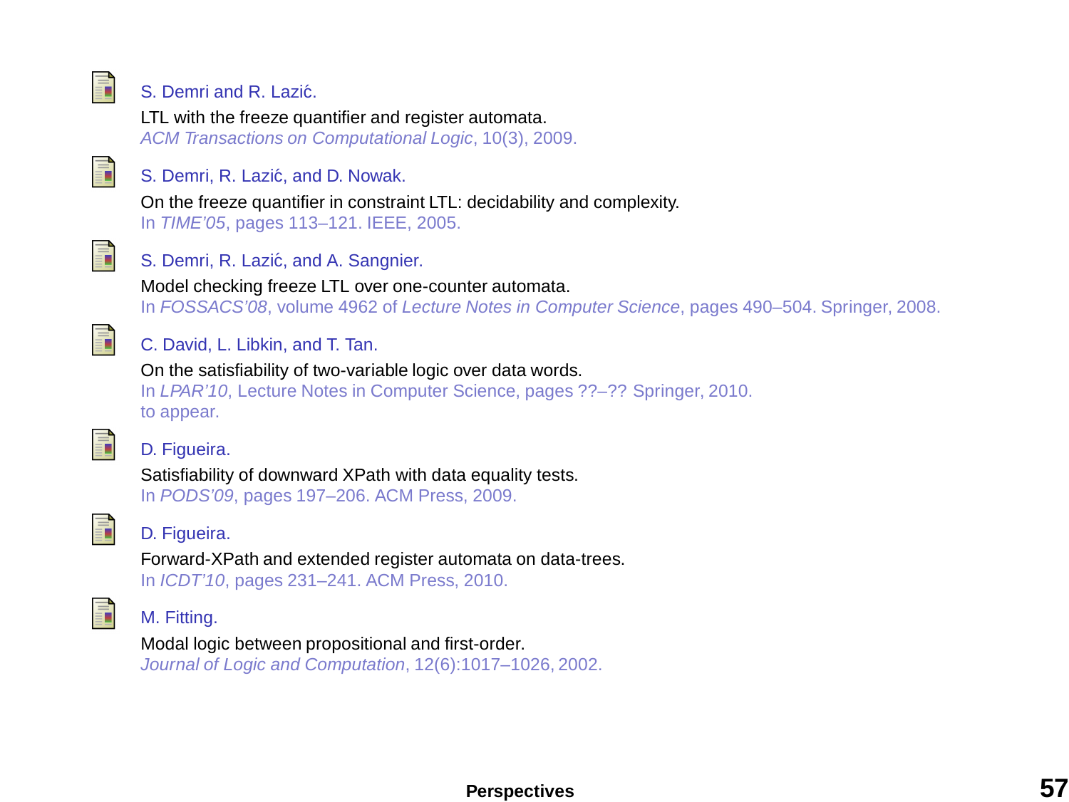S. Demri and R. Lazić.
LTL with the freeze quantifier and register automata.
*ACM Transactions on Computational Logic*, 10(3), 2009.

S. Demri, R. Lazić, and D. Nowak.
On the freeze quantifier in constraint LTL: decidability and complexity.
In *TIME'05*, pages 113–121. IEEE, 2005.

S. Demri, R. Lazić, and A. Sangnier.
Model checking freeze LTL over one-counter automata.
In *FOSSACS'08*, volume 4962 of *Lecture Notes in Computer Science*, pages 490–504. Springer, 2008.

C. David, L. Libkin, and T. Tan.
On the satisfiability of two-variable logic over data words.
In *LPAR'10*, Lecture Notes in Computer Science, pages ??–?? Springer, 2010.
to appear.

D. Figueira.
Satisfiability of downward XPath with data equality tests.
In *PODS'09*, pages 197–206. ACM Press, 2009.

D. Figueira.
Forward-XPath and extended register automata on data-trees.
In *ICDT'10*, pages 231–241. ACM Press, 2010.

M. Fitting.
Modal logic between propositional and first-order.
*Journal of Logic and Computation*, 12(6):1017–1026, 2002.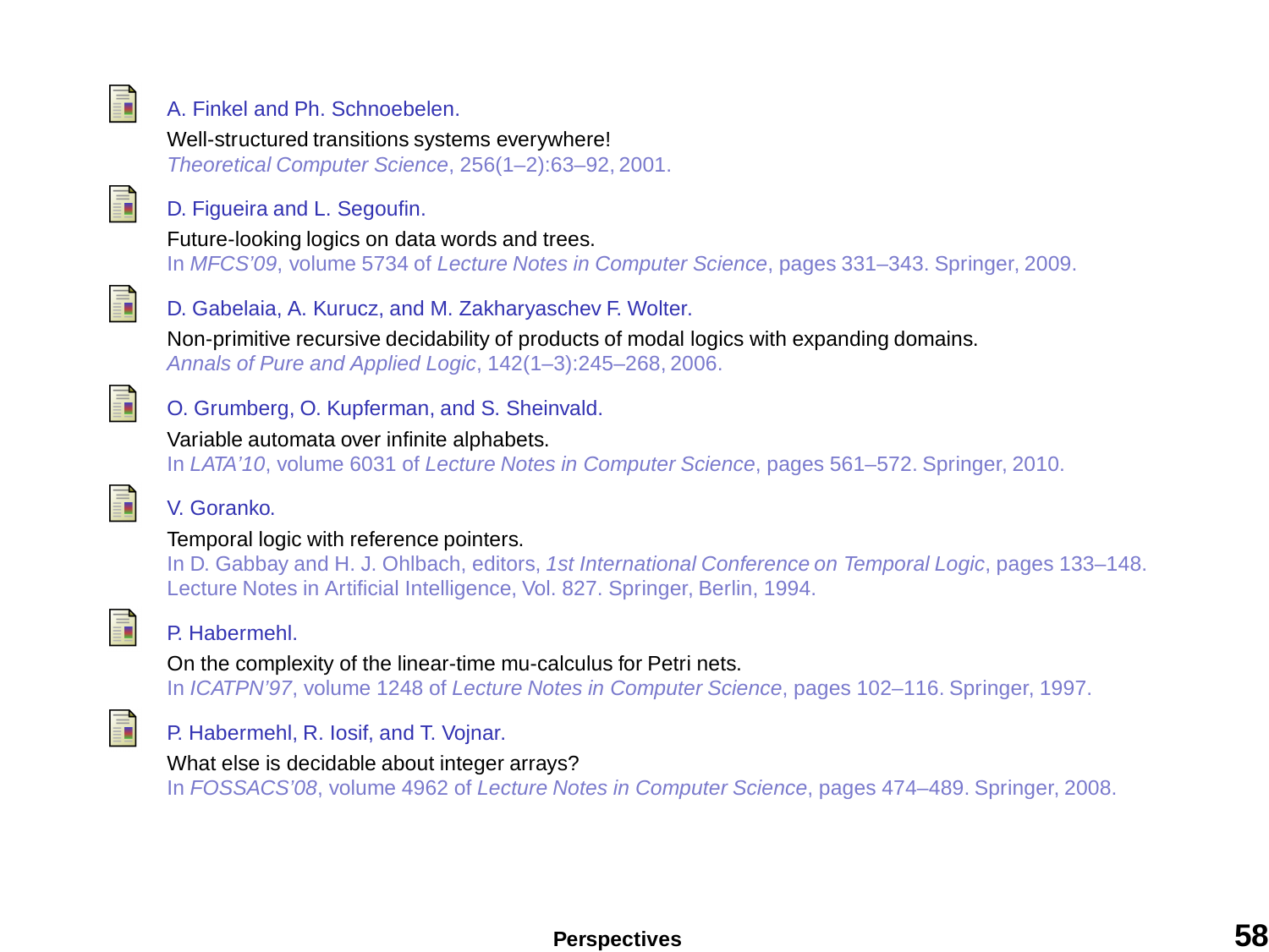A. Finkel and Ph. Schnoebelen.
Well-structured transitions systems everywhere!
*Theoretical Computer Science*, 256(1–2):63–92, 2001.

D. Figueira and L. Segoufin.
Future-looking logics on data words and trees.
In *MFCS'09*, volume 5734 of *Lecture Notes in Computer Science*, pages 331–343. Springer, 2009.

D. Gabelaia, A. Kurucz, and M. Zakharyaschev F. Wolter.
Non-primitive recursive decidability of products of modal logics with expanding domains.
*Annals of Pure and Applied Logic*, 142(1–3):245–268, 2006.

O. Grumberg, O. Kupferman, and S. Sheinvald.
Variable automata over infinite alphabets.
In *LATA'10*, volume 6031 of *Lecture Notes in Computer Science*, pages 561–572. Springer, 2010.

V. Goranko.
Temporal logic with reference pointers.
In D. Gabbay and H. J. Ohlbach, editors, *1st International Conference on Temporal Logic*, pages 133–148. Lecture Notes in Artificial Intelligence, Vol. 827. Springer, Berlin, 1994.

P. Habermehl.
On the complexity of the linear-time mu-calculus for Petri nets.
In *ICATPN'97*, volume 1248 of *Lecture Notes in Computer Science*, pages 102–116. Springer, 1997.

P. Habermehl, R. Iosif, and T. Vojnar.
What else is decidable about integer arrays?
In *FOSSACS'08*, volume 4962 of *Lecture Notes in Computer Science*, pages 474–489. Springer, 2008.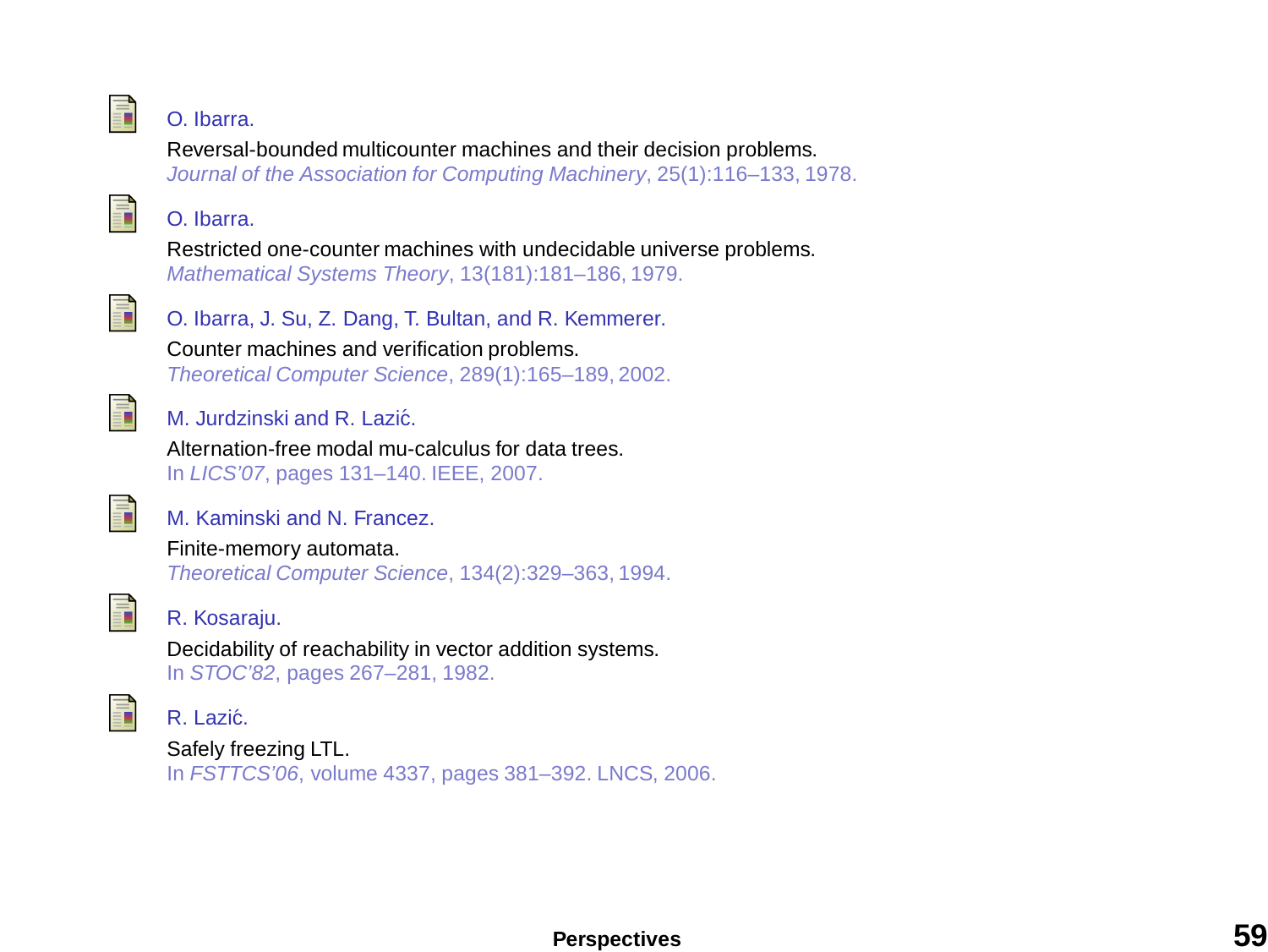O. Ibarra.
Reversal-bounded multicounter machines and their decision problems.
*Journal of the Association for Computing Machinery*, 25(1):116–133, 1978.

O. Ibarra.
Restricted one-counter machines with undecidable universe problems.
*Mathematical Systems Theory*, 13(181):181–186, 1979.

O. Ibarra, J. Su, Z. Dang, T. Bultan, and R. Kemmerer.
Counter machines and verification problems.
*Theoretical Computer Science*, 289(1):165–189, 2002.

M. Jurdzinski and R. Lazić.
Alternation-free modal mu-calculus for data trees.
In *LICS'07*, pages 131–140. IEEE, 2007.

M. Kaminski and N. Francez.
Finite-memory automata.
*Theoretical Computer Science*, 134(2):329–363, 1994.

R. Kosaraju.
Decidability of reachability in vector addition systems.
In *STOC'82*, pages 267–281, 1982.

R. Lazić.
Safely freezing LTL.
In *FSTTCS'06*, volume 4337, pages 381–392. LNCS, 2006.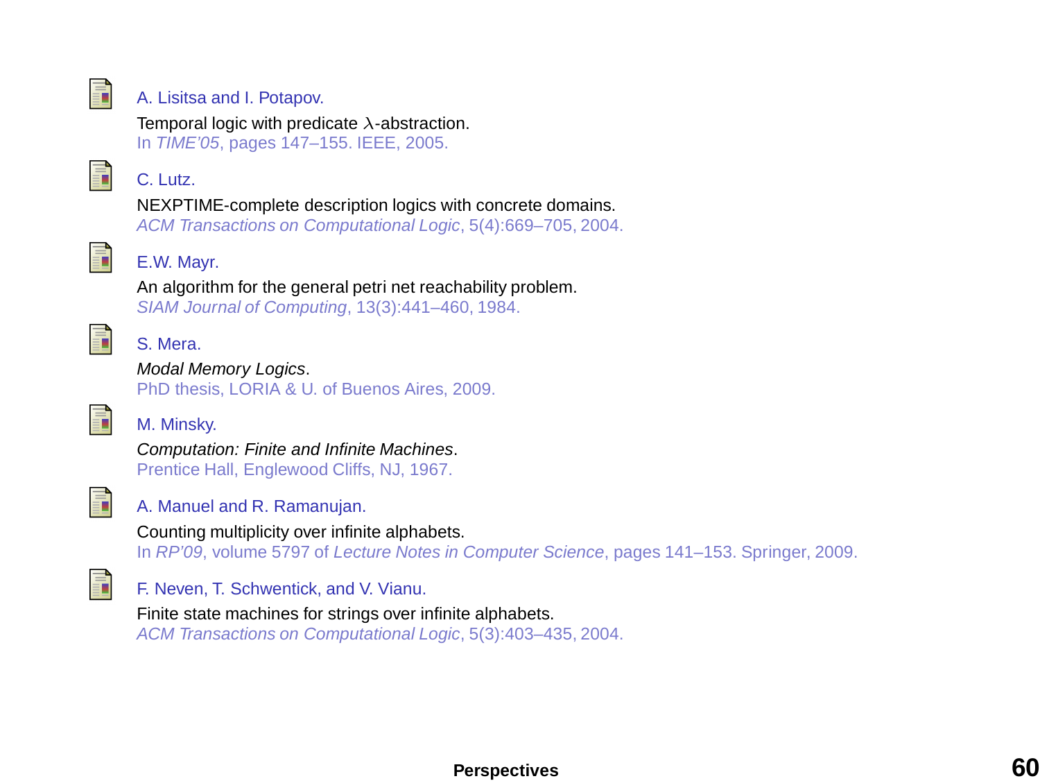A. Lisitsa and I. Potapov.
Temporal logic with predicate $\lambda$-abstraction.
In *TIME'05*, pages 147–155. IEEE, 2005.

C. Lutz.
NEXPTIME-complete description logics with concrete domains.
*ACM Transactions on Computational Logic*, 5(4):669–705, 2004.

E.W. Mayr.
An algorithm for the general petri net reachability problem.
*SIAM Journal of Computing*, 13(3):441–460, 1984.

S. Mera.
*Modal Memory Logics*.
PhD thesis, LORIA & U. of Buenos Aires, 2009.

M. Minsky.
*Computation: Finite and Infinite Machines*.
Prentice Hall, Englewood Cliffs, NJ, 1967.

A. Manuel and R. Ramanujan.
Counting multiplicity over infinite alphabets.
In *RP'09*, volume 5797 of *Lecture Notes in Computer Science*, pages 141–153. Springer, 2009.

F. Neven, T. Schwentick, and V. Vianu.
Finite state machines for strings over infinite alphabets.
*ACM Transactions on Computational Logic*, 5(3):403–435, 2004.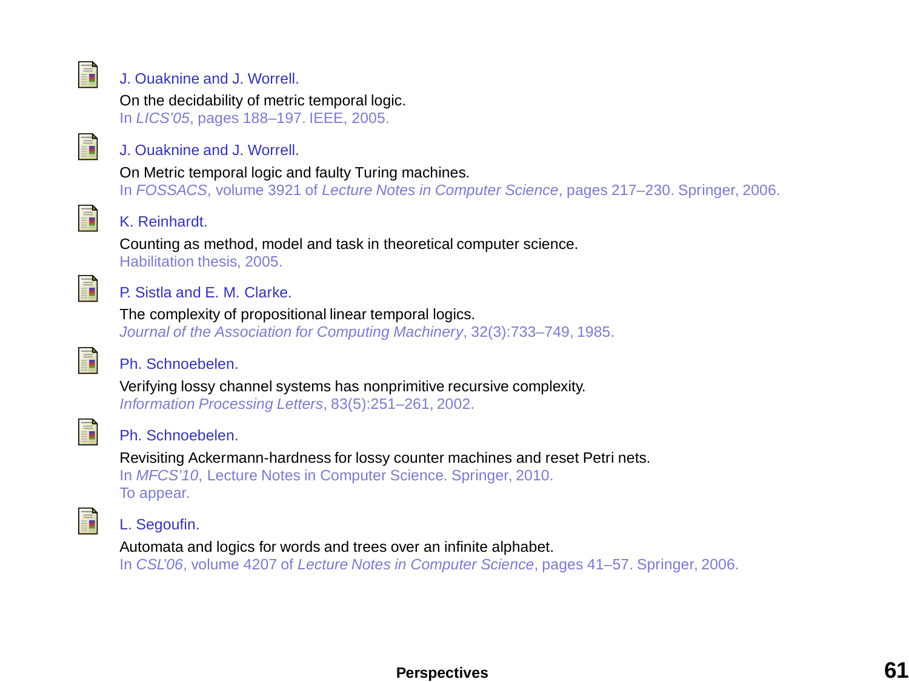J. Ouaknine and J. Worrell.
On the decidability of metric temporal logic.
In *LICS'05*, pages 188–197. IEEE, 2005.

J. Ouaknine and J. Worrell.
On Metric temporal logic and faulty Turing machines.
In *FOSSACS*, volume 3921 of *Lecture Notes in Computer Science*, pages 217–230. Springer, 2006.

K. Reinhardt.
Counting as method, model and task in theoretical computer science.
Habilitation thesis, 2005.

P. Sistla and E. M. Clarke.
The complexity of propositional linear temporal logics.
*Journal of the Association for Computing Machinery*, 32(3):733–749, 1985.

Ph. Schnoebelen.
Verifying lossy channel systems has nonprimitive recursive complexity.
*Information Processing Letters*, 83(5):251–261, 2002.

Ph. Schnoebelen.
Revisiting Ackermann-hardness for lossy counter machines and reset Petri nets.
In *MFCS'10*, Lecture Notes in Computer Science. Springer, 2010.
To appear.

L. Segoufin.
Automata and logics for words and trees over an infinite alphabet.
In *CSL'06*, volume 4207 of *Lecture Notes in Computer Science*, pages 41–57. Springer, 2006.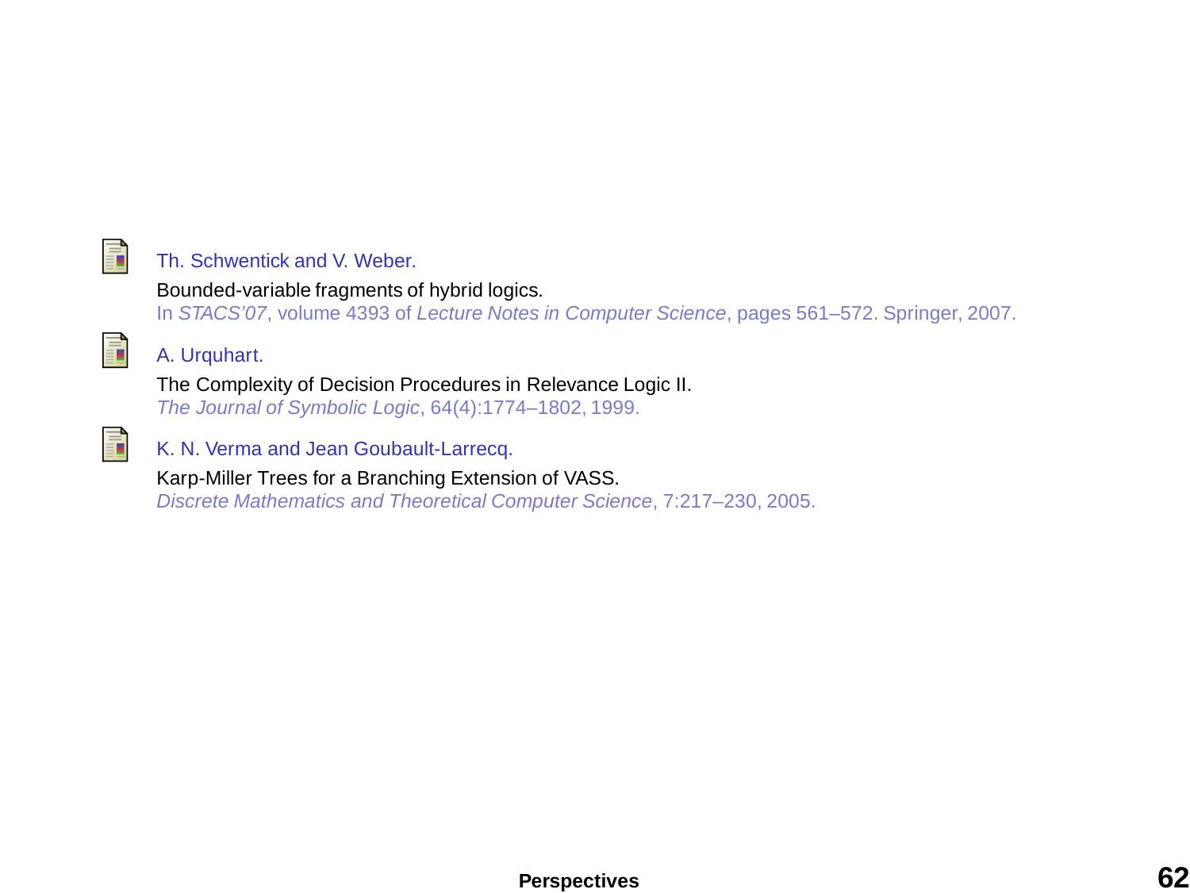Th. Schwentick and V. Weber.
Bounded-variable fragments of hybrid logics.
In *STACS'07*, volume 4393 of *Lecture Notes in Computer Science*, pages 561–572. Springer, 2007.

A. Urquhart.
The Complexity of Decision Procedures in Relevance Logic II.
*The Journal of Symbolic Logic*, 64(4):1774–1802, 1999.

K. N. Verma and Jean Goubault-Larrecq.
Karp-Miller Trees for a Branching Extension of VASS.
*Discrete Mathematics and Theoretical Computer Science*, 7:217–230, 2005.